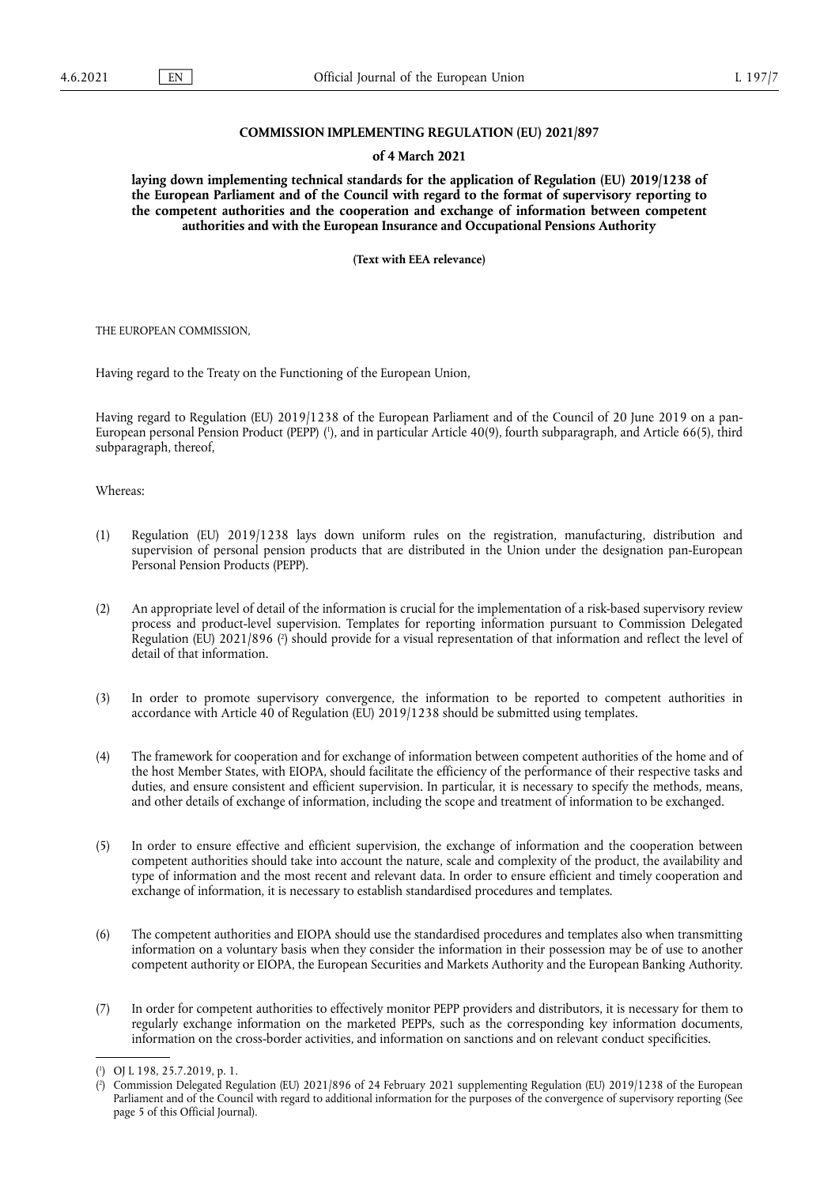**COMMISSION IMPLEMENTING REGULATION (EU) 2021/897**

**of 4 March 2021**

**laying down implementing technical standards for the application of Regulation (EU) 2019/1238 of the European Parliament and of the Council with regard to the format of supervisory reporting to the competent authorities and the cooperation and exchange of information between competent authorities and with the European Insurance and Occupational Pensions Authority**

**(Text with EEA relevance)**

THE EUROPEAN COMMISSION,

Having regard to the Treaty on the Functioning of the European Union,

Having regard to Regulation (EU) 2019/1238 of the European Parliament and of the Council of 20 June 2019 on a pan-European personal Pension Product (PEPP) [1], and in particular Article 40(9), fourth subparagraph, and Article 66(5), third subparagraph, thereof,

Whereas:

(1) Regulation (EU) 2019/1238 lays down uniform rules on the registration, manufacturing, distribution and supervision of personal pension products that are distributed in the Union under the designation pan-European Personal Pension Products (PEPP).

(2) An appropriate level of detail of the information is crucial for the implementation of a risk-based supervisory review process and product-level supervision. Templates for reporting information pursuant to Commission Delegated Regulation (EU) 2021/896 [2] should provide for a visual representation of that information and reflect the level of detail of that information.

(3) In order to promote supervisory convergence, the information to be reported to competent authorities in accordance with Article 40 of Regulation (EU) 2019/1238 should be submitted using templates.

(4) The framework for cooperation and for exchange of information between competent authorities of the home and of the host Member States, with EIOPA, should facilitate the efficiency of the performance of their respective tasks and duties, and ensure consistent and efficient supervision. In particular, it is necessary to specify the methods, means, and other details of exchange of information, including the scope and treatment of information to be exchanged.

(5) In order to ensure effective and efficient supervision, the exchange of information and the cooperation between competent authorities should take into account the nature, scale and complexity of the product, the availability and type of information and the most recent and relevant data. In order to ensure efficient and timely cooperation and exchange of information, it is necessary to establish standardised procedures and templates.

(6) The competent authorities and EIOPA should use the standardised procedures and templates also when transmitting information on a voluntary basis when they consider the information in their possession may be of use to another competent authority or EIOPA, the European Securities and Markets Authority and the European Banking Authority.

(7) In order for competent authorities to effectively monitor PEPP providers and distributors, it is necessary for them to regularly exchange information on the marketed PEPPs, such as the corresponding key information documents, information on the cross-border activities, and information on sanctions and on relevant conduct specificities.

---

[1] OJ L 198, 25.7.2019, p. 1.

[2] Commission Delegated Regulation (EU) 2021/896 of 24 February 2021 supplementing Regulation (EU) 2019/1238 of the European Parliament and of the Council with regard to additional information for the purposes of the convergence of supervisory reporting (See page 5 of this Official Journal).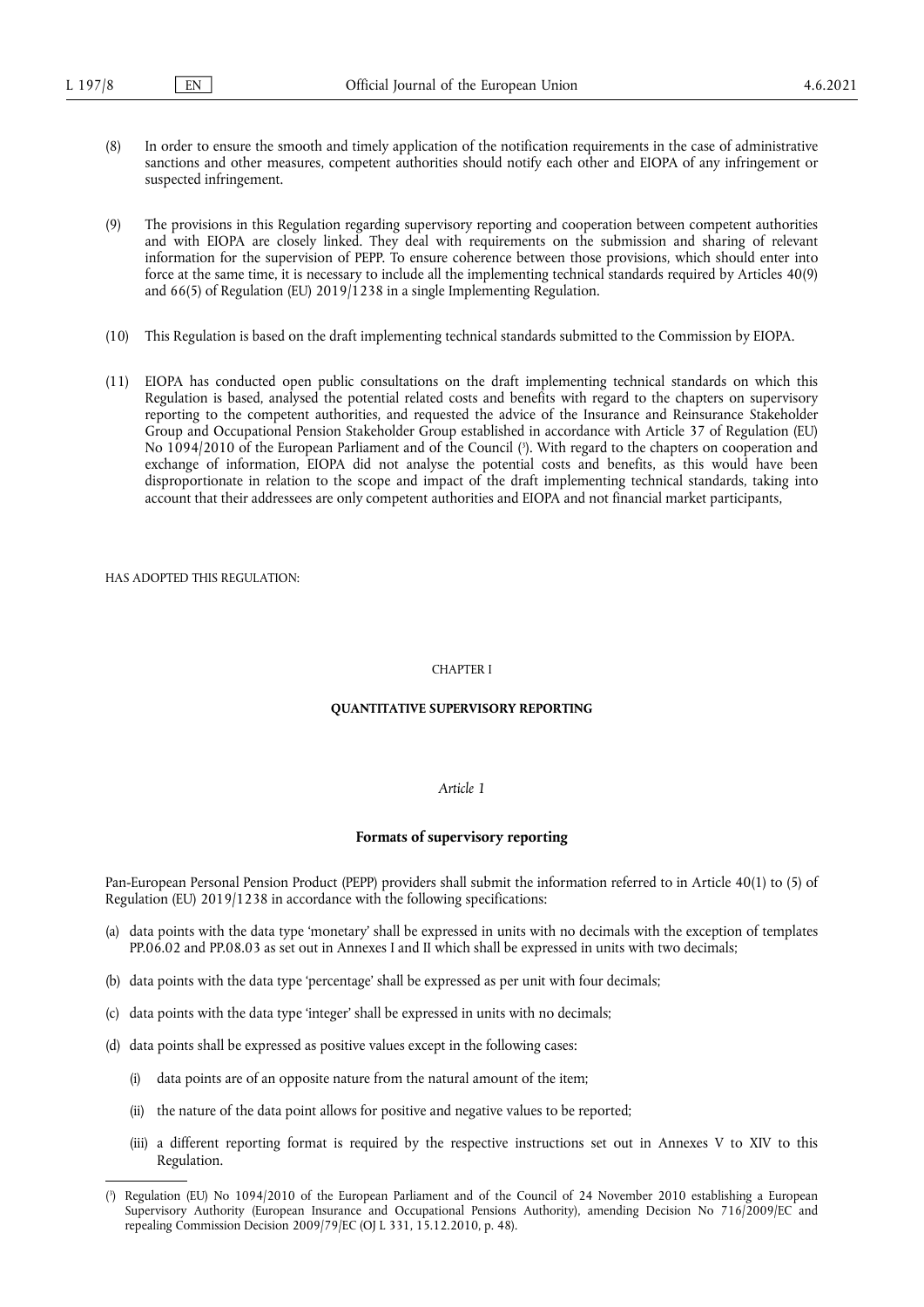(8) In order to ensure the smooth and timely application of the notification requirements in the case of administrative sanctions and other measures, competent authorities should notify each other and EIOPA of any infringement or suspected infringement.

(9) The provisions in this Regulation regarding supervisory reporting and cooperation between competent authorities and with EIOPA are closely linked. They deal with requirements on the submission and sharing of relevant information for the supervision of PEPP. To ensure coherence between those provisions, which should enter into force at the same time, it is necessary to include all the implementing technical standards required by Articles 40(9) and 66(5) of Regulation (EU) 2019/1238 in a single Implementing Regulation.

(10) This Regulation is based on the draft implementing technical standards submitted to the Commission by EIOPA.

(11) EIOPA has conducted open public consultations on the draft implementing technical standards on which this Regulation is based, analysed the potential related costs and benefits with regard to the chapters on supervisory reporting to the competent authorities, and requested the advice of the Insurance and Reinsurance Stakeholder Group and Occupational Pension Stakeholder Group established in accordance with Article 37 of Regulation (EU) No 1094/2010 of the European Parliament and of the Council [3]. With regard to the chapters on cooperation and exchange of information, EIOPA did not analyse the potential costs and benefits, as this would have been disproportionate in relation to the scope and impact of the draft implementing technical standards, taking into account that their addressees are only competent authorities and EIOPA and not financial market participants,

HAS ADOPTED THIS REGULATION:

CHAPTER I

**QUANTITATIVE SUPERVISORY REPORTING**

*Article 1*

**Formats of supervisory reporting**

Pan-European Personal Pension Product (PEPP) providers shall submit the information referred to in Article 40(1) to (5) of Regulation (EU) 2019/1238 in accordance with the following specifications:

(a) data points with the data type 'monetary' shall be expressed in units with no decimals with the exception of templates PP.06.02 and PP.08.03 as set out in Annexes I and II which shall be expressed in units with two decimals;

(b) data points with the data type 'percentage' shall be expressed as per unit with four decimals;

(c) data points with the data type 'integer' shall be expressed in units with no decimals;

(d) data points shall be expressed as positive values except in the following cases:

   (i) data points are of an opposite nature from the natural amount of the item;

   (ii) the nature of the data point allows for positive and negative values to be reported;

   (iii) a different reporting format is required by the respective instructions set out in Annexes V to XIV to this Regulation.

---

[3] Regulation (EU) No 1094/2010 of the European Parliament and of the Council of 24 November 2010 establishing a European Supervisory Authority (European Insurance and Occupational Pensions Authority), amending Decision No 716/2009/EC and repealing Commission Decision 2009/79/EC (OJ L 331, 15.12.2010, p. 48).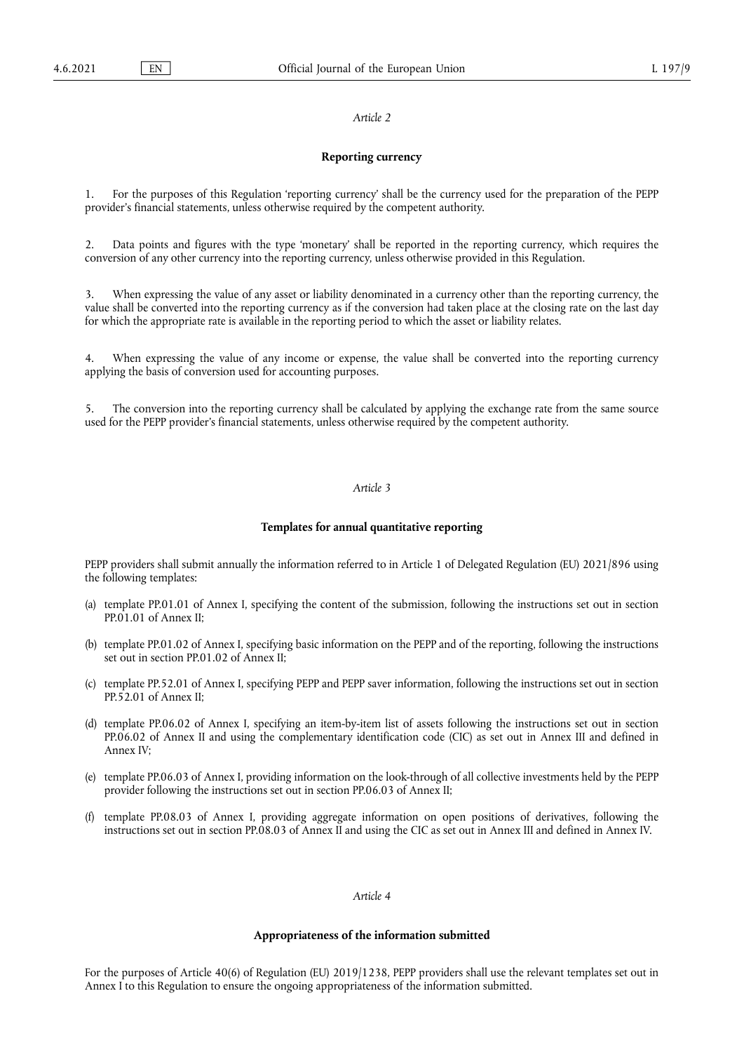*Article 2*

**Reporting currency**

1. For the purposes of this Regulation 'reporting currency' shall be the currency used for the preparation of the PEPP provider's financial statements, unless otherwise required by the competent authority.

2. Data points and figures with the type 'monetary' shall be reported in the reporting currency, which requires the conversion of any other currency into the reporting currency, unless otherwise provided in this Regulation.

3. When expressing the value of any asset or liability denominated in a currency other than the reporting currency, the value shall be converted into the reporting currency as if the conversion had taken place at the closing rate on the last day for which the appropriate rate is available in the reporting period to which the asset or liability relates.

4. When expressing the value of any income or expense, the value shall be converted into the reporting currency applying the basis of conversion used for accounting purposes.

5. The conversion into the reporting currency shall be calculated by applying the exchange rate from the same source used for the PEPP provider's financial statements, unless otherwise required by the competent authority.

*Article 3*

**Templates for annual quantitative reporting**

PEPP providers shall submit annually the information referred to in Article 1 of Delegated Regulation (EU) 2021/896 using the following templates:

(a) template PP.01.01 of Annex I, specifying the content of the submission, following the instructions set out in section PP.01.01 of Annex II;

(b) template PP.01.02 of Annex I, specifying basic information on the PEPP and of the reporting, following the instructions set out in section PP.01.02 of Annex II;

(c) template PP.52.01 of Annex I, specifying PEPP and PEPP saver information, following the instructions set out in section PP.52.01 of Annex II;

(d) template PP.06.02 of Annex I, specifying an item-by-item list of assets following the instructions set out in section PP.06.02 of Annex II and using the complementary identification code (CIC) as set out in Annex III and defined in Annex IV;

(e) template PP.06.03 of Annex I, providing information on the look-through of all collective investments held by the PEPP provider following the instructions set out in section PP.06.03 of Annex II;

(f) template PP.08.03 of Annex I, providing aggregate information on open positions of derivatives, following the instructions set out in section PP.08.03 of Annex II and using the CIC as set out in Annex III and defined in Annex IV.

*Article 4*

**Appropriateness of the information submitted**

For the purposes of Article 40(6) of Regulation (EU) 2019/1238, PEPP providers shall use the relevant templates set out in Annex I to this Regulation to ensure the ongoing appropriateness of the information submitted.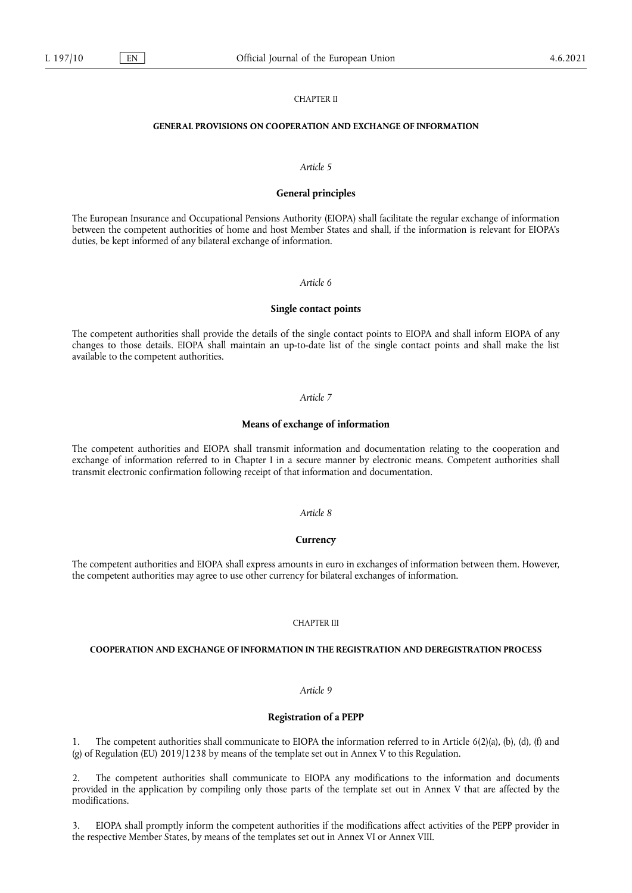## CHAPTER II

## GENERAL PROVISIONS ON COOPERATION AND EXCHANGE OF INFORMATION

### *Article 5*

### General principles

The European Insurance and Occupational Pensions Authority (EIOPA) shall facilitate the regular exchange of information between the competent authorities of home and host Member States and shall, if the information is relevant for EIOPA's duties, be kept informed of any bilateral exchange of information.

### *Article 6*

### Single contact points

The competent authorities shall provide the details of the single contact points to EIOPA and shall inform EIOPA of any changes to those details. EIOPA shall maintain an up-to-date list of the single contact points and shall make the list available to the competent authorities.

### *Article 7*

### Means of exchange of information

The competent authorities and EIOPA shall transmit information and documentation relating to the cooperation and exchange of information referred to in Chapter I in a secure manner by electronic means. Competent authorities shall transmit electronic confirmation following receipt of that information and documentation.

### *Article 8*

### Currency

The competent authorities and EIOPA shall express amounts in euro in exchanges of information between them. However, the competent authorities may agree to use other currency for bilateral exchanges of information.

## CHAPTER III

## COOPERATION AND EXCHANGE OF INFORMATION IN THE REGISTRATION AND DEREGISTRATION PROCESS

### *Article 9*

### Registration of a PEPP

1. The competent authorities shall communicate to EIOPA the information referred to in Article 6(2)(a), (b), (d), (f) and (g) of Regulation (EU) 2019/1238 by means of the template set out in Annex V to this Regulation.

2. The competent authorities shall communicate to EIOPA any modifications to the information and documents provided in the application by compiling only those parts of the template set out in Annex V that are affected by the modifications.

3. EIOPA shall promptly inform the competent authorities if the modifications affect activities of the PEPP provider in the respective Member States, by means of the templates set out in Annex VI or Annex VIII.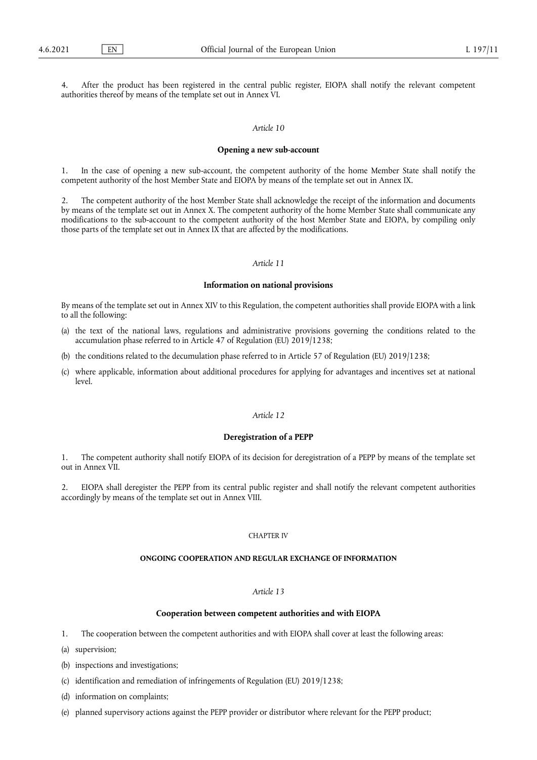4. After the product has been registered in the central public register, EIOPA shall notify the relevant competent authorities thereof by means of the template set out in Annex VI.

*Article 10*

**Opening a new sub-account**

1. In the case of opening a new sub-account, the competent authority of the home Member State shall notify the competent authority of the host Member State and EIOPA by means of the template set out in Annex IX.

2. The competent authority of the host Member State shall acknowledge the receipt of the information and documents by means of the template set out in Annex X. The competent authority of the home Member State shall communicate any modifications to the sub-account to the competent authority of the host Member State and EIOPA, by compiling only those parts of the template set out in Annex IX that are affected by the modifications.

*Article 11*

**Information on national provisions**

By means of the template set out in Annex XIV to this Regulation, the competent authorities shall provide EIOPA with a link to all the following:

(a) the text of the national laws, regulations and administrative provisions governing the conditions related to the accumulation phase referred to in Article 47 of Regulation (EU) 2019/1238;

(b) the conditions related to the decumulation phase referred to in Article 57 of Regulation (EU) 2019/1238;

(c) where applicable, information about additional procedures for applying for advantages and incentives set at national level.

*Article 12*

**Deregistration of a PEPP**

1. The competent authority shall notify EIOPA of its decision for deregistration of a PEPP by means of the template set out in Annex VII.

2. EIOPA shall deregister the PEPP from its central public register and shall notify the relevant competent authorities accordingly by means of the template set out in Annex VIII.

CHAPTER IV

**ONGOING COOPERATION AND REGULAR EXCHANGE OF INFORMATION**

*Article 13*

**Cooperation between competent authorities and with EIOPA**

1. The cooperation between the competent authorities and with EIOPA shall cover at least the following areas:

(a) supervision;

(b) inspections and investigations;

(c) identification and remediation of infringements of Regulation (EU) 2019/1238;

(d) information on complaints;

(e) planned supervisory actions against the PEPP provider or distributor where relevant for the PEPP product;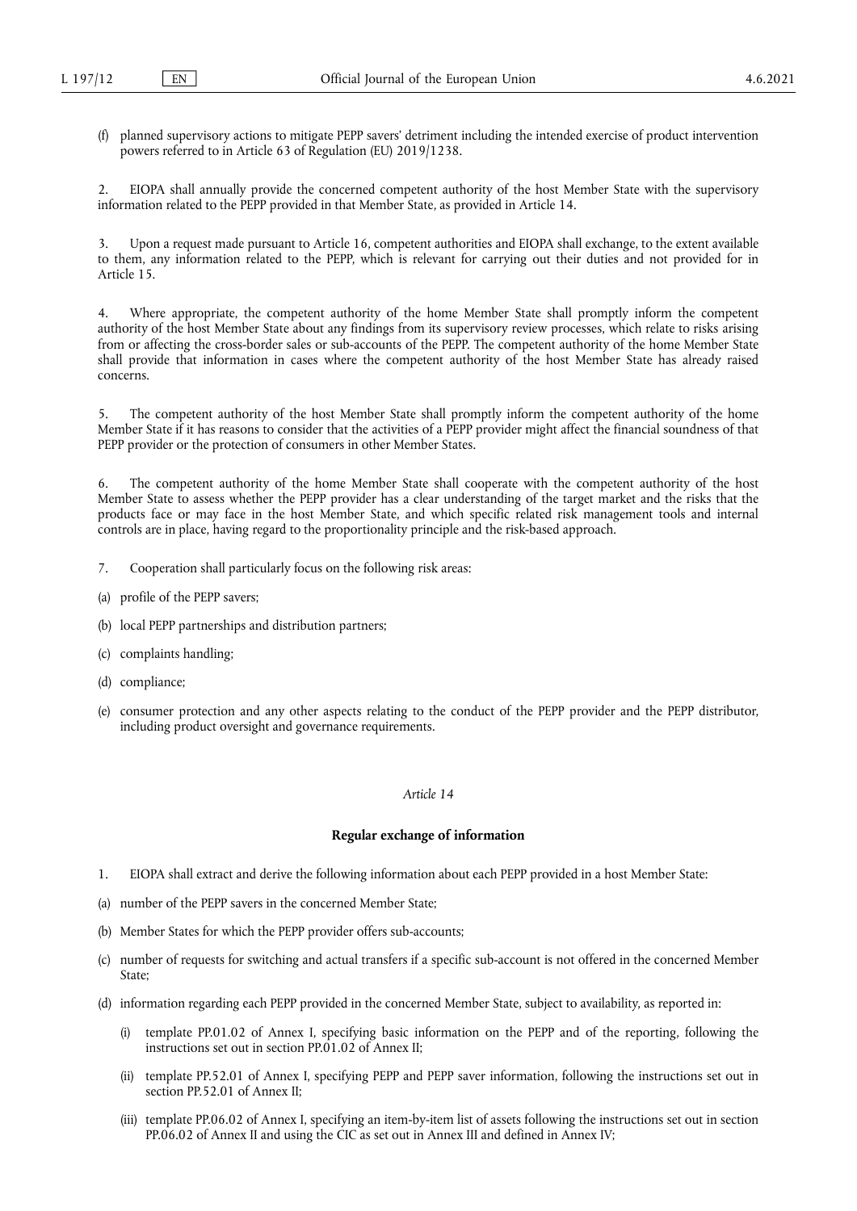(f) planned supervisory actions to mitigate PEPP savers' detriment including the intended exercise of product intervention powers referred to in Article 63 of Regulation (EU) 2019/1238.

2. EIOPA shall annually provide the concerned competent authority of the host Member State with the supervisory information related to the PEPP provided in that Member State, as provided in Article 14.

3. Upon a request made pursuant to Article 16, competent authorities and EIOPA shall exchange, to the extent available to them, any information related to the PEPP, which is relevant for carrying out their duties and not provided for in Article 15.

4. Where appropriate, the competent authority of the home Member State shall promptly inform the competent authority of the host Member State about any findings from its supervisory review processes, which relate to risks arising from or affecting the cross-border sales or sub-accounts of the PEPP. The competent authority of the home Member State shall provide that information in cases where the competent authority of the host Member State has already raised concerns.

5. The competent authority of the host Member State shall promptly inform the competent authority of the home Member State if it has reasons to consider that the activities of a PEPP provider might affect the financial soundness of that PEPP provider or the protection of consumers in other Member States.

6. The competent authority of the home Member State shall cooperate with the competent authority of the host Member State to assess whether the PEPP provider has a clear understanding of the target market and the risks that the products face or may face in the host Member State, and which specific related risk management tools and internal controls are in place, having regard to the proportionality principle and the risk-based approach.

7. Cooperation shall particularly focus on the following risk areas:

(a) profile of the PEPP savers;

(b) local PEPP partnerships and distribution partners;

(c) complaints handling;

(d) compliance;

(e) consumer protection and any other aspects relating to the conduct of the PEPP provider and the PEPP distributor, including product oversight and governance requirements.

*Article 14*

**Regular exchange of information**

1. EIOPA shall extract and derive the following information about each PEPP provided in a host Member State:

(a) number of the PEPP savers in the concerned Member State;

(b) Member States for which the PEPP provider offers sub-accounts;

(c) number of requests for switching and actual transfers if a specific sub-account is not offered in the concerned Member State;

(d) information regarding each PEPP provided in the concerned Member State, subject to availability, as reported in:

(i) template PP.01.02 of Annex I, specifying basic information on the PEPP and of the reporting, following the instructions set out in section PP.01.02 of Annex II;

(ii) template PP.52.01 of Annex I, specifying PEPP and PEPP saver information, following the instructions set out in section PP.52.01 of Annex II;

(iii) template PP.06.02 of Annex I, specifying an item-by-item list of assets following the instructions set out in section PP.06.02 of Annex II and using the CIC as set out in Annex III and defined in Annex IV;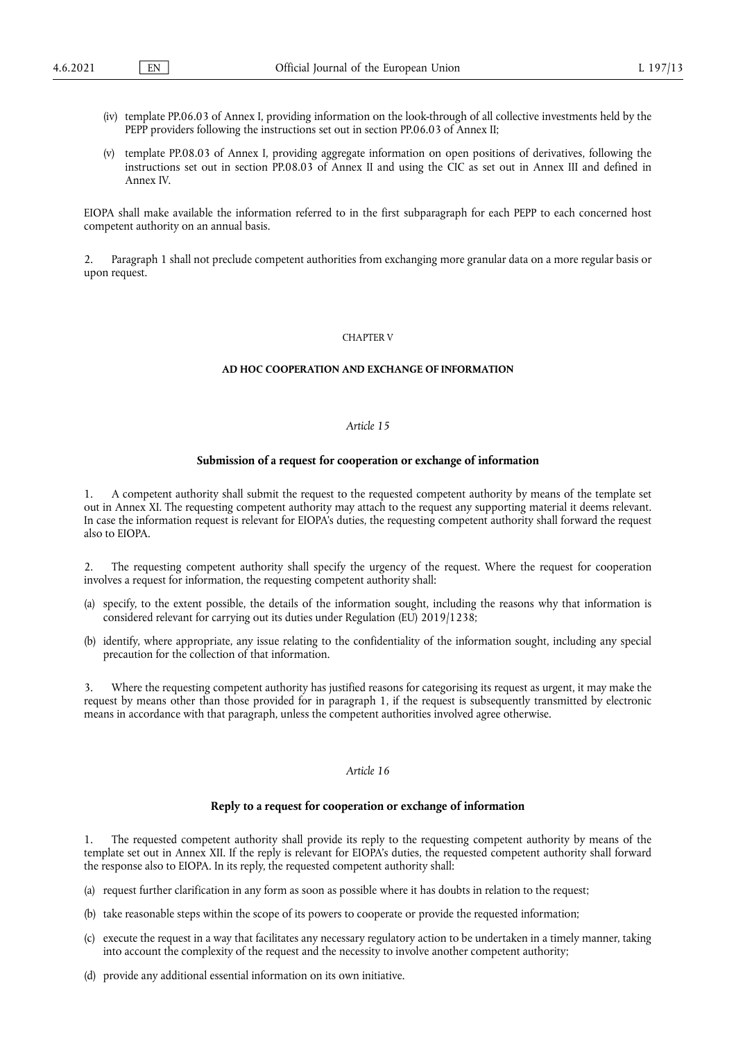(iv) template PP.06.03 of Annex I, providing information on the look-through of all collective investments held by the PEPP providers following the instructions set out in section PP.06.03 of Annex II;

(v) template PP.08.03 of Annex I, providing aggregate information on open positions of derivatives, following the instructions set out in section PP.08.03 of Annex II and using the CIC as set out in Annex III and defined in Annex IV.

EIOPA shall make available the information referred to in the first subparagraph for each PEPP to each concerned host competent authority on an annual basis.

2. Paragraph 1 shall not preclude competent authorities from exchanging more granular data on a more regular basis or upon request.

## CHAPTER V

## AD HOC COOPERATION AND EXCHANGE OF INFORMATION

### *Article 15*

### Submission of a request for cooperation or exchange of information

1. A competent authority shall submit the request to the requested competent authority by means of the template set out in Annex XI. The requesting competent authority may attach to the request any supporting material it deems relevant. In case the information request is relevant for EIOPA's duties, the requesting competent authority shall forward the request also to EIOPA.

2. The requesting competent authority shall specify the urgency of the request. Where the request for cooperation involves a request for information, the requesting competent authority shall:

(a) specify, to the extent possible, the details of the information sought, including the reasons why that information is considered relevant for carrying out its duties under Regulation (EU) 2019/1238;

(b) identify, where appropriate, any issue relating to the confidentiality of the information sought, including any special precaution for the collection of that information.

3. Where the requesting competent authority has justified reasons for categorising its request as urgent, it may make the request by means other than those provided for in paragraph 1, if the request is subsequently transmitted by electronic means in accordance with that paragraph, unless the competent authorities involved agree otherwise.

### *Article 16*

### Reply to a request for cooperation or exchange of information

1. The requested competent authority shall provide its reply to the requesting competent authority by means of the template set out in Annex XII. If the reply is relevant for EIOPA's duties, the requested competent authority shall forward the response also to EIOPA. In its reply, the requested competent authority shall:

(a) request further clarification in any form as soon as possible where it has doubts in relation to the request;

(b) take reasonable steps within the scope of its powers to cooperate or provide the requested information;

(c) execute the request in a way that facilitates any necessary regulatory action to be undertaken in a timely manner, taking into account the complexity of the request and the necessity to involve another competent authority;

(d) provide any additional essential information on its own initiative.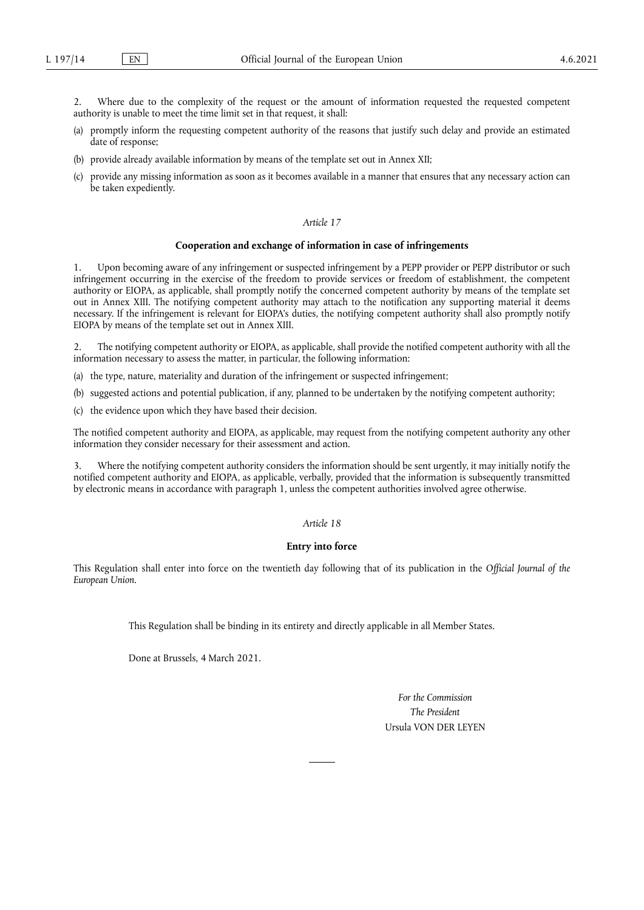2. Where due to the complexity of the request or the amount of information requested the requested competent authority is unable to meet the time limit set in that request, it shall:

(a) promptly inform the requesting competent authority of the reasons that justify such delay and provide an estimated date of response;

(b) provide already available information by means of the template set out in Annex XII;

(c) provide any missing information as soon as it becomes available in a manner that ensures that any necessary action can be taken expediently.

*Article 17*

**Cooperation and exchange of information in case of infringements**

1. Upon becoming aware of any infringement or suspected infringement by a PEPP provider or PEPP distributor or such infringement occurring in the exercise of the freedom to provide services or freedom of establishment, the competent authority or EIOPA, as applicable, shall promptly notify the concerned competent authority by means of the template set out in Annex XIII. The notifying competent authority may attach to the notification any supporting material it deems necessary. If the infringement is relevant for EIOPA's duties, the notifying competent authority shall also promptly notify EIOPA by means of the template set out in Annex XIII.

2. The notifying competent authority or EIOPA, as applicable, shall provide the notified competent authority with all the information necessary to assess the matter, in particular, the following information:

(a) the type, nature, materiality and duration of the infringement or suspected infringement;

(b) suggested actions and potential publication, if any, planned to be undertaken by the notifying competent authority;

(c) the evidence upon which they have based their decision.

The notified competent authority and EIOPA, as applicable, may request from the notifying competent authority any other information they consider necessary for their assessment and action.

3. Where the notifying competent authority considers the information should be sent urgently, it may initially notify the notified competent authority and EIOPA, as applicable, verbally, provided that the information is subsequently transmitted by electronic means in accordance with paragraph 1, unless the competent authorities involved agree otherwise.

*Article 18*

**Entry into force**

This Regulation shall enter into force on the twentieth day following that of its publication in the *Official Journal of the European Union*.

This Regulation shall be binding in its entirety and directly applicable in all Member States.

Done at Brussels, 4 March 2021.

*For the Commission*
*The President*
Ursula VON DER LEYEN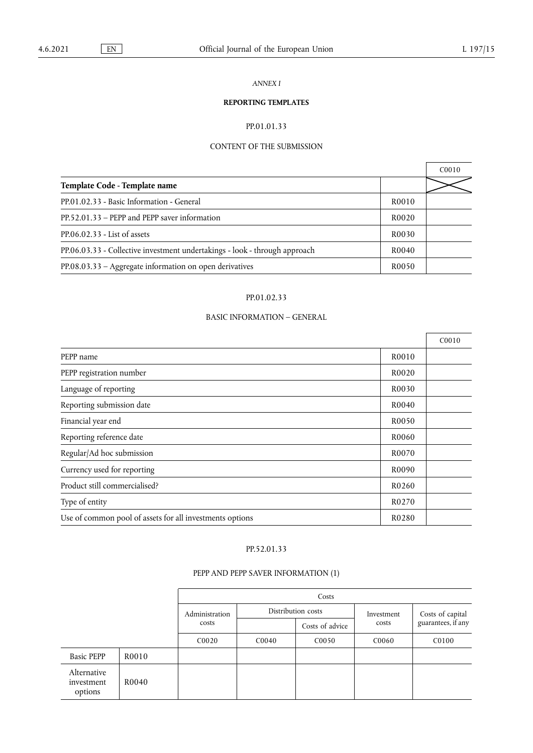*ANNEX I*

**REPORTING TEMPLATES**

PP.01.01.33

CONTENT OF THE SUBMISSION

| | | C0010 |
|---|---|---|
| **Template Code - Template name** | | |
| PP.01.02.33 - Basic Information - General | R0010 | |
| PP.52.01.33 – PEPP and PEPP saver information | R0020 | |
| PP.06.02.33 - List of assets | R0030 | |
| PP.06.03.33 - Collective investment undertakings - look - through approach | R0040 | |
| PP.08.03.33 – Aggregate information on open derivatives | R0050 | |

PP.01.02.33

BASIC INFORMATION – GENERAL

| | | C0010 |
|---|---|---|
| PEPP name | R0010 | |
| PEPP registration number | R0020 | |
| Language of reporting | R0030 | |
| Reporting submission date | R0040 | |
| Financial year end | R0050 | |
| Reporting reference date | R0060 | |
| Regular/Ad hoc submission | R0070 | |
| Currency used for reporting | R0090 | |
| Product still commercialised? | R0260 | |
| Type of entity | R0270 | |
| Use of common pool of assets for all investments options | R0280 | |

PP.52.01.33

PEPP AND PEPP SAVER INFORMATION (1)

| | | Costs | | | | |
|---|---|---|---|---|---|---|
| | | Administration costs | Distribution costs | | Investment costs | Costs of capital guarantees, if any |
| | | | | Costs of advice | | |
| | | C0020 | C0040 | C0050 | C0060 | C0100 |
| Basic PEPP | R0010 | | | | | |
| Alternative investment options | R0040 | | | | | |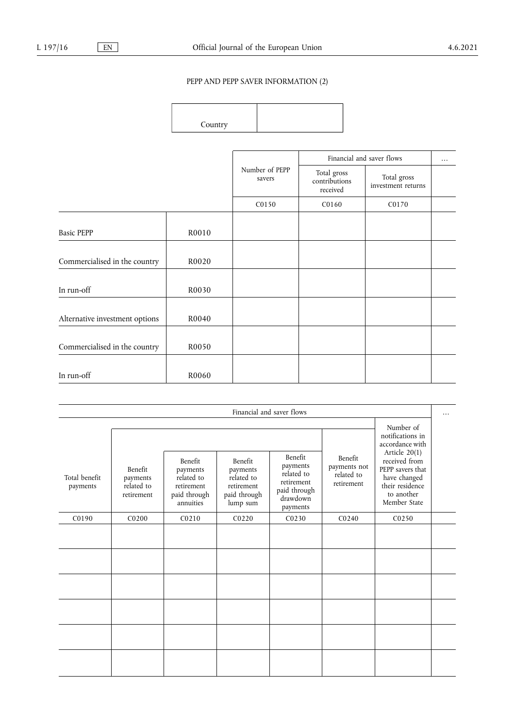PEPP AND PEPP SAVER INFORMATION (2)

| Country | |
|---|---|

| | | Number of PEPP savers | Financial and saver flows | | … |
|---|---|---|---|---|---|
| | | | Total gross contributions received | Total gross investment returns | |
| | | C0150 | C0160 | C0170 | |
| Basic PEPP | R0010 | | | | |
| Commercialised in the country | R0020 | | | | |
| In run-off | R0030 | | | | |
| Alternative investment options | R0040 | | | | |
| Commercialised in the country | R0050 | | | | |
| In run-off | R0060 | | | | |

| Financial and saver flows | | | | | | | … |
|---|---|---|---|---|---|---|---|
| Total benefit payments | Benefit payments related to retirement | Benefit payments related to retirement paid through annuities | Benefit payments related to retirement paid through lump sum | Benefit payments related to retirement paid through drawdown payments | Benefit payments not related to retirement | Number of notifications in accordance with Article 20(1) received from PEPP savers that have changed their residence to another Member State | |
| C0190 | C0200 | C0210 | C0220 | C0230 | C0240 | C0250 | |
| | | | | | | | |
| | | | | | | | |
| | | | | | | | |
| | | | | | | | |
| | | | | | | | |
| | | | | | | | |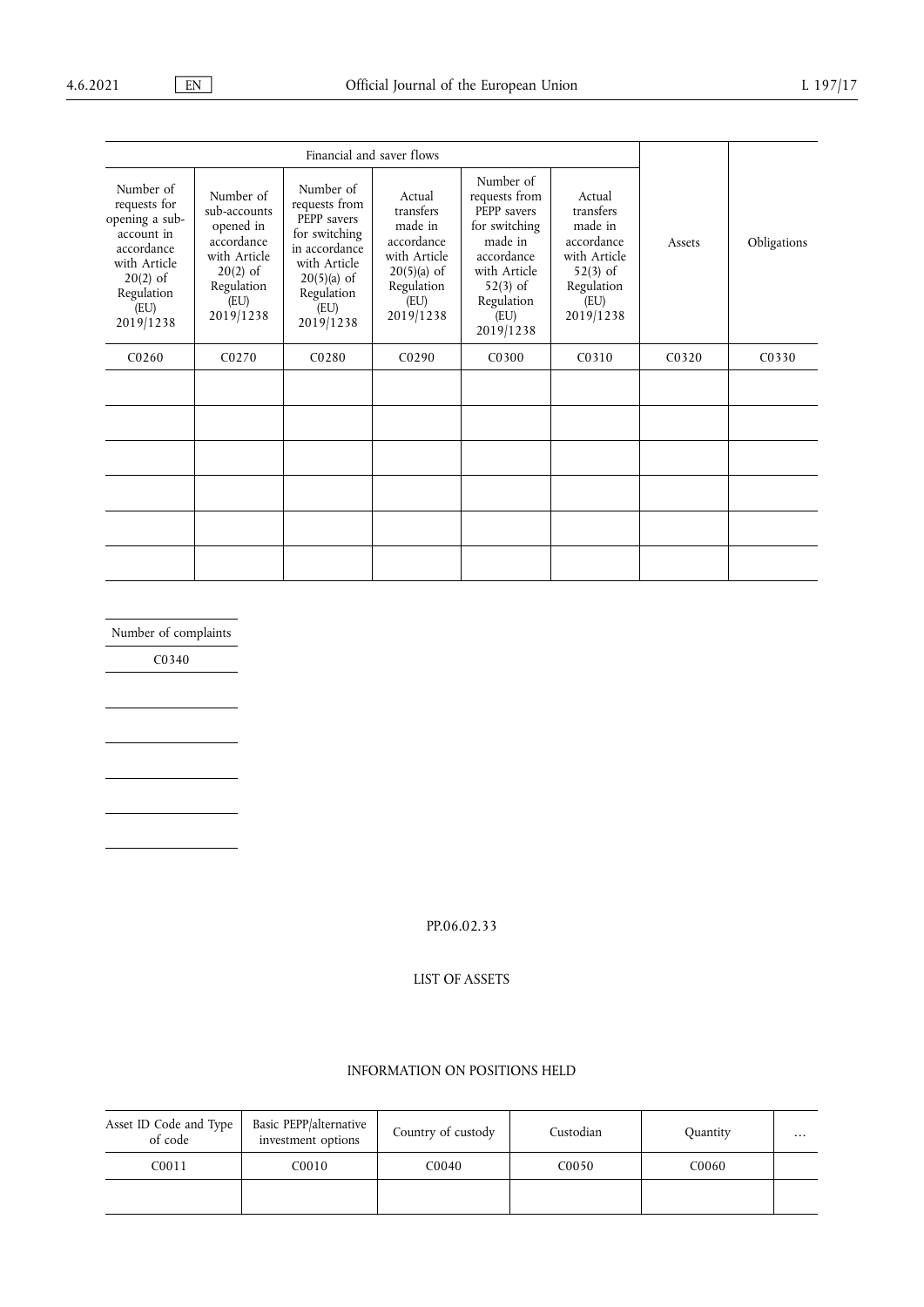| Financial and saver flows | | | | | | | |
|---|---|---|---|---|---|---|---|
| Number of requests for opening a sub-account in accordance with Article 20(2) of Regulation (EU) 2019/1238 | Number of sub-accounts opened in accordance with Article 20(2) of Regulation (EU) 2019/1238 | Number of requests from PEPP savers for switching in accordance with Article 20(5)(a) of Regulation (EU) 2019/1238 | Actual transfers made in accordance with Article 20(5)(a) of Regulation (EU) 2019/1238 | Number of requests from PEPP savers for switching made in accordance with Article 52(3) of Regulation (EU) 2019/1238 | Actual transfers made in accordance with Article 52(3) of Regulation (EU) 2019/1238 | Assets | Obligations |
| C0260 | C0270 | C0280 | C0290 | C0300 | C0310 | C0320 | C0330 |
| | | | | | | | |
| | | | | | | | |
| | | | | | | | |
| | | | | | | | |
| | | | | | | | |
| | | | | | | | |

| Number of complaints |
|---|
| C0340 |
| |
| |
| |
| |
| |

PP.06.02.33

LIST OF ASSETS

INFORMATION ON POSITIONS HELD

| Asset ID Code and Type of code | Basic PEPP/alternative investment options | Country of custody | Custodian | Quantity | … |
|---|---|---|---|---|---|
| C0011 | C0010 | C0040 | C0050 | C0060 | |
| | | | | | |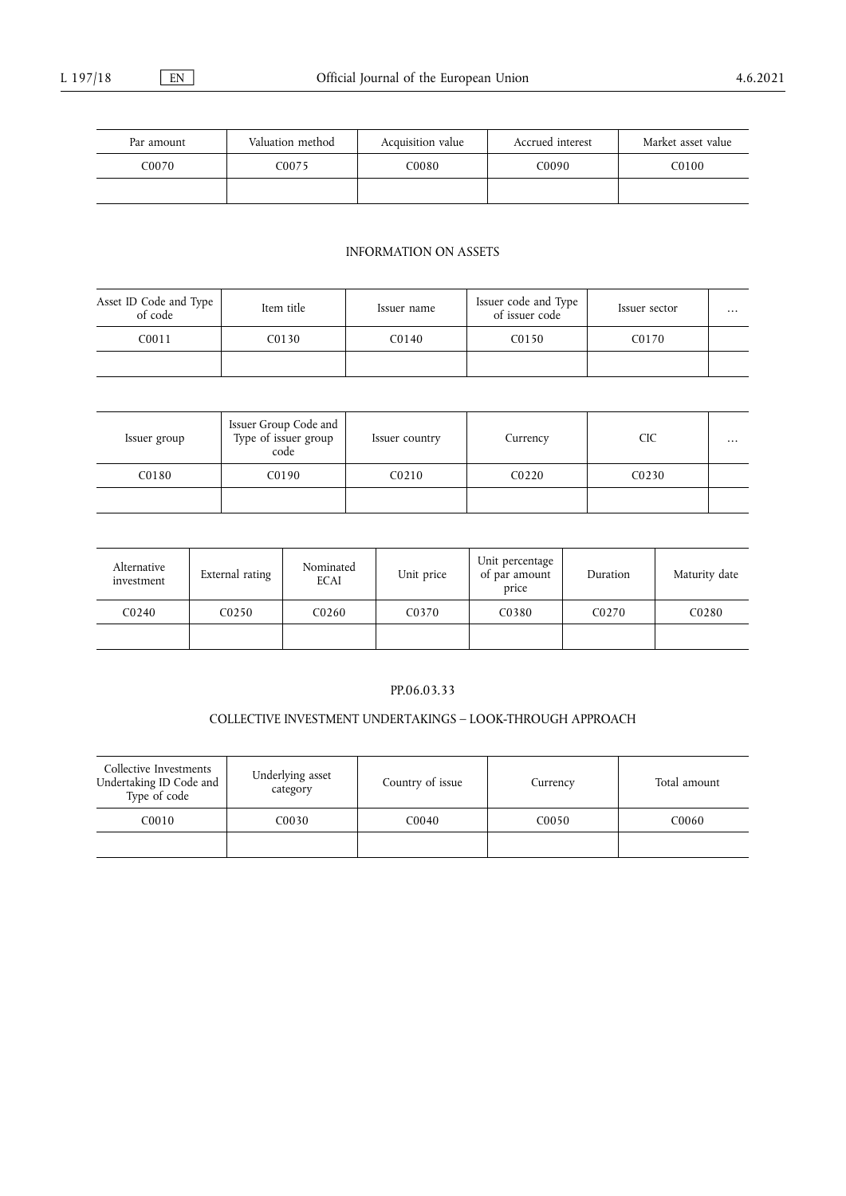| Par amount | Valuation method | Acquisition value | Accrued interest | Market asset value |
|---|---|---|---|---|
| C0070 | C0075 | C0080 | C0090 | C0100 |
| | | | | |

INFORMATION ON ASSETS

| Asset ID Code and Type of code | Item title | Issuer name | Issuer code and Type of issuer code | Issuer sector | … |
|---|---|---|---|---|---|
| C0011 | C0130 | C0140 | C0150 | C0170 | |
| | | | | | |

| Issuer group | Issuer Group Code and Type of issuer group code | Issuer country | Currency | CIC | … |
|---|---|---|---|---|---|
| C0180 | C0190 | C0210 | C0220 | C0230 | |
| | | | | | |

| Alternative investment | External rating | Nominated ECAI | Unit price | Unit percentage of par amount price | Duration | Maturity date |
|---|---|---|---|---|---|---|
| C0240 | C0250 | C0260 | C0370 | C0380 | C0270 | C0280 |
| | | | | | | |

PP.06.03.33

COLLECTIVE INVESTMENT UNDERTAKINGS – LOOK-THROUGH APPROACH

| Collective Investments Undertaking ID Code and Type of code | Underlying asset category | Country of issue | Currency | Total amount |
|---|---|---|---|---|
| C0010 | C0030 | C0040 | C0050 | C0060 |
| | | | | |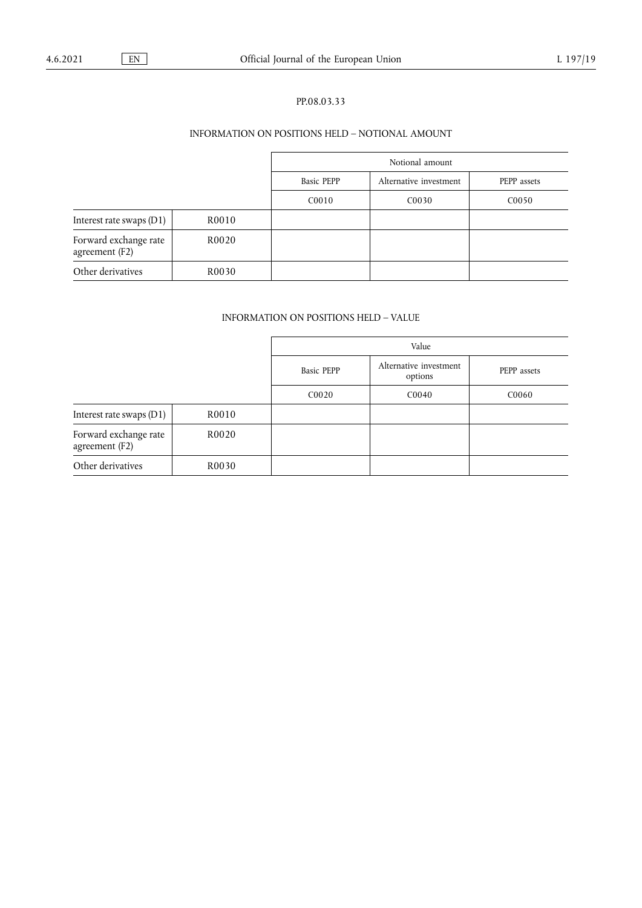PP.08.03.33

INFORMATION ON POSITIONS HELD – NOTIONAL AMOUNT

| | | Notional amount | | |
|---|---|---|---|---|
| | | Basic PEPP | Alternative investment | PEPP assets |
| | | C0010 | C0030 | C0050 |
| Interest rate swaps (D1) | R0010 | | | |
| Forward exchange rate agreement (F2) | R0020 | | | |
| Other derivatives | R0030 | | | |

INFORMATION ON POSITIONS HELD – VALUE

| | | Value | | |
|---|---|---|---|---|
| | | Basic PEPP | Alternative investment options | PEPP assets |
| | | C0020 | C0040 | C0060 |
| Interest rate swaps (D1) | R0010 | | | |
| Forward exchange rate agreement (F2) | R0020 | | | |
| Other derivatives | R0030 | | | |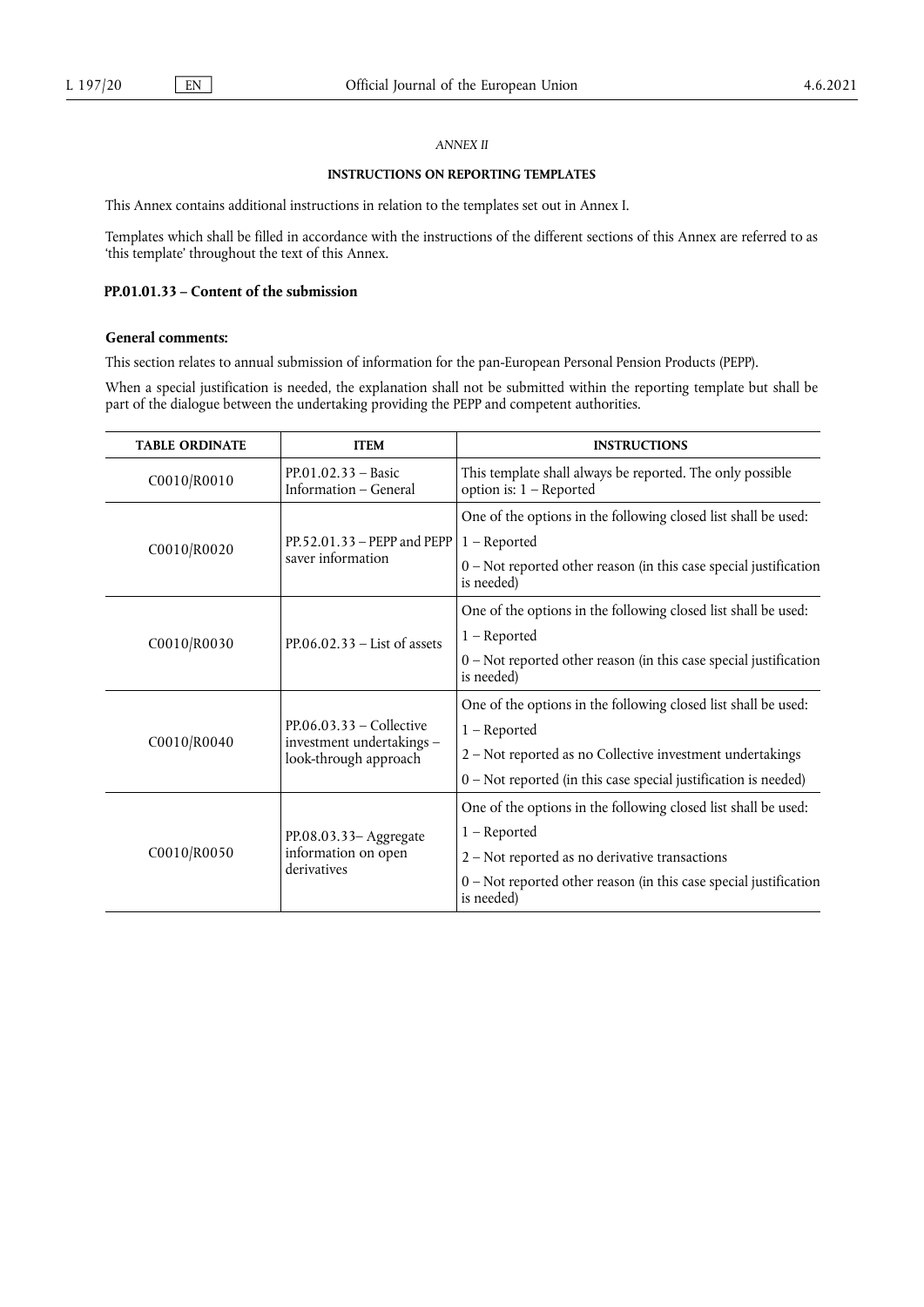*ANNEX II*

**INSTRUCTIONS ON REPORTING TEMPLATES**

This Annex contains additional instructions in relation to the templates set out in Annex I.

Templates which shall be filled in accordance with the instructions of the different sections of this Annex are referred to as 'this template' throughout the text of this Annex.

## PP.01.01.33 – Content of the submission

### General comments:

This section relates to annual submission of information for the pan-European Personal Pension Products (PEPP).

When a special justification is needed, the explanation shall not be submitted within the reporting template but shall be part of the dialogue between the undertaking providing the PEPP and competent authorities.

| TABLE ORDINATE | ITEM | INSTRUCTIONS |
|---|---|---|
| C0010/R0010 | PP.01.02.33 – Basic Information – General | This template shall always be reported. The only possible option is: 1 – Reported |
| C0010/R0020 | PP.52.01.33 – PEPP and PEPP saver information | One of the options in the following closed list shall be used:<br>1 – Reported<br>0 – Not reported other reason (in this case special justification is needed) |
| C0010/R0030 | PP.06.02.33 – List of assets | One of the options in the following closed list shall be used:<br>1 – Reported<br>0 – Not reported other reason (in this case special justification is needed) |
| C0010/R0040 | PP.06.03.33 – Collective investment undertakings – look-through approach | One of the options in the following closed list shall be used:<br>1 – Reported<br>2 – Not reported as no Collective investment undertakings<br>0 – Not reported (in this case special justification is needed) |
| C0010/R0050 | PP.08.03.33– Aggregate information on open derivatives | One of the options in the following closed list shall be used:<br>1 – Reported<br>2 – Not reported as no derivative transactions<br>0 – Not reported other reason (in this case special justification is needed) |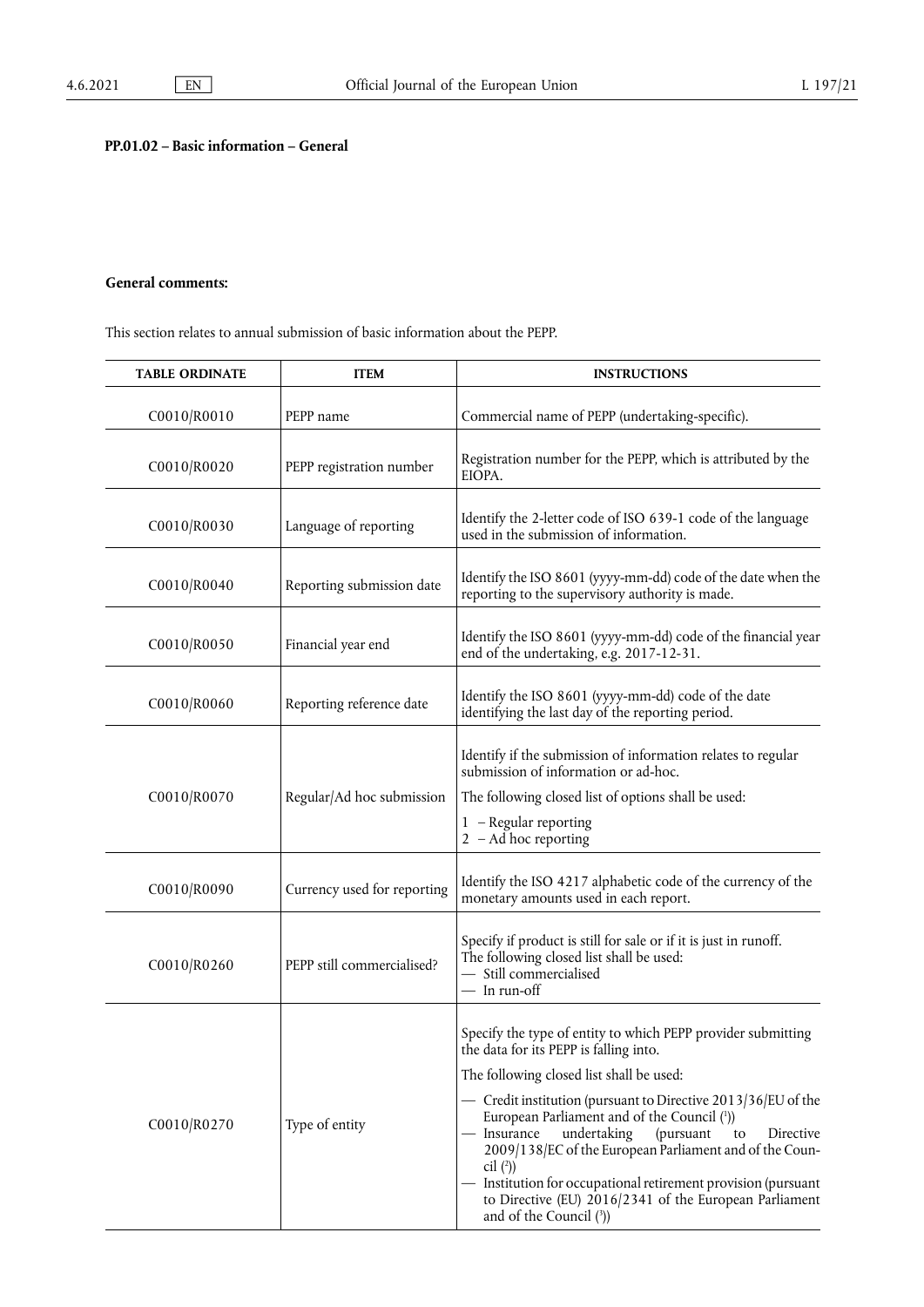**PP.01.02 – Basic information – General**

**General comments:**

This section relates to annual submission of basic information about the PEPP.

| TABLE ORDINATE | ITEM | INSTRUCTIONS |
|---|---|---|
| C0010/R0010 | PEPP name | Commercial name of PEPP (undertaking-specific). |
| C0010/R0020 | PEPP registration number | Registration number for the PEPP, which is attributed by the EIOPA. |
| C0010/R0030 | Language of reporting | Identify the 2-letter code of ISO 639-1 code of the language used in the submission of information. |
| C0010/R0040 | Reporting submission date | Identify the ISO 8601 (yyyy-mm-dd) code of the date when the reporting to the supervisory authority is made. |
| C0010/R0050 | Financial year end | Identify the ISO 8601 (yyyy-mm-dd) code of the financial year end of the undertaking, e.g. 2017-12-31. |
| C0010/R0060 | Reporting reference date | Identify the ISO 8601 (yyyy-mm-dd) code of the date identifying the last day of the reporting period. |
| C0010/R0070 | Regular/Ad hoc submission | Identify if the submission of information relates to regular submission of information or ad-hoc.<br>The following closed list of options shall be used:<br>1 – Regular reporting<br>2 – Ad hoc reporting |
| C0010/R0090 | Currency used for reporting | Identify the ISO 4217 alphabetic code of the currency of the monetary amounts used in each report. |
| C0010/R0260 | PEPP still commercialised? | Specify if product is still for sale or if it is just in runoff. The following closed list shall be used:<br>— Still commercialised<br>— In run-off |
| C0010/R0270 | Type of entity | Specify the type of entity to which PEPP provider submitting the data for its PEPP is falling into.<br>The following closed list shall be used:<br>— Credit institution (pursuant to Directive 2013/36/EU of the European Parliament and of the Council [1])<br>— Insurance undertaking (pursuant to Directive 2009/138/EC of the European Parliament and of the Council [2])<br>— Institution for occupational retirement provision (pursuant to Directive (EU) 2016/2341 of the European Parliament and of the Council [3]) |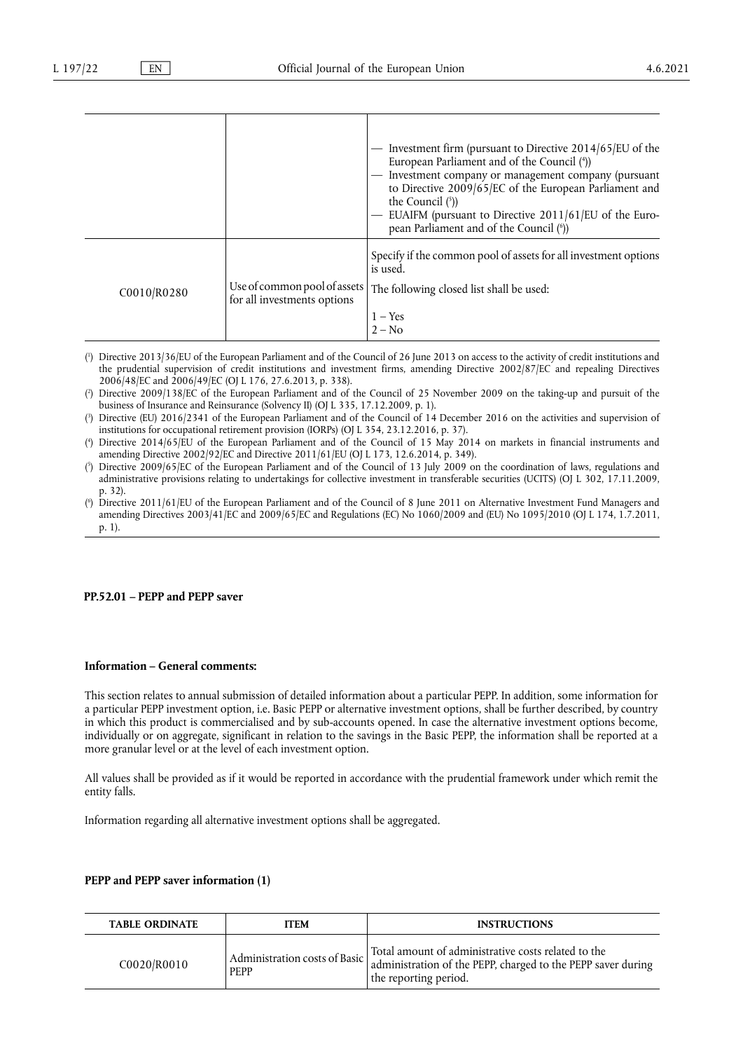| | | — Investment firm (pursuant to Directive 2014/65/EU of the European Parliament and of the Council ([4]))<br>— Investment company or management company (pursuant to Directive 2009/65/EC of the European Parliament and the Council ([5]))<br>— EUAIFM (pursuant to Directive 2011/61/EU of the European Parliament and of the Council ([6])) |
|---|---|---|
| C0010/R0280 | Use of common pool of assets for all investments options | Specify if the common pool of assets for all investment options is used.<br>The following closed list shall be used:<br>1 – Yes<br>2 – No |

([1]) Directive 2013/36/EU of the European Parliament and of the Council of 26 June 2013 on access to the activity of credit institutions and the prudential supervision of credit institutions and investment firms, amending Directive 2002/87/EC and repealing Directives 2006/48/EC and 2006/49/EC (OJ L 176, 27.6.2013, p. 338).

([2]) Directive 2009/138/EC of the European Parliament and of the Council of 25 November 2009 on the taking-up and pursuit of the business of Insurance and Reinsurance (Solvency II) (OJ L 335, 17.12.2009, p. 1).

([3]) Directive (EU) 2016/2341 of the European Parliament and of the Council of 14 December 2016 on the activities and supervision of institutions for occupational retirement provision (IORPs) (OJ L 354, 23.12.2016, p. 37).

([4]) Directive 2014/65/EU of the European Parliament and of the Council of 15 May 2014 on markets in financial instruments and amending Directive 2002/92/EC and Directive 2011/61/EU (OJ L 173, 12.6.2014, p. 349).

([5]) Directive 2009/65/EC of the European Parliament and of the Council of 13 July 2009 on the coordination of laws, regulations and administrative provisions relating to undertakings for collective investment in transferable securities (UCITS) (OJ L 302, 17.11.2009, p. 32).

([6]) Directive 2011/61/EU of the European Parliament and of the Council of 8 June 2011 on Alternative Investment Fund Managers and amending Directives 2003/41/EC and 2009/65/EC and Regulations (EC) No 1060/2009 and (EU) No 1095/2010 (OJ L 174, 1.7.2011, p. 1).

**PP.52.01 – PEPP and PEPP saver**

**Information – General comments:**

This section relates to annual submission of detailed information about a particular PEPP. In addition, some information for a particular PEPP investment option, i.e. Basic PEPP or alternative investment options, shall be further described, by country in which this product is commercialised and by sub-accounts opened. In case the alternative investment options become, individually or on aggregate, significant in relation to the savings in the Basic PEPP, the information shall be reported at a more granular level or at the level of each investment option.

All values shall be provided as if it would be reported in accordance with the prudential framework under which remit the entity falls.

Information regarding all alternative investment options shall be aggregated.

**PEPP and PEPP saver information (1)**

| TABLE ORDINATE | ITEM | INSTRUCTIONS |
|---|---|---|
| C0020/R0010 | Administration costs of Basic PEPP | Total amount of administrative costs related to the administration of the PEPP, charged to the PEPP saver during the reporting period. |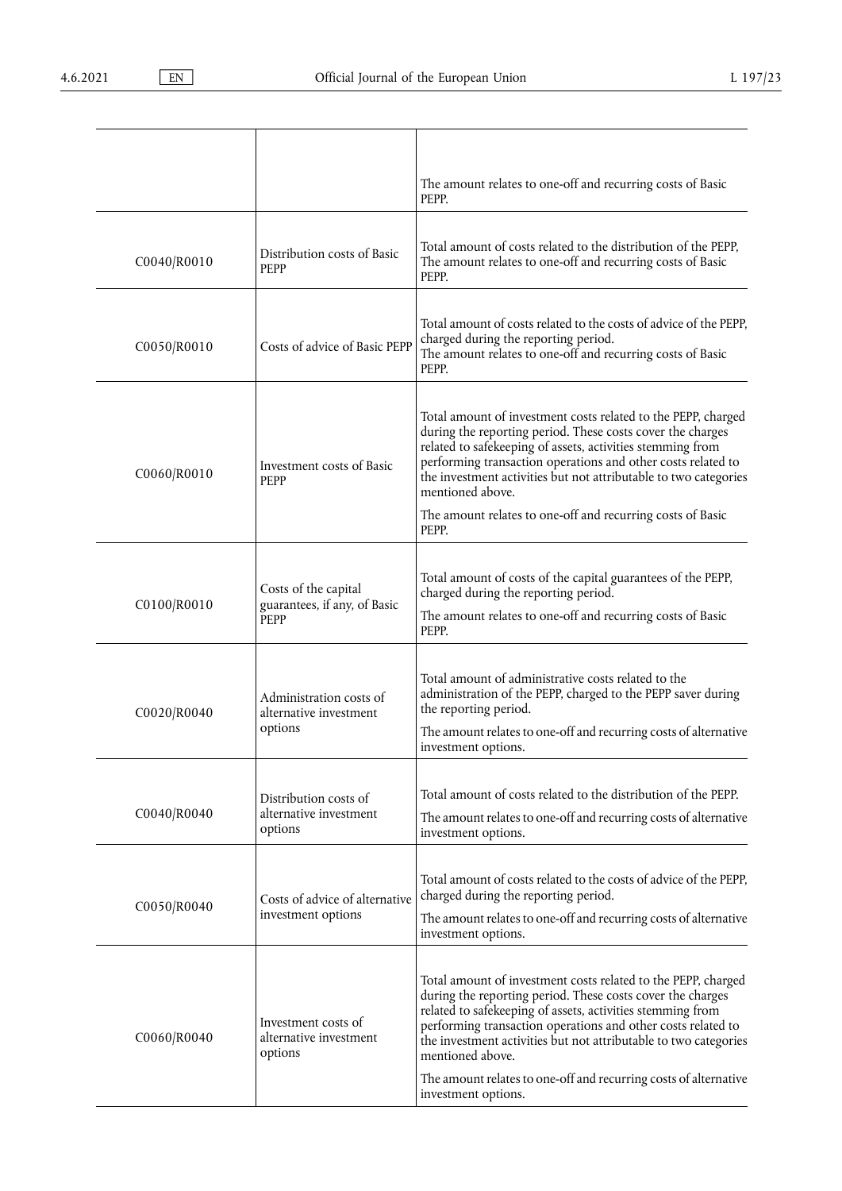| | | |
|---|---|---|
| | | The amount relates to one-off and recurring costs of Basic PEPP. |
| C0040/R0010 | Distribution costs of Basic PEPP | Total amount of costs related to the distribution of the PEPP, The amount relates to one-off and recurring costs of Basic PEPP. |
| C0050/R0010 | Costs of advice of Basic PEPP | Total amount of costs related to the costs of advice of the PEPP, charged during the reporting period.<br>The amount relates to one-off and recurring costs of Basic PEPP. |
| C0060/R0010 | Investment costs of Basic PEPP | Total amount of investment costs related to the PEPP, charged during the reporting period. These costs cover the charges related to safekeeping of assets, activities stemming from performing transaction operations and other costs related to the investment activities but not attributable to two categories mentioned above.<br>The amount relates to one-off and recurring costs of Basic PEPP. |
| C0100/R0010 | Costs of the capital guarantees, if any, of Basic PEPP | Total amount of costs of the capital guarantees of the PEPP, charged during the reporting period.<br>The amount relates to one-off and recurring costs of Basic PEPP. |
| C0020/R0040 | Administration costs of alternative investment options | Total amount of administrative costs related to the administration of the PEPP, charged to the PEPP saver during the reporting period.<br>The amount relates to one-off and recurring costs of alternative investment options. |
| C0040/R0040 | Distribution costs of alternative investment options | Total amount of costs related to the distribution of the PEPP.<br>The amount relates to one-off and recurring costs of alternative investment options. |
| C0050/R0040 | Costs of advice of alternative investment options | Total amount of costs related to the costs of advice of the PEPP, charged during the reporting period.<br>The amount relates to one-off and recurring costs of alternative investment options. |
| C0060/R0040 | Investment costs of alternative investment options | Total amount of investment costs related to the PEPP, charged during the reporting period. These costs cover the charges related to safekeeping of assets, activities stemming from performing transaction operations and other costs related to the investment activities but not attributable to two categories mentioned above.<br>The amount relates to one-off and recurring costs of alternative investment options. |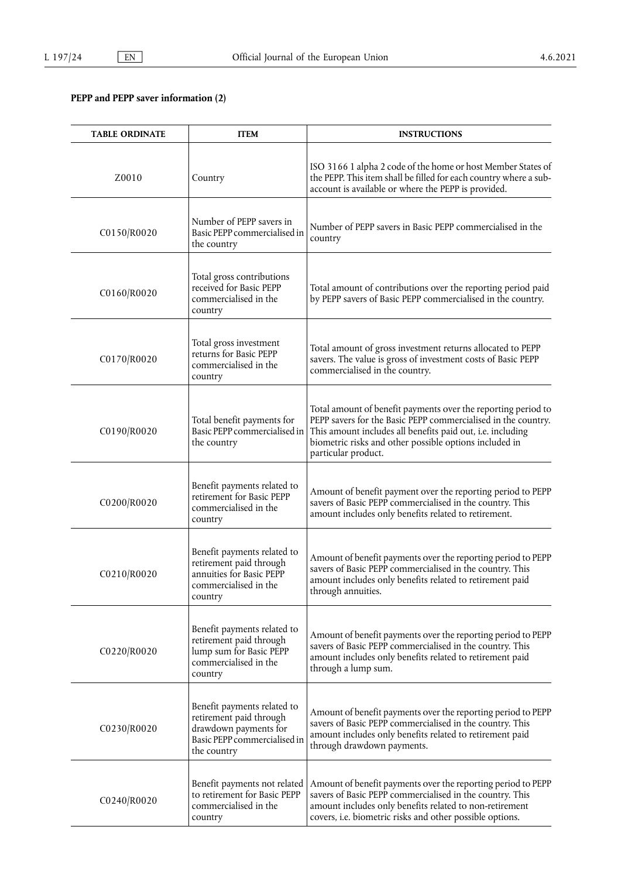**PEPP and PEPP saver information (2)**

| TABLE ORDINATE | ITEM | INSTRUCTIONS |
|---|---|---|
| Z0010 | Country | ISO 3166 1 alpha 2 code of the home or host Member States of the PEPP. This item shall be filled for each country where a sub-account is available or where the PEPP is provided. |
| C0150/R0020 | Number of PEPP savers in Basic PEPP commercialised in the country | Number of PEPP savers in Basic PEPP commercialised in the country |
| C0160/R0020 | Total gross contributions received for Basic PEPP commercialised in the country | Total amount of contributions over the reporting period paid by PEPP savers of Basic PEPP commercialised in the country. |
| C0170/R0020 | Total gross investment returns for Basic PEPP commercialised in the country | Total amount of gross investment returns allocated to PEPP savers. The value is gross of investment costs of Basic PEPP commercialised in the country. |
| C0190/R0020 | Total benefit payments for Basic PEPP commercialised in the country | Total amount of benefit payments over the reporting period to PEPP savers for the Basic PEPP commercialised in the country. This amount includes all benefits paid out, i.e. including biometric risks and other possible options included in particular product. |
| C0200/R0020 | Benefit payments related to retirement for Basic PEPP commercialised in the country | Amount of benefit payment over the reporting period to PEPP savers of Basic PEPP commercialised in the country. This amount includes only benefits related to retirement. |
| C0210/R0020 | Benefit payments related to retirement paid through annuities for Basic PEPP commercialised in the country | Amount of benefit payments over the reporting period to PEPP savers of Basic PEPP commercialised in the country. This amount includes only benefits related to retirement paid through annuities. |
| C0220/R0020 | Benefit payments related to retirement paid through lump sum for Basic PEPP commercialised in the country | Amount of benefit payments over the reporting period to PEPP savers of Basic PEPP commercialised in the country. This amount includes only benefits related to retirement paid through a lump sum. |
| C0230/R0020 | Benefit payments related to retirement paid through drawdown payments for Basic PEPP commercialised in the country | Amount of benefit payments over the reporting period to PEPP savers of Basic PEPP commercialised in the country. This amount includes only benefits related to retirement paid through drawdown payments. |
| C0240/R0020 | Benefit payments not related to retirement for Basic PEPP commercialised in the country | Amount of benefit payments over the reporting period to PEPP savers of Basic PEPP commercialised in the country. This amount includes only benefits related to non-retirement covers, i.e. biometric risks and other possible options. |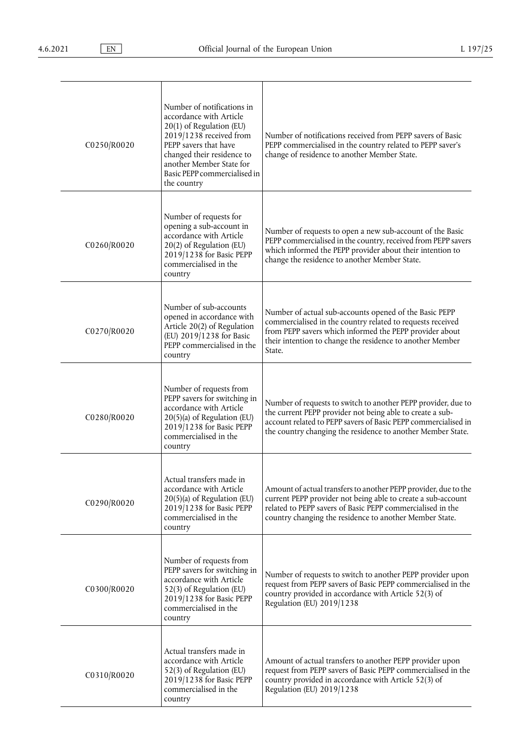| | | |
|---|---|---|
| C0250/R0020 | Number of notifications in accordance with Article 20(1) of Regulation (EU) 2019/1238 received from PEPP savers that have changed their residence to another Member State for Basic PEPP commercialised in the country | Number of notifications received from PEPP savers of Basic PEPP commercialised in the country related to PEPP saver's change of residence to another Member State. |
| C0260/R0020 | Number of requests for opening a sub-account in accordance with Article 20(2) of Regulation (EU) 2019/1238 for Basic PEPP commercialised in the country | Number of requests to open a new sub-account of the Basic PEPP commercialised in the country, received from PEPP savers which informed the PEPP provider about their intention to change the residence to another Member State. |
| C0270/R0020 | Number of sub-accounts opened in accordance with Article 20(2) of Regulation (EU) 2019/1238 for Basic PEPP commercialised in the country | Number of actual sub-accounts opened of the Basic PEPP commercialised in the country related to requests received from PEPP savers which informed the PEPP provider about their intention to change the residence to another Member State. |
| C0280/R0020 | Number of requests from PEPP savers for switching in accordance with Article 20(5)(a) of Regulation (EU) 2019/1238 for Basic PEPP commercialised in the country | Number of requests to switch to another PEPP provider, due to the current PEPP provider not being able to create a sub-account related to PEPP savers of Basic PEPP commercialised in the country changing the residence to another Member State. |
| C0290/R0020 | Actual transfers made in accordance with Article 20(5)(a) of Regulation (EU) 2019/1238 for Basic PEPP commercialised in the country | Amount of actual transfers to another PEPP provider, due to the current PEPP provider not being able to create a sub-account related to PEPP savers of Basic PEPP commercialised in the country changing the residence to another Member State. |
| C0300/R0020 | Number of requests from PEPP savers for switching in accordance with Article 52(3) of Regulation (EU) 2019/1238 for Basic PEPP commercialised in the country | Number of requests to switch to another PEPP provider upon request from PEPP savers of Basic PEPP commercialised in the country provided in accordance with Article 52(3) of Regulation (EU) 2019/1238 |
| C0310/R0020 | Actual transfers made in accordance with Article 52(3) of Regulation (EU) 2019/1238 for Basic PEPP commercialised in the country | Amount of actual transfers to another PEPP provider upon request from PEPP savers of Basic PEPP commercialised in the country provided in accordance with Article 52(3) of Regulation (EU) 2019/1238 |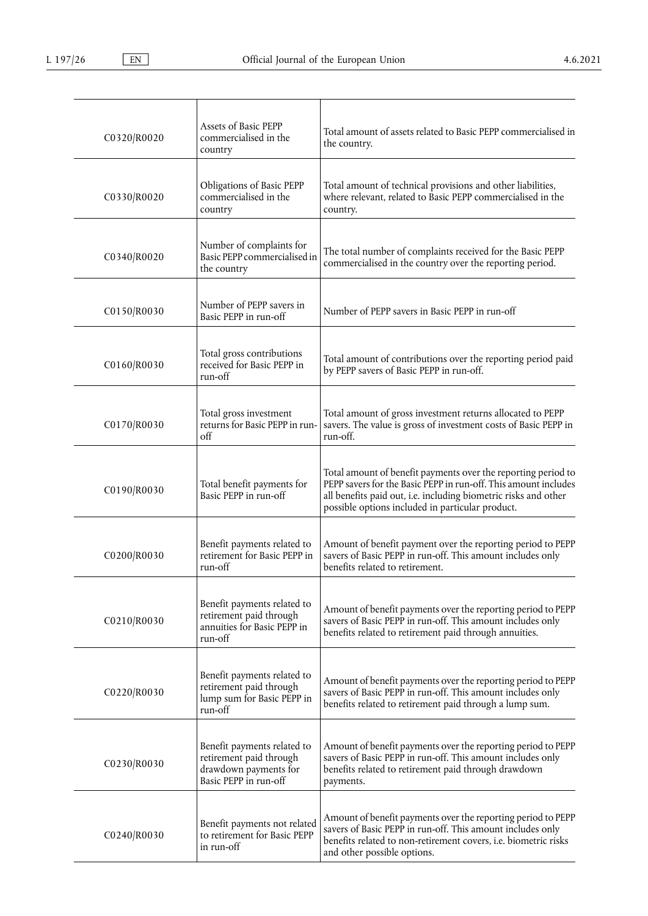| | | |
|---|---|---|
| C0320/R0020 | Assets of Basic PEPP commercialised in the country | Total amount of assets related to Basic PEPP commercialised in the country. |
| C0330/R0020 | Obligations of Basic PEPP commercialised in the country | Total amount of technical provisions and other liabilities, where relevant, related to Basic PEPP commercialised in the country. |
| C0340/R0020 | Number of complaints for Basic PEPP commercialised in the country | The total number of complaints received for the Basic PEPP commercialised in the country over the reporting period. |
| C0150/R0030 | Number of PEPP savers in Basic PEPP in run-off | Number of PEPP savers in Basic PEPP in run-off |
| C0160/R0030 | Total gross contributions received for Basic PEPP in run-off | Total amount of contributions over the reporting period paid by PEPP savers of Basic PEPP in run-off. |
| C0170/R0030 | Total gross investment returns for Basic PEPP in run-off | Total amount of gross investment returns allocated to PEPP savers. The value is gross of investment costs of Basic PEPP in run-off. |
| C0190/R0030 | Total benefit payments for Basic PEPP in run-off | Total amount of benefit payments over the reporting period to PEPP savers for the Basic PEPP in run-off. This amount includes all benefits paid out, i.e. including biometric risks and other possible options included in particular product. |
| C0200/R0030 | Benefit payments related to retirement for Basic PEPP in run-off | Amount of benefit payment over the reporting period to PEPP savers of Basic PEPP in run-off. This amount includes only benefits related to retirement. |
| C0210/R0030 | Benefit payments related to retirement paid through annuities for Basic PEPP in run-off | Amount of benefit payments over the reporting period to PEPP savers of Basic PEPP in run-off. This amount includes only benefits related to retirement paid through annuities. |
| C0220/R0030 | Benefit payments related to retirement paid through lump sum for Basic PEPP in run-off | Amount of benefit payments over the reporting period to PEPP savers of Basic PEPP in run-off. This amount includes only benefits related to retirement paid through a lump sum. |
| C0230/R0030 | Benefit payments related to retirement paid through drawdown payments for Basic PEPP in run-off | Amount of benefit payments over the reporting period to PEPP savers of Basic PEPP in run-off. This amount includes only benefits related to retirement paid through drawdown payments. |
| C0240/R0030 | Benefit payments not related to retirement for Basic PEPP in run-off | Amount of benefit payments over the reporting period to PEPP savers of Basic PEPP in run-off. This amount includes only benefits related to non-retirement covers, i.e. biometric risks and other possible options. |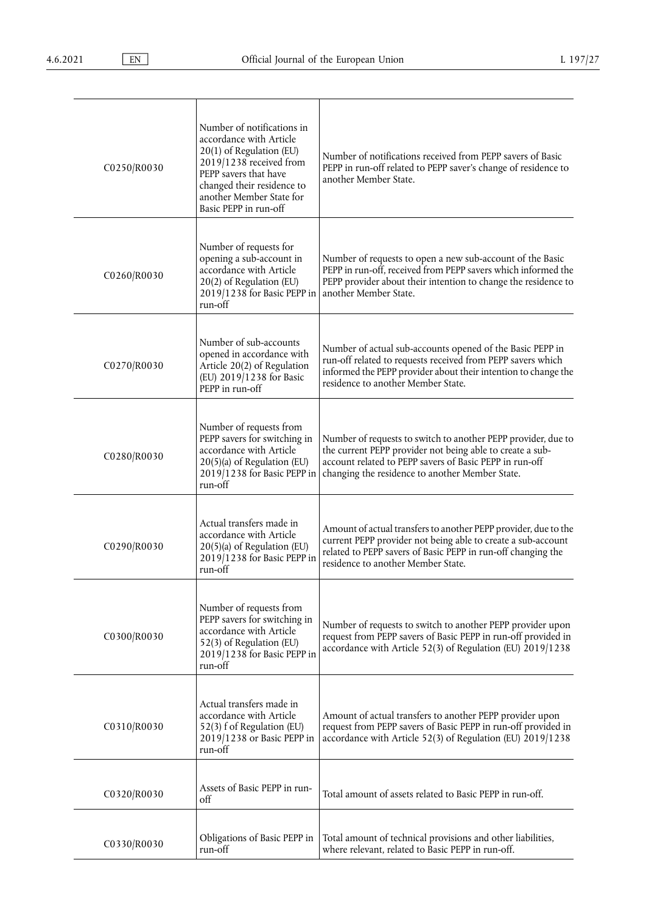| | | |
|---|---|---|
| C0250/R0030 | Number of notifications in accordance with Article 20(1) of Regulation (EU) 2019/1238 received from PEPP savers that have changed their residence to another Member State for Basic PEPP in run-off | Number of notifications received from PEPP savers of Basic PEPP in run-off related to PEPP saver's change of residence to another Member State. |
| C0260/R0030 | Number of requests for opening a sub-account in accordance with Article 20(2) of Regulation (EU) 2019/1238 for Basic PEPP in run-off | Number of requests to open a new sub-account of the Basic PEPP in run-off, received from PEPP savers which informed the PEPP provider about their intention to change the residence to another Member State. |
| C0270/R0030 | Number of sub-accounts opened in accordance with Article 20(2) of Regulation (EU) 2019/1238 for Basic PEPP in run-off | Number of actual sub-accounts opened of the Basic PEPP in run-off related to requests received from PEPP savers which informed the PEPP provider about their intention to change the residence to another Member State. |
| C0280/R0030 | Number of requests from PEPP savers for switching in accordance with Article 20(5)(a) of Regulation (EU) 2019/1238 for Basic PEPP in run-off | Number of requests to switch to another PEPP provider, due to the current PEPP provider not being able to create a sub-account related to PEPP savers of Basic PEPP in run-off changing the residence to another Member State. |
| C0290/R0030 | Actual transfers made in accordance with Article 20(5)(a) of Regulation (EU) 2019/1238 for Basic PEPP in run-off | Amount of actual transfers to another PEPP provider, due to the current PEPP provider not being able to create a sub-account related to PEPP savers of Basic PEPP in run-off changing the residence to another Member State. |
| C0300/R0030 | Number of requests from PEPP savers for switching in accordance with Article 52(3) of Regulation (EU) 2019/1238 for Basic PEPP in run-off | Number of requests to switch to another PEPP provider upon request from PEPP savers of Basic PEPP in run-off provided in accordance with Article 52(3) of Regulation (EU) 2019/1238 |
| C0310/R0030 | Actual transfers made in accordance with Article 52(3) f of Regulation (EU) 2019/1238 or Basic PEPP in run-off | Amount of actual transfers to another PEPP provider upon request from PEPP savers of Basic PEPP in run-off provided in accordance with Article 52(3) of Regulation (EU) 2019/1238 |
| C0320/R0030 | Assets of Basic PEPP in run-off | Total amount of assets related to Basic PEPP in run-off. |
| C0330/R0030 | Obligations of Basic PEPP in run-off | Total amount of technical provisions and other liabilities, where relevant, related to Basic PEPP in run-off. |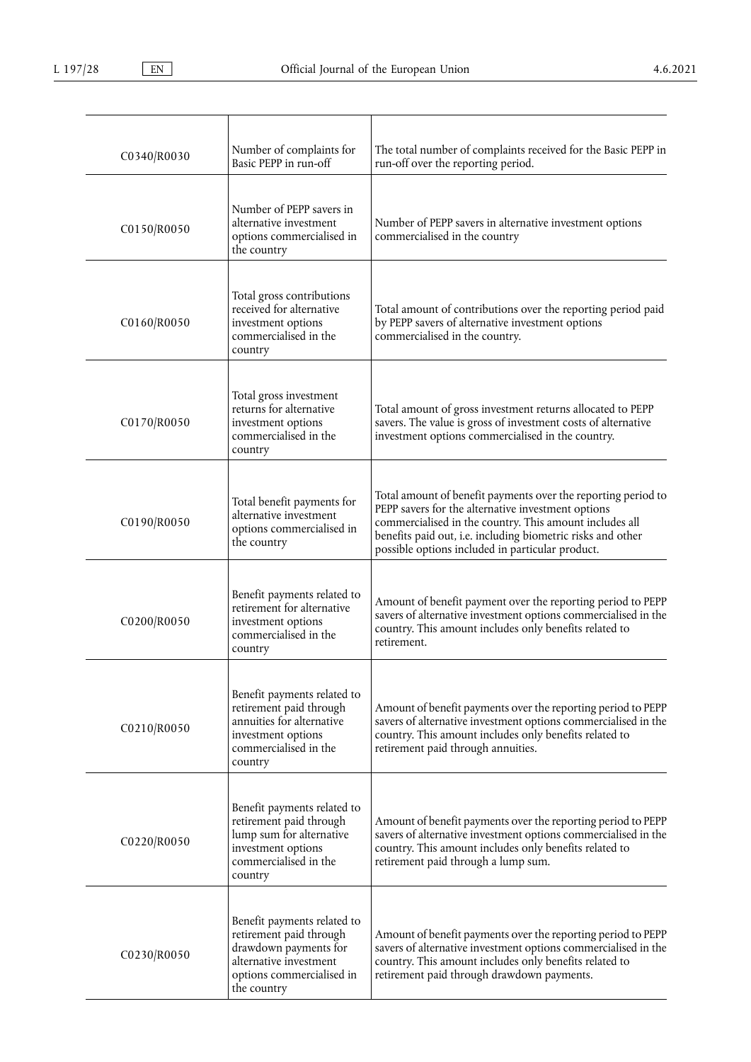| | | |
|---|---|---|
| C0340/R0030 | Number of complaints for Basic PEPP in run-off | The total number of complaints received for the Basic PEPP in run-off over the reporting period. |
| C0150/R0050 | Number of PEPP savers in alternative investment options commercialised in the country | Number of PEPP savers in alternative investment options commercialised in the country |
| C0160/R0050 | Total gross contributions received for alternative investment options commercialised in the country | Total amount of contributions over the reporting period paid by PEPP savers of alternative investment options commercialised in the country. |
| C0170/R0050 | Total gross investment returns for alternative investment options commercialised in the country | Total amount of gross investment returns allocated to PEPP savers. The value is gross of investment costs of alternative investment options commercialised in the country. |
| C0190/R0050 | Total benefit payments for alternative investment options commercialised in the country | Total amount of benefit payments over the reporting period to PEPP savers for the alternative investment options commercialised in the country. This amount includes all benefits paid out, i.e. including biometric risks and other possible options included in particular product. |
| C0200/R0050 | Benefit payments related to retirement for alternative investment options commercialised in the country | Amount of benefit payment over the reporting period to PEPP savers of alternative investment options commercialised in the country. This amount includes only benefits related to retirement. |
| C0210/R0050 | Benefit payments related to retirement paid through annuities for alternative investment options commercialised in the country | Amount of benefit payments over the reporting period to PEPP savers of alternative investment options commercialised in the country. This amount includes only benefits related to retirement paid through annuities. |
| C0220/R0050 | Benefit payments related to retirement paid through lump sum for alternative investment options commercialised in the country | Amount of benefit payments over the reporting period to PEPP savers of alternative investment options commercialised in the country. This amount includes only benefits related to retirement paid through a lump sum. |
| C0230/R0050 | Benefit payments related to retirement paid through drawdown payments for alternative investment options commercialised in the country | Amount of benefit payments over the reporting period to PEPP savers of alternative investment options commercialised in the country. This amount includes only benefits related to retirement paid through drawdown payments. |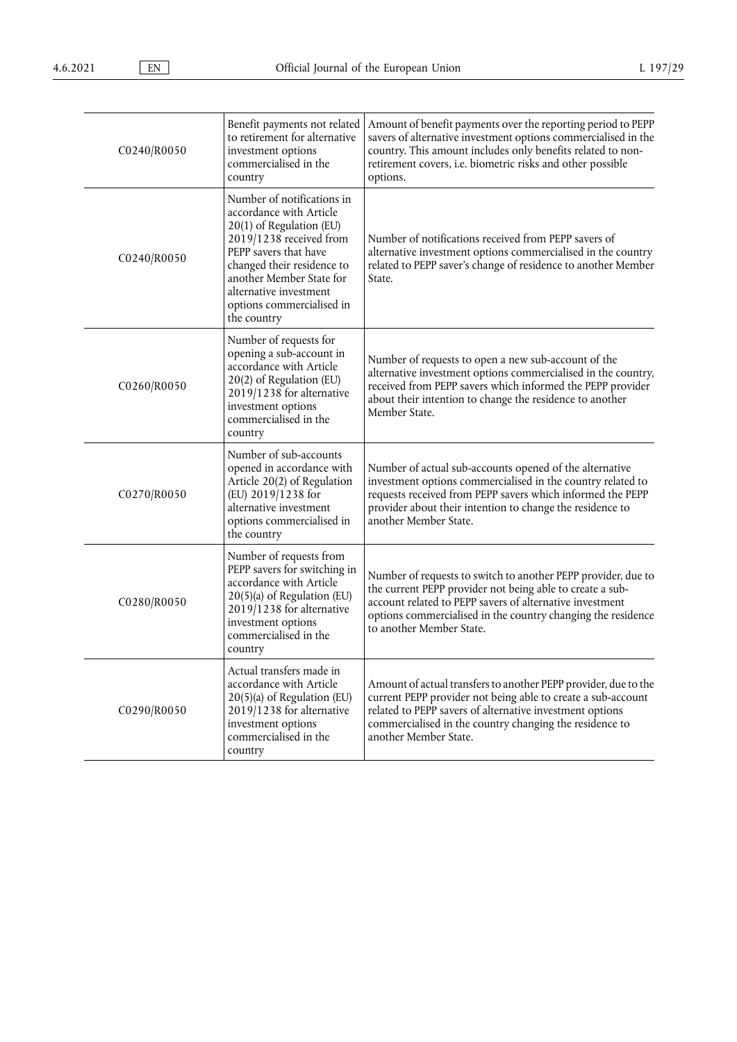| | | |
|---|---|---|
| C0240/R0050 | Benefit payments not related to retirement for alternative investment options commercialised in the country | Amount of benefit payments over the reporting period to PEPP savers of alternative investment options commercialised in the country. This amount includes only benefits related to non-retirement covers, i.e. biometric risks and other possible options. |
| C0240/R0050 | Number of notifications in accordance with Article 20(1) of Regulation (EU) 2019/1238 received from PEPP savers that have changed their residence to another Member State for alternative investment options commercialised in the country | Number of notifications received from PEPP savers of alternative investment options commercialised in the country related to PEPP saver's change of residence to another Member State. |
| C0260/R0050 | Number of requests for opening a sub-account in accordance with Article 20(2) of Regulation (EU) 2019/1238 for alternative investment options commercialised in the country | Number of requests to open a new sub-account of the alternative investment options commercialised in the country, received from PEPP savers which informed the PEPP provider about their intention to change the residence to another Member State. |
| C0270/R0050 | Number of sub-accounts opened in accordance with Article 20(2) of Regulation (EU) 2019/1238 for alternative investment options commercialised in the country | Number of actual sub-accounts opened of the alternative investment options commercialised in the country related to requests received from PEPP savers which informed the PEPP provider about their intention to change the residence to another Member State. |
| C0280/R0050 | Number of requests from PEPP savers for switching in accordance with Article 20(5)(a) of Regulation (EU) 2019/1238 for alternative investment options commercialised in the country | Number of requests to switch to another PEPP provider, due to the current PEPP provider not being able to create a sub-account related to PEPP savers of alternative investment options commercialised in the country changing the residence to another Member State. |
| C0290/R0050 | Actual transfers made in accordance with Article 20(5)(a) of Regulation (EU) 2019/1238 for alternative investment options commercialised in the country | Amount of actual transfers to another PEPP provider, due to the current PEPP provider not being able to create a sub-account related to PEPP savers of alternative investment options commercialised in the country changing the residence to another Member State. |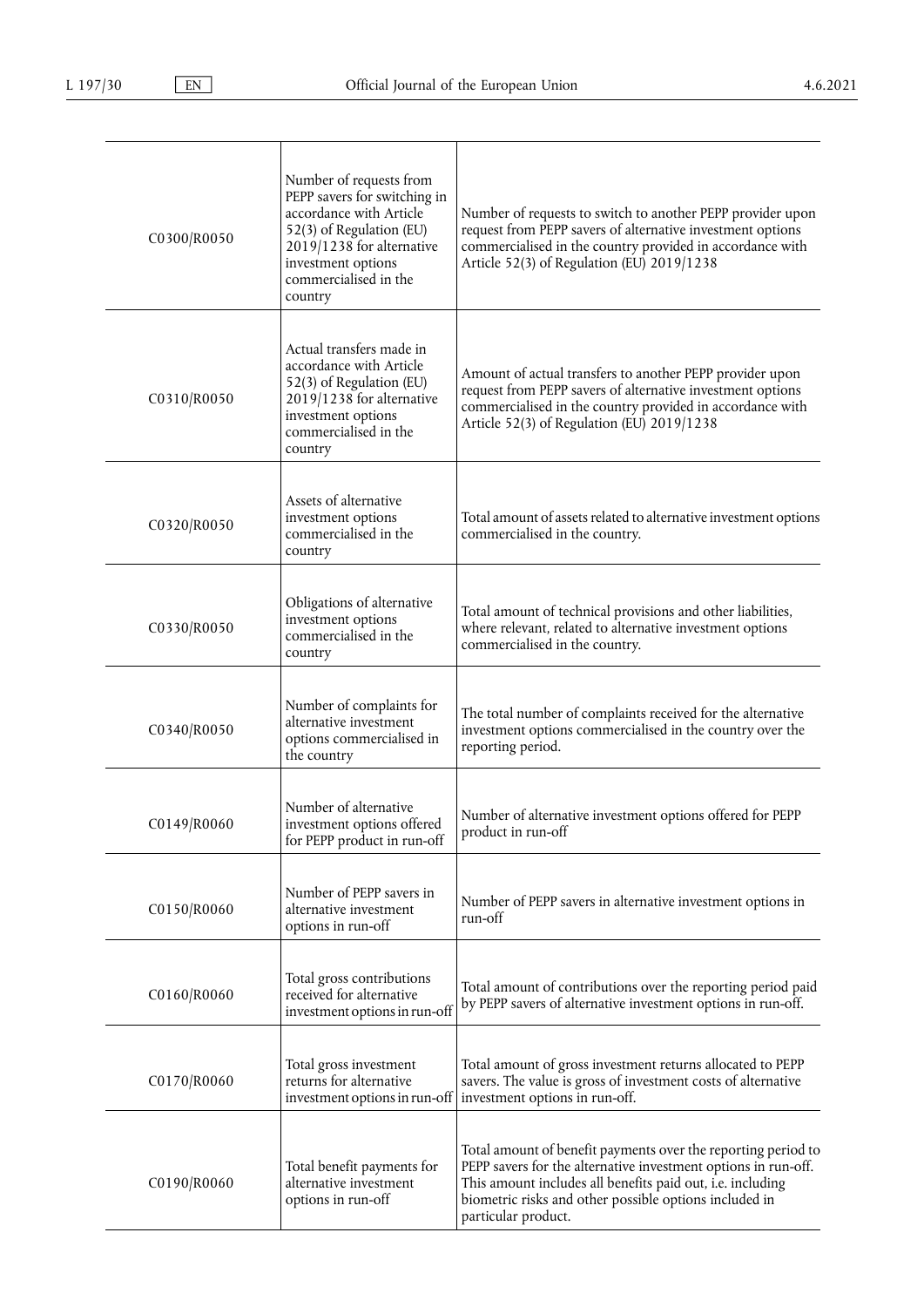| | | |
|---|---|---|
| C0300/R0050 | Number of requests from PEPP savers for switching in accordance with Article 52(3) of Regulation (EU) 2019/1238 for alternative investment options commercialised in the country | Number of requests to switch to another PEPP provider upon request from PEPP savers of alternative investment options commercialised in the country provided in accordance with Article 52(3) of Regulation (EU) 2019/1238 |
| C0310/R0050 | Actual transfers made in accordance with Article 52(3) of Regulation (EU) 2019/1238 for alternative investment options commercialised in the country | Amount of actual transfers to another PEPP provider upon request from PEPP savers of alternative investment options commercialised in the country provided in accordance with Article 52(3) of Regulation (EU) 2019/1238 |
| C0320/R0050 | Assets of alternative investment options commercialised in the country | Total amount of assets related to alternative investment options commercialised in the country. |
| C0330/R0050 | Obligations of alternative investment options commercialised in the country | Total amount of technical provisions and other liabilities, where relevant, related to alternative investment options commercialised in the country. |
| C0340/R0050 | Number of complaints for alternative investment options commercialised in the country | The total number of complaints received for the alternative investment options commercialised in the country over the reporting period. |
| C0149/R0060 | Number of alternative investment options offered for PEPP product in run-off | Number of alternative investment options offered for PEPP product in run-off |
| C0150/R0060 | Number of PEPP savers in alternative investment options in run-off | Number of PEPP savers in alternative investment options in run-off |
| C0160/R0060 | Total gross contributions received for alternative investment options in run-off | Total amount of contributions over the reporting period paid by PEPP savers of alternative investment options in run-off. |
| C0170/R0060 | Total gross investment returns for alternative investment options in run-off | Total amount of gross investment returns allocated to PEPP savers. The value is gross of investment costs of alternative investment options in run-off. |
| C0190/R0060 | Total benefit payments for alternative investment options in run-off | Total amount of benefit payments over the reporting period to PEPP savers for the alternative investment options in run-off. This amount includes all benefits paid out, i.e. including biometric risks and other possible options included in particular product. |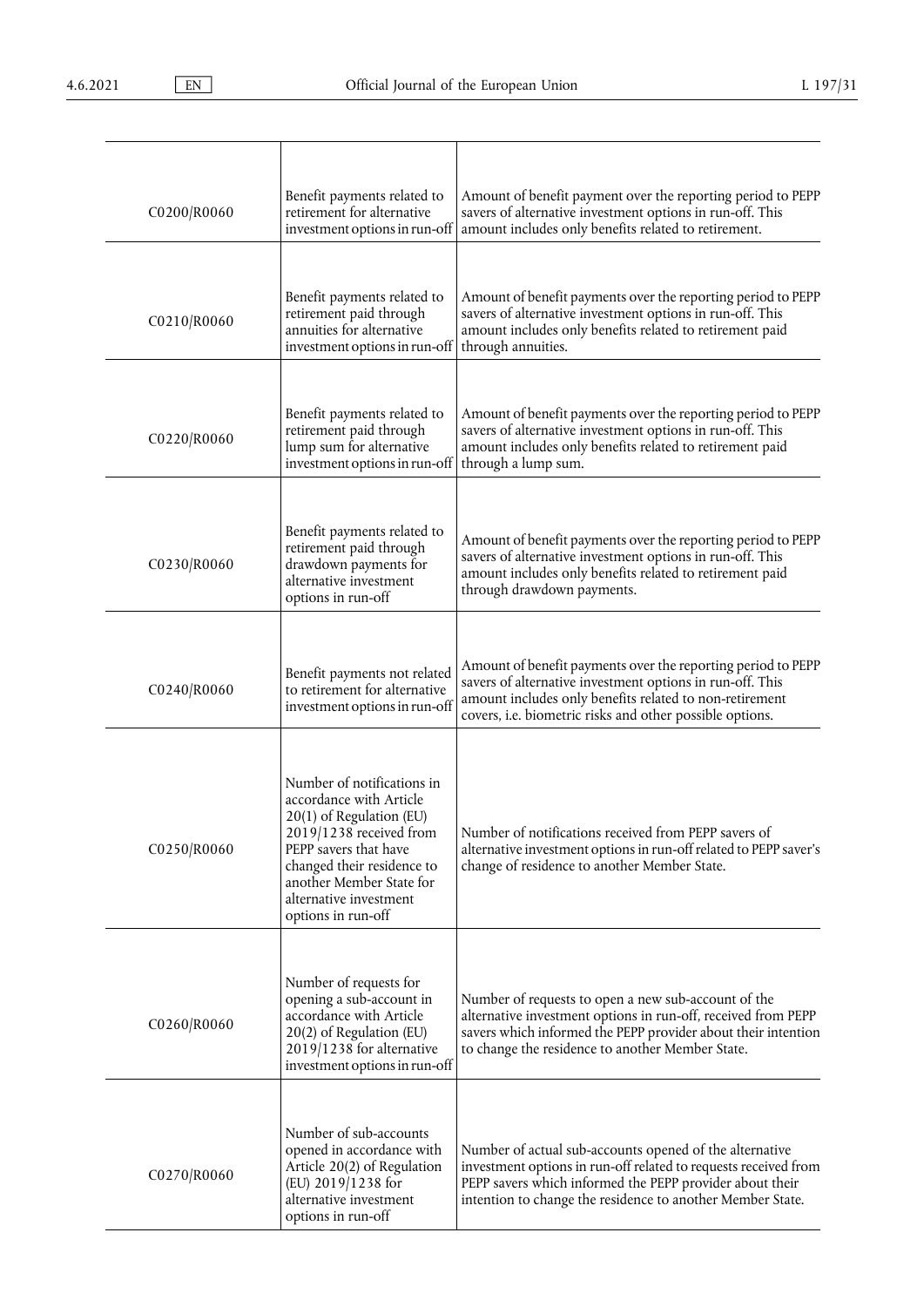| | | |
|---|---|---|
| C0200/R0060 | Benefit payments related to retirement for alternative investment options in run-off | Amount of benefit payment over the reporting period to PEPP savers of alternative investment options in run-off. This amount includes only benefits related to retirement. |
| C0210/R0060 | Benefit payments related to retirement paid through annuities for alternative investment options in run-off | Amount of benefit payments over the reporting period to PEPP savers of alternative investment options in run-off. This amount includes only benefits related to retirement paid through annuities. |
| C0220/R0060 | Benefit payments related to retirement paid through lump sum for alternative investment options in run-off | Amount of benefit payments over the reporting period to PEPP savers of alternative investment options in run-off. This amount includes only benefits related to retirement paid through a lump sum. |
| C0230/R0060 | Benefit payments related to retirement paid through drawdown payments for alternative investment options in run-off | Amount of benefit payments over the reporting period to PEPP savers of alternative investment options in run-off. This amount includes only benefits related to retirement paid through drawdown payments. |
| C0240/R0060 | Benefit payments not related to retirement for alternative investment options in run-off | Amount of benefit payments over the reporting period to PEPP savers of alternative investment options in run-off. This amount includes only benefits related to non-retirement covers, i.e. biometric risks and other possible options. |
| C0250/R0060 | Number of notifications in accordance with Article 20(1) of Regulation (EU) 2019/1238 received from PEPP savers that have changed their residence to another Member State for alternative investment options in run-off | Number of notifications received from PEPP savers of alternative investment options in run-off related to PEPP saver's change of residence to another Member State. |
| C0260/R0060 | Number of requests for opening a sub-account in accordance with Article 20(2) of Regulation (EU) 2019/1238 for alternative investment options in run-off | Number of requests to open a new sub-account of the alternative investment options in run-off, received from PEPP savers which informed the PEPP provider about their intention to change the residence to another Member State. |
| C0270/R0060 | Number of sub-accounts opened in accordance with Article 20(2) of Regulation (EU) 2019/1238 for alternative investment options in run-off | Number of actual sub-accounts opened of the alternative investment options in run-off related to requests received from PEPP savers which informed the PEPP provider about their intention to change the residence to another Member State. |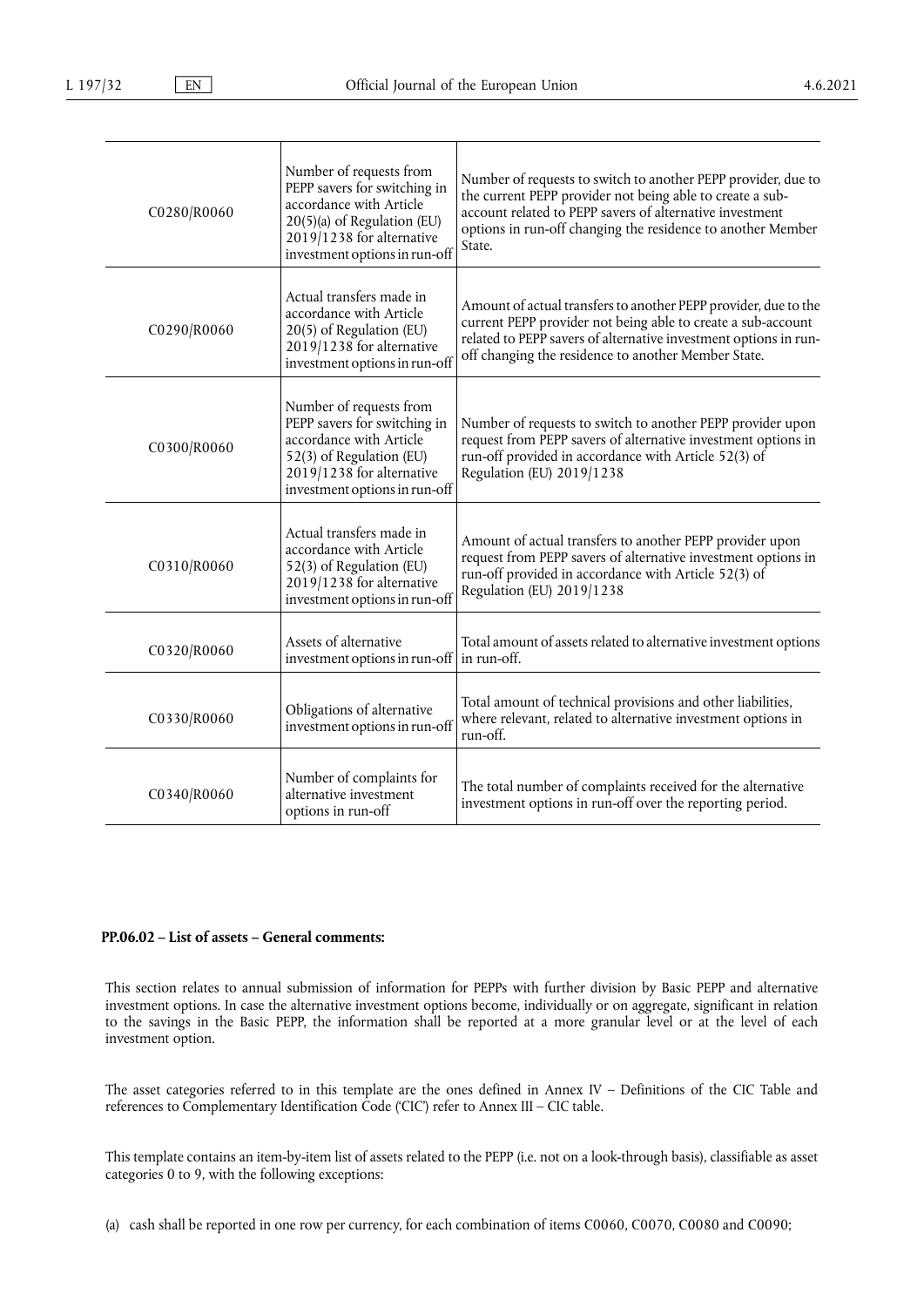| | | |
|---|---|---|
| C0280/R0060 | Number of requests from PEPP savers for switching in accordance with Article 20(5)(a) of Regulation (EU) 2019/1238 for alternative investment options in run-off | Number of requests to switch to another PEPP provider, due to the current PEPP provider not being able to create a sub-account related to PEPP savers of alternative investment options in run-off changing the residence to another Member State. |
| C0290/R0060 | Actual transfers made in accordance with Article 20(5) of Regulation (EU) 2019/1238 for alternative investment options in run-off | Amount of actual transfers to another PEPP provider, due to the current PEPP provider not being able to create a sub-account related to PEPP savers of alternative investment options in run-off changing the residence to another Member State. |
| C0300/R0060 | Number of requests from PEPP savers for switching in accordance with Article 52(3) of Regulation (EU) 2019/1238 for alternative investment options in run-off | Number of requests to switch to another PEPP provider upon request from PEPP savers of alternative investment options in run-off provided in accordance with Article 52(3) of Regulation (EU) 2019/1238 |
| C0310/R0060 | Actual transfers made in accordance with Article 52(3) of Regulation (EU) 2019/1238 for alternative investment options in run-off | Amount of actual transfers to another PEPP provider upon request from PEPP savers of alternative investment options in run-off provided in accordance with Article 52(3) of Regulation (EU) 2019/1238 |
| C0320/R0060 | Assets of alternative investment options in run-off | Total amount of assets related to alternative investment options in run-off. |
| C0330/R0060 | Obligations of alternative investment options in run-off | Total amount of technical provisions and other liabilities, where relevant, related to alternative investment options in run-off. |
| C0340/R0060 | Number of complaints for alternative investment options in run-off | The total number of complaints received for the alternative investment options in run-off over the reporting period. |

**PP.06.02 – List of assets – General comments:**

This section relates to annual submission of information for PEPPs with further division by Basic PEPP and alternative investment options. In case the alternative investment options become, individually or on aggregate, significant in relation to the savings in the Basic PEPP, the information shall be reported at a more granular level or at the level of each investment option.

The asset categories referred to in this template are the ones defined in Annex IV – Definitions of the CIC Table and references to Complementary Identification Code ('CIC') refer to Annex III – CIC table.

This template contains an item-by-item list of assets related to the PEPP (i.e. not on a look-through basis), classifiable as asset categories 0 to 9, with the following exceptions:

(a) cash shall be reported in one row per currency, for each combination of items C0060, C0070, C0080 and C0090;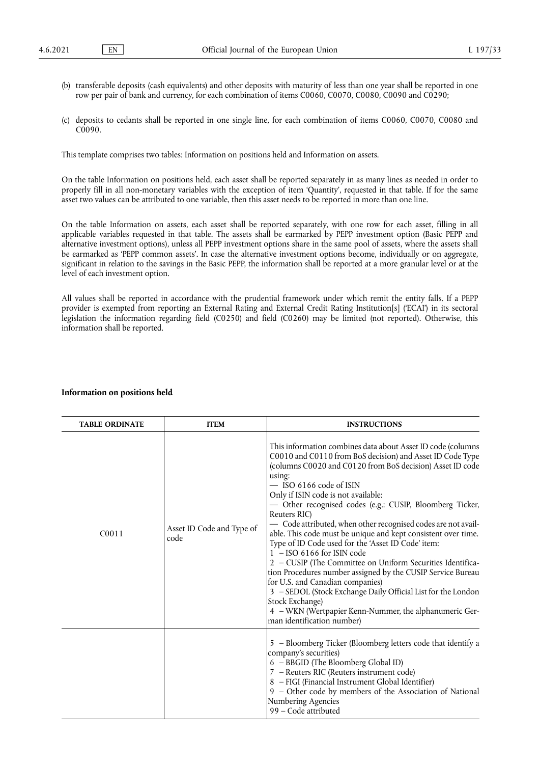(b) transferable deposits (cash equivalents) and other deposits with maturity of less than one year shall be reported in one row per pair of bank and currency, for each combination of items C0060, C0070, C0080, C0090 and C0290;

(c) deposits to cedants shall be reported in one single line, for each combination of items C0060, C0070, C0080 and C0090.

This template comprises two tables: Information on positions held and Information on assets.

On the table Information on positions held, each asset shall be reported separately in as many lines as needed in order to properly fill in all non-monetary variables with the exception of item 'Quantity', requested in that table. If for the same asset two values can be attributed to one variable, then this asset needs to be reported in more than one line.

On the table Information on assets, each asset shall be reported separately, with one row for each asset, filling in all applicable variables requested in that table. The assets shall be earmarked by PEPP investment option (Basic PEPP and alternative investment options), unless all PEPP investment options share in the same pool of assets, where the assets shall be earmarked as 'PEPP common assets'. In case the alternative investment options become, individually or on aggregate, significant in relation to the savings in the Basic PEPP, the information shall be reported at a more granular level or at the level of each investment option.

All values shall be reported in accordance with the prudential framework under which remit the entity falls. If a PEPP provider is exempted from reporting an External Rating and External Credit Rating Institution[s] ('ECAI') in its sectoral legislation the information regarding field (C0250) and field (C0260) may be limited (not reported). Otherwise, this information shall be reported.

**Information on positions held**

| TABLE ORDINATE | ITEM | INSTRUCTIONS |
|---|---|---|
| C0011 | Asset ID Code and Type of code | This information combines data about Asset ID code (columns C0010 and C0110 from BoS decision) and Asset ID Code Type (columns C0020 and C0120 from BoS decision) Asset ID code using:<br>— ISO 6166 code of ISIN<br>Only if ISIN code is not available:<br>— Other recognised codes (e.g.: CUSIP, Bloomberg Ticker, Reuters RIC)<br>— Code attributed, when other recognised codes are not available. This code must be unique and kept consistent over time.<br>Type of ID Code used for the 'Asset ID Code' item:<br>1 – ISO 6166 for ISIN code<br>2 – CUSIP (The Committee on Uniform Securities Identification Procedures number assigned by the CUSIP Service Bureau for U.S. and Canadian companies)<br>3 – SEDOL (Stock Exchange Daily Official List for the London Stock Exchange)<br>4 – WKN (Wertpapier Kenn-Nummer, the alphanumeric German identification number) |
| | | 5 – Bloomberg Ticker (Bloomberg letters code that identify a company's securities)<br>6 – BBGID (The Bloomberg Global ID)<br>7 – Reuters RIC (Reuters instrument code)<br>8 – FIGI (Financial Instrument Global Identifier)<br>9 – Other code by members of the Association of National Numbering Agencies<br>99 – Code attributed |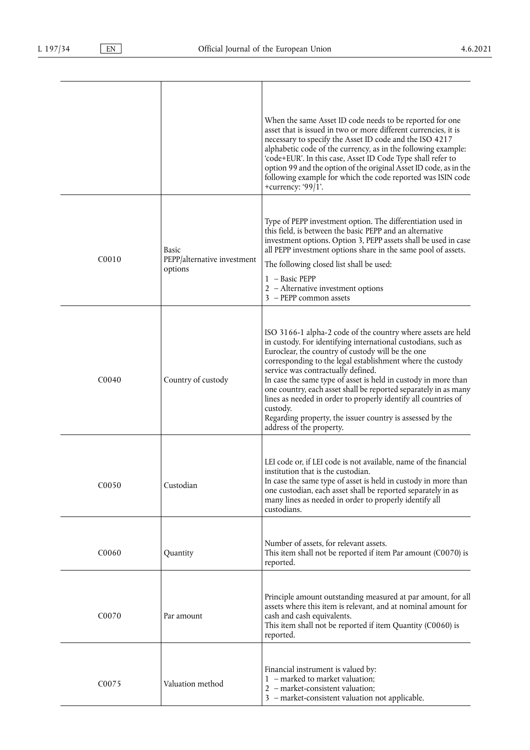| | | |
|---|---|---|
| | | When the same Asset ID code needs to be reported for one asset that is issued in two or more different currencies, it is necessary to specify the Asset ID code and the ISO 4217 alphabetic code of the currency, as in the following example: 'code+EUR'. In this case, Asset ID Code Type shall refer to option 99 and the option of the original Asset ID code, as in the following example for which the code reported was ISIN code +currency: '99/1'. |
| C0010 | Basic PEPP/alternative investment options | Type of PEPP investment option. The differentiation used in this field, is between the basic PEPP and an alternative investment options. Option 3, PEPP assets shall be used in case all PEPP investment options share in the same pool of assets.<br>The following closed list shall be used:<br>1 – Basic PEPP<br>2 – Alternative investment options<br>3 – PEPP common assets |
| C0040 | Country of custody | ISO 3166-1 alpha-2 code of the country where assets are held in custody. For identifying international custodians, such as Euroclear, the country of custody will be the one corresponding to the legal establishment where the custody service was contractually defined.<br>In case the same type of asset is held in custody in more than one country, each asset shall be reported separately in as many lines as needed in order to properly identify all countries of custody.<br>Regarding property, the issuer country is assessed by the address of the property. |
| C0050 | Custodian | LEI code or, if LEI code is not available, name of the financial institution that is the custodian.<br>In case the same type of asset is held in custody in more than one custodian, each asset shall be reported separately in as many lines as needed in order to properly identify all custodians. |
| C0060 | Quantity | Number of assets, for relevant assets.<br>This item shall not be reported if item Par amount (C0070) is reported. |
| C0070 | Par amount | Principle amount outstanding measured at par amount, for all assets where this item is relevant, and at nominal amount for cash and cash equivalents.<br>This item shall not be reported if item Quantity (C0060) is reported. |
| C0075 | Valuation method | Financial instrument is valued by:<br>1 – marked to market valuation;<br>2 – market-consistent valuation;<br>3 – market-consistent valuation not applicable. |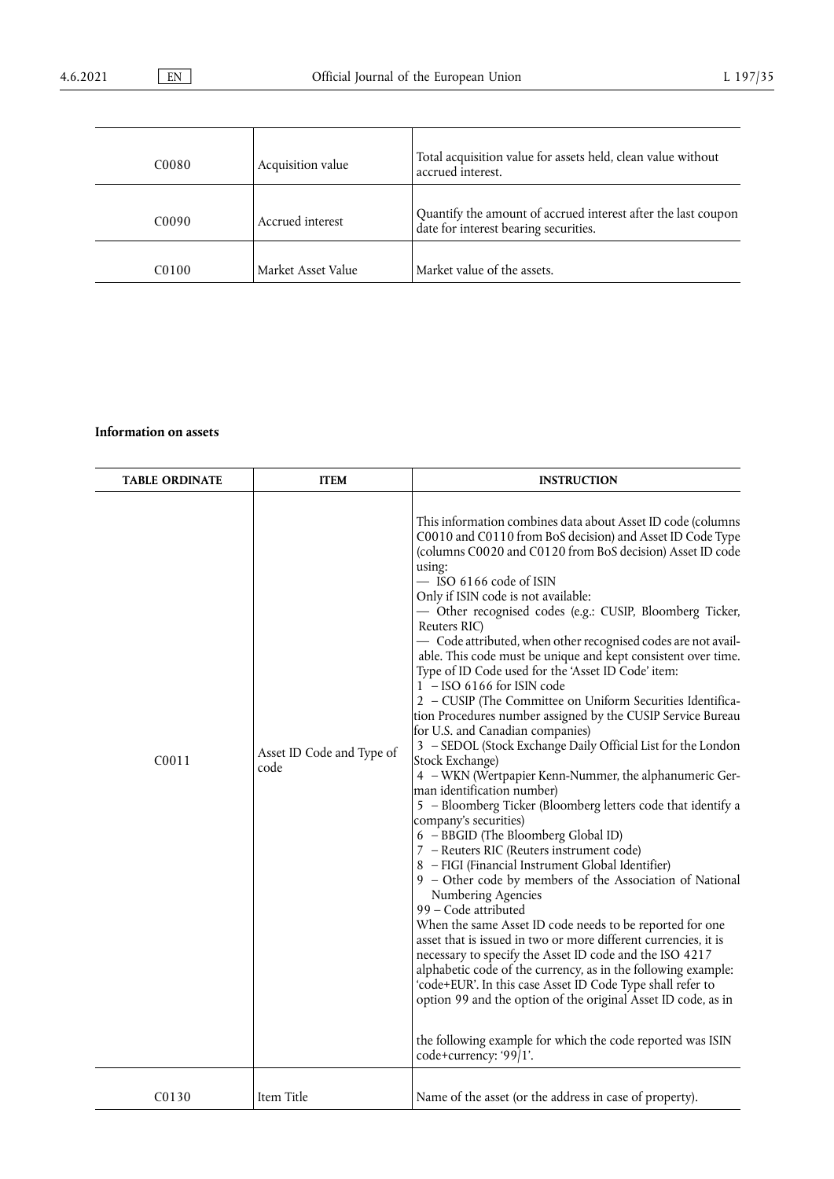| | | |
|---|---|---|
| C0080 | Acquisition value | Total acquisition value for assets held, clean value without accrued interest. |
| C0090 | Accrued interest | Quantify the amount of accrued interest after the last coupon date for interest bearing securities. |
| C0100 | Market Asset Value | Market value of the assets. |

**Information on assets**

| TABLE ORDINATE | ITEM | INSTRUCTION |
|---|---|---|
| C0011 | Asset ID Code and Type of code | This information combines data about Asset ID code (columns C0010 and C0110 from BoS decision) and Asset ID Code Type (columns C0020 and C0120 from BoS decision) Asset ID code using:<br>— ISO 6166 code of ISIN<br>Only if ISIN code is not available:<br>— Other recognised codes (e.g.: CUSIP, Bloomberg Ticker, Reuters RIC)<br>— Code attributed, when other recognised codes are not available. This code must be unique and kept consistent over time.<br>Type of ID Code used for the 'Asset ID Code' item:<br>1 – ISO 6166 for ISIN code<br>2 – CUSIP (The Committee on Uniform Securities Identification Procedures number assigned by the CUSIP Service Bureau for U.S. and Canadian companies)<br>3 – SEDOL (Stock Exchange Daily Official List for the London Stock Exchange)<br>4 – WKN (Wertpapier Kenn-Nummer, the alphanumeric German identification number)<br>5 – Bloomberg Ticker (Bloomberg letters code that identify a company's securities)<br>6 – BBGID (The Bloomberg Global ID)<br>7 – Reuters RIC (Reuters instrument code)<br>8 – FIGI (Financial Instrument Global Identifier)<br>9 – Other code by members of the Association of National Numbering Agencies<br>99 – Code attributed<br>When the same Asset ID code needs to be reported for one asset that is issued in two or more different currencies, it is necessary to specify the Asset ID code and the ISO 4217 alphabetic code of the currency, as in the following example: 'code+EUR'. In this case Asset ID Code Type shall refer to option 99 and the option of the original Asset ID code, as in the following example for which the code reported was ISIN code+currency: '99/1'. |
| C0130 | Item Title | Name of the asset (or the address in case of property). |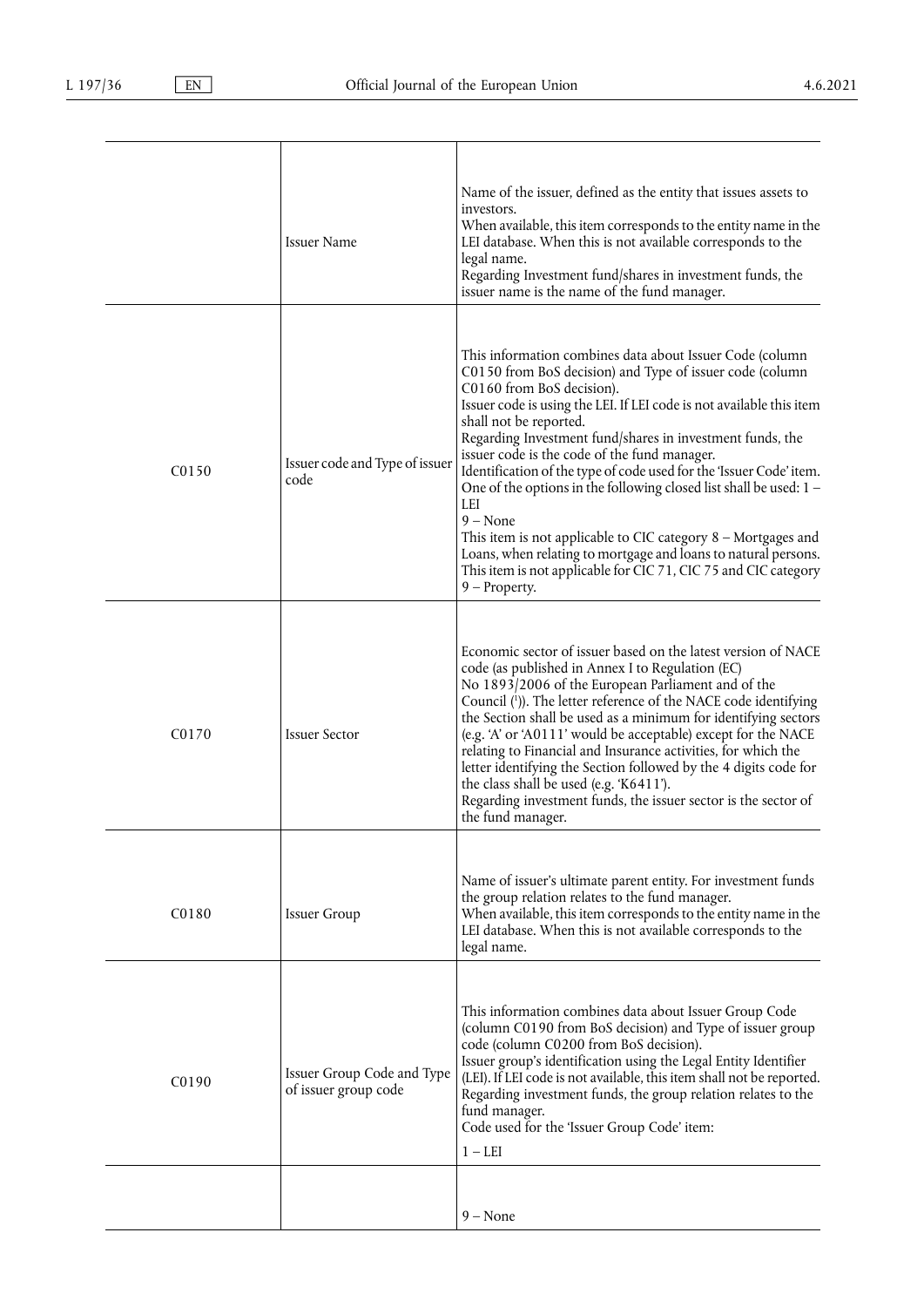| | | |
|---|---|---|
| | Issuer Name | Name of the issuer, defined as the entity that issues assets to investors.<br>When available, this item corresponds to the entity name in the LEI database. When this is not available corresponds to the legal name.<br>Regarding Investment fund/shares in investment funds, the issuer name is the name of the fund manager. |
| C0150 | Issuer code and Type of issuer code | This information combines data about Issuer Code (column C0150 from BoS decision) and Type of issuer code (column C0160 from BoS decision).<br>Issuer code is using the LEI. If LEI code is not available this item shall not be reported.<br>Regarding Investment fund/shares in investment funds, the issuer code is the code of the fund manager.<br>Identification of the type of code used for the 'Issuer Code' item. One of the options in the following closed list shall be used: 1 – LEI<br>9 – None<br>This item is not applicable to CIC category 8 – Mortgages and Loans, when relating to mortgage and loans to natural persons.<br>This item is not applicable for CIC 71, CIC 75 and CIC category 9 – Property. |
| C0170 | Issuer Sector | Economic sector of issuer based on the latest version of NACE code (as published in Annex I to Regulation (EC) No 1893/2006 of the European Parliament and of the Council [1]). The letter reference of the NACE code identifying the Section shall be used as a minimum for identifying sectors (e.g. 'A' or 'A0111' would be acceptable) except for the NACE relating to Financial and Insurance activities, for which the letter identifying the Section followed by the 4 digits code for the class shall be used (e.g. 'K6411').<br>Regarding investment funds, the issuer sector is the sector of the fund manager. |
| C0180 | Issuer Group | Name of issuer's ultimate parent entity. For investment funds the group relation relates to the fund manager.<br>When available, this item corresponds to the entity name in the LEI database. When this is not available corresponds to the legal name. |
| C0190 | Issuer Group Code and Type of issuer group code | This information combines data about Issuer Group Code (column C0190 from BoS decision) and Type of issuer group code (column C0200 from BoS decision).<br>Issuer group's identification using the Legal Entity Identifier (LEI). If LEI code is not available, this item shall not be reported.<br>Regarding investment funds, the group relation relates to the fund manager.<br>Code used for the 'Issuer Group Code' item:<br>1 – LEI |
| | | 9 – None |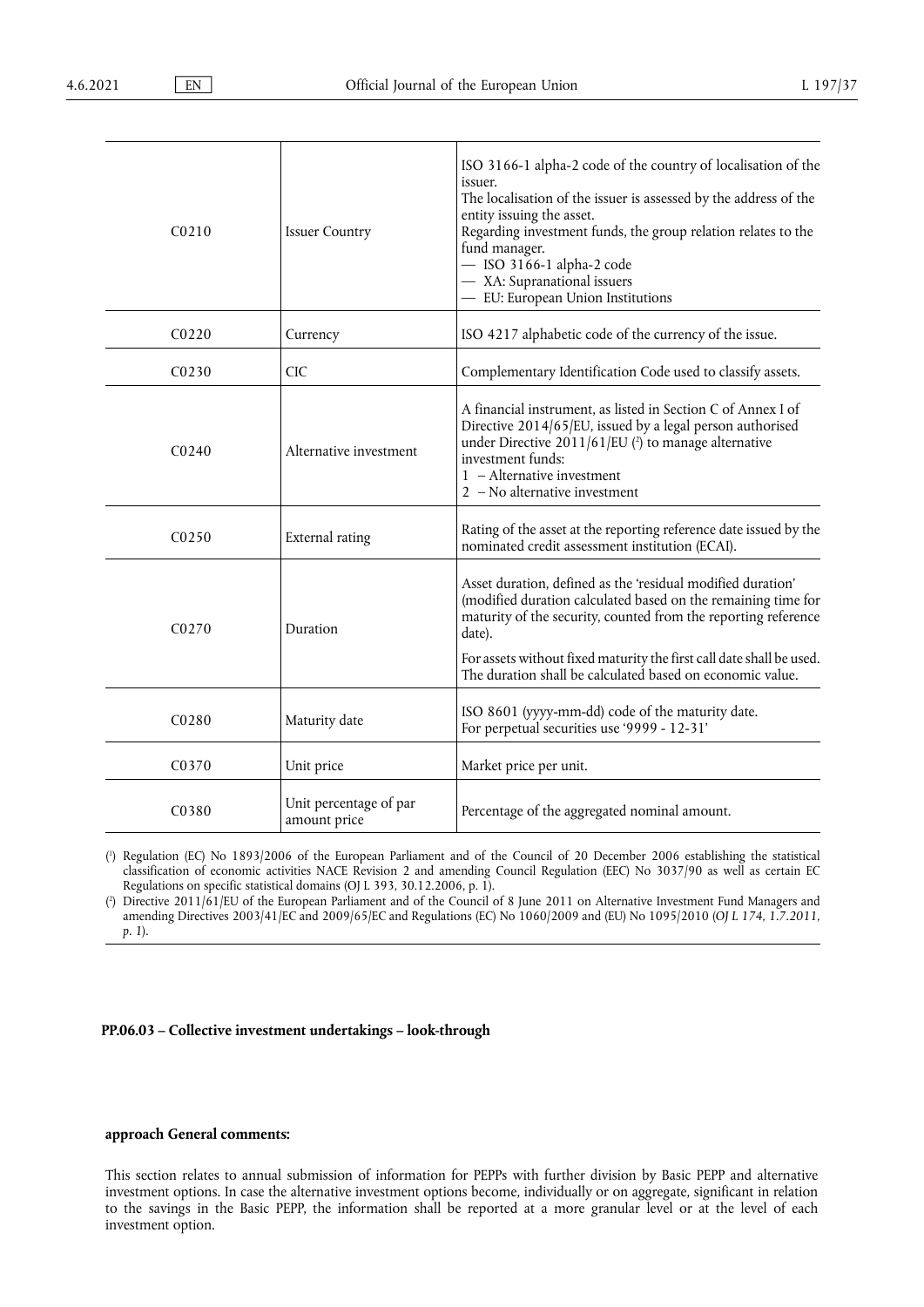| C0210 | Issuer Country | ISO 3166-1 alpha-2 code of the country of localisation of the issuer.<br>The localisation of the issuer is assessed by the address of the entity issuing the asset.<br>Regarding investment funds, the group relation relates to the fund manager.<br>— ISO 3166-1 alpha-2 code<br>— XA: Supranational issuers<br>— EU: European Union Institutions |
|---|---|---|
| C0220 | Currency | ISO 4217 alphabetic code of the currency of the issue. |
| C0230 | CIC | Complementary Identification Code used to classify assets. |
| C0240 | Alternative investment | A financial instrument, as listed in Section C of Annex I of Directive 2014/65/EU, issued by a legal person authorised under Directive 2011/61/EU [2] to manage alternative investment funds:<br>1 – Alternative investment<br>2 – No alternative investment |
| C0250 | External rating | Rating of the asset at the reporting reference date issued by the nominated credit assessment institution (ECAI). |
| C0270 | Duration | Asset duration, defined as the 'residual modified duration' (modified duration calculated based on the remaining time for maturity of the security, counted from the reporting reference date).<br><br>For assets without fixed maturity the first call date shall be used. The duration shall be calculated based on economic value. |
| C0280 | Maturity date | ISO 8601 (yyyy-mm-dd) code of the maturity date.<br>For perpetual securities use '9999 - 12-31' |
| C0370 | Unit price | Market price per unit. |
| C0380 | Unit percentage of par amount price | Percentage of the aggregated nominal amount. |

[1] Regulation (EC) No 1893/2006 of the European Parliament and of the Council of 20 December 2006 establishing the statistical classification of economic activities NACE Revision 2 and amending Council Regulation (EEC) No 3037/90 as well as certain EC Regulations on specific statistical domains (OJ L 393, 30.12.2006, p. 1).

[2] Directive 2011/61/EU of the European Parliament and of the Council of 8 June 2011 on Alternative Investment Fund Managers and amending Directives 2003/41/EC and 2009/65/EC and Regulations (EC) No 1060/2009 and (EU) No 1095/2010 (*OJ L 174, 1.7.2011, p. 1*).

**PP.06.03 – Collective investment undertakings – look-through**

**approach General comments:**

This section relates to annual submission of information for PEPPs with further division by Basic PEPP and alternative investment options. In case the alternative investment options become, individually or on aggregate, significant in relation to the savings in the Basic PEPP, the information shall be reported at a more granular level or at the level of each investment option.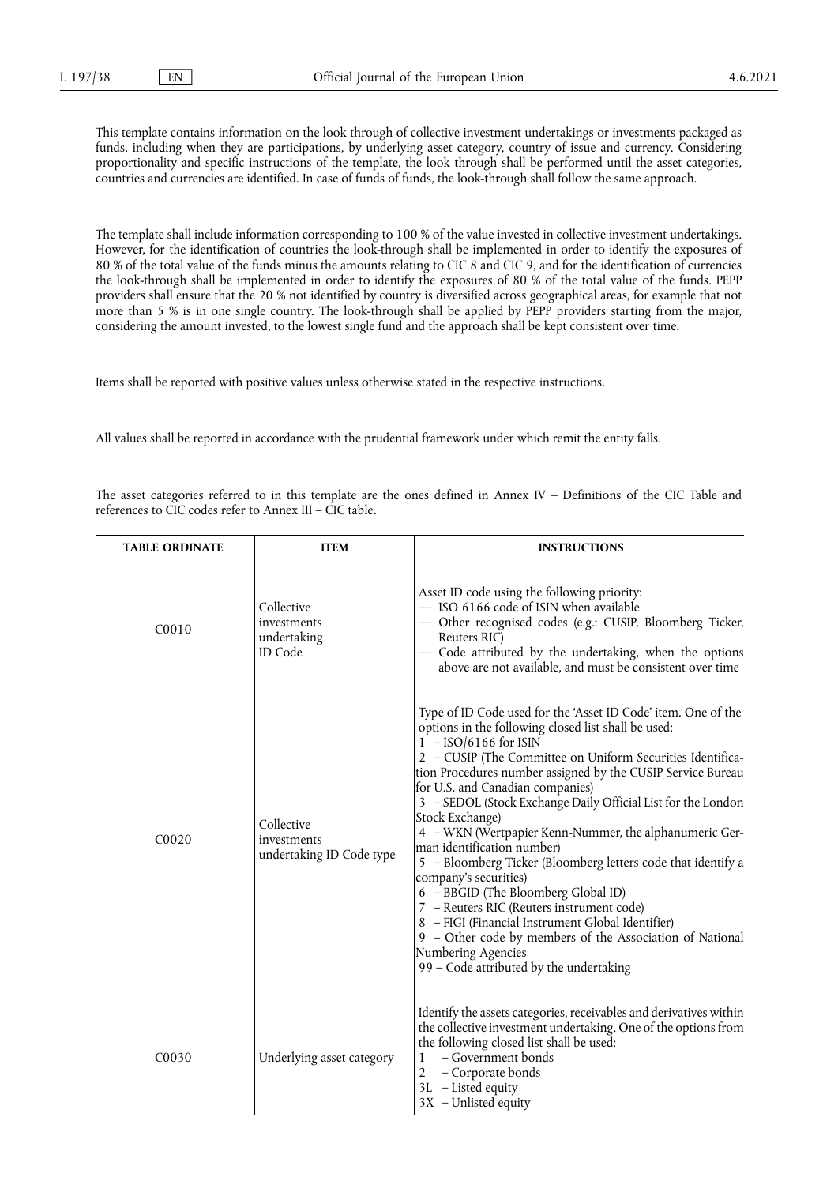This template contains information on the look through of collective investment undertakings or investments packaged as funds, including when they are participations, by underlying asset category, country of issue and currency. Considering proportionality and specific instructions of the template, the look through shall be performed until the asset categories, countries and currencies are identified. In case of funds of funds, the look-through shall follow the same approach.

The template shall include information corresponding to 100 % of the value invested in collective investment undertakings. However, for the identification of countries the look-through shall be implemented in order to identify the exposures of 80 % of the total value of the funds minus the amounts relating to CIC 8 and CIC 9, and for the identification of currencies the look-through shall be implemented in order to identify the exposures of 80 % of the total value of the funds. PEPP providers shall ensure that the 20 % not identified by country is diversified across geographical areas, for example that not more than 5 % is in one single country. The look-through shall be applied by PEPP providers starting from the major, considering the amount invested, to the lowest single fund and the approach shall be kept consistent over time.

Items shall be reported with positive values unless otherwise stated in the respective instructions.

All values shall be reported in accordance with the prudential framework under which remit the entity falls.

The asset categories referred to in this template are the ones defined in Annex IV – Definitions of the CIC Table and references to CIC codes refer to Annex III – CIC table.

| TABLE ORDINATE | ITEM | INSTRUCTIONS |
|---|---|---|
| C0010 | Collective investments undertaking ID Code | Asset ID code using the following priority:<br>— ISO 6166 code of ISIN when available<br>— Other recognised codes (e.g.: CUSIP, Bloomberg Ticker, Reuters RIC)<br>— Code attributed by the undertaking, when the options above are not available, and must be consistent over time |
| C0020 | Collective investments undertaking ID Code type | Type of ID Code used for the 'Asset ID Code' item. One of the options in the following closed list shall be used:<br>1 – ISO/6166 for ISIN<br>2 – CUSIP (The Committee on Uniform Securities Identification Procedures number assigned by the CUSIP Service Bureau for U.S. and Canadian companies)<br>3 – SEDOL (Stock Exchange Daily Official List for the London Stock Exchange)<br>4 – WKN (Wertpapier Kenn-Nummer, the alphanumeric German identification number)<br>5 – Bloomberg Ticker (Bloomberg letters code that identify a company's securities)<br>6 – BBGID (The Bloomberg Global ID)<br>7 – Reuters RIC (Reuters instrument code)<br>8 – FIGI (Financial Instrument Global Identifier)<br>9 – Other code by members of the Association of National Numbering Agencies<br>99 – Code attributed by the undertaking |
| C0030 | Underlying asset category | Identify the assets categories, receivables and derivatives within the collective investment undertaking. One of the options from the following closed list shall be used:<br>1 – Government bonds<br>2 – Corporate bonds<br>3L – Listed equity<br>3X – Unlisted equity |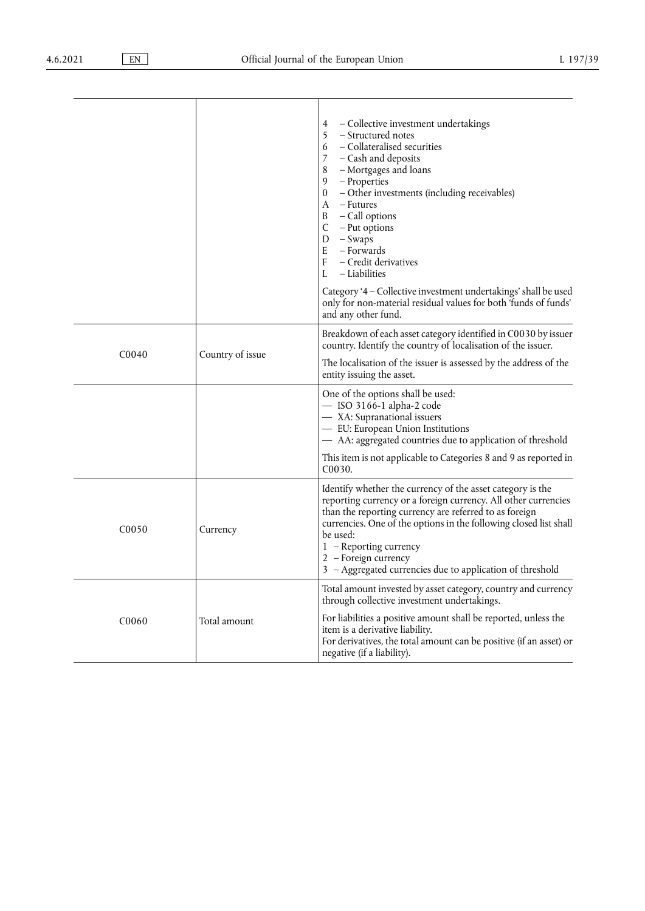| | | |
|---|---|---|
| | | 4 – Collective investment undertakings<br>5 – Structured notes<br>6 – Collateralised securities<br>7 – Cash and deposits<br>8 – Mortgages and loans<br>9 – Properties<br>0 – Other investments (including receivables)<br>A – Futures<br>B – Call options<br>C – Put options<br>D – Swaps<br>E – Forwards<br>F – Credit derivatives<br>L – Liabilities<br><br>Category '4 – Collective investment undertakings' shall be used only for non-material residual values for both 'funds of funds' and any other fund. |
| C0040 | Country of issue | Breakdown of each asset category identified in C0030 by issuer country. Identify the country of localisation of the issuer.<br><br>The localisation of the issuer is assessed by the address of the entity issuing the asset. |
| | | One of the options shall be used:<br>— ISO 3166-1 alpha-2 code<br>— XA: Supranational issuers<br>— EU: European Union Institutions<br>— AA: aggregated countries due to application of threshold<br><br>This item is not applicable to Categories 8 and 9 as reported in C0030. |
| C0050 | Currency | Identify whether the currency of the asset category is the reporting currency or a foreign currency. All other currencies than the reporting currency are referred to as foreign currencies. One of the options in the following closed list shall be used:<br>1 – Reporting currency<br>2 – Foreign currency<br>3 – Aggregated currencies due to application of threshold |
| C0060 | Total amount | Total amount invested by asset category, country and currency through collective investment undertakings.<br><br>For liabilities a positive amount shall be reported, unless the item is a derivative liability.<br>For derivatives, the total amount can be positive (if an asset) or negative (if a liability). |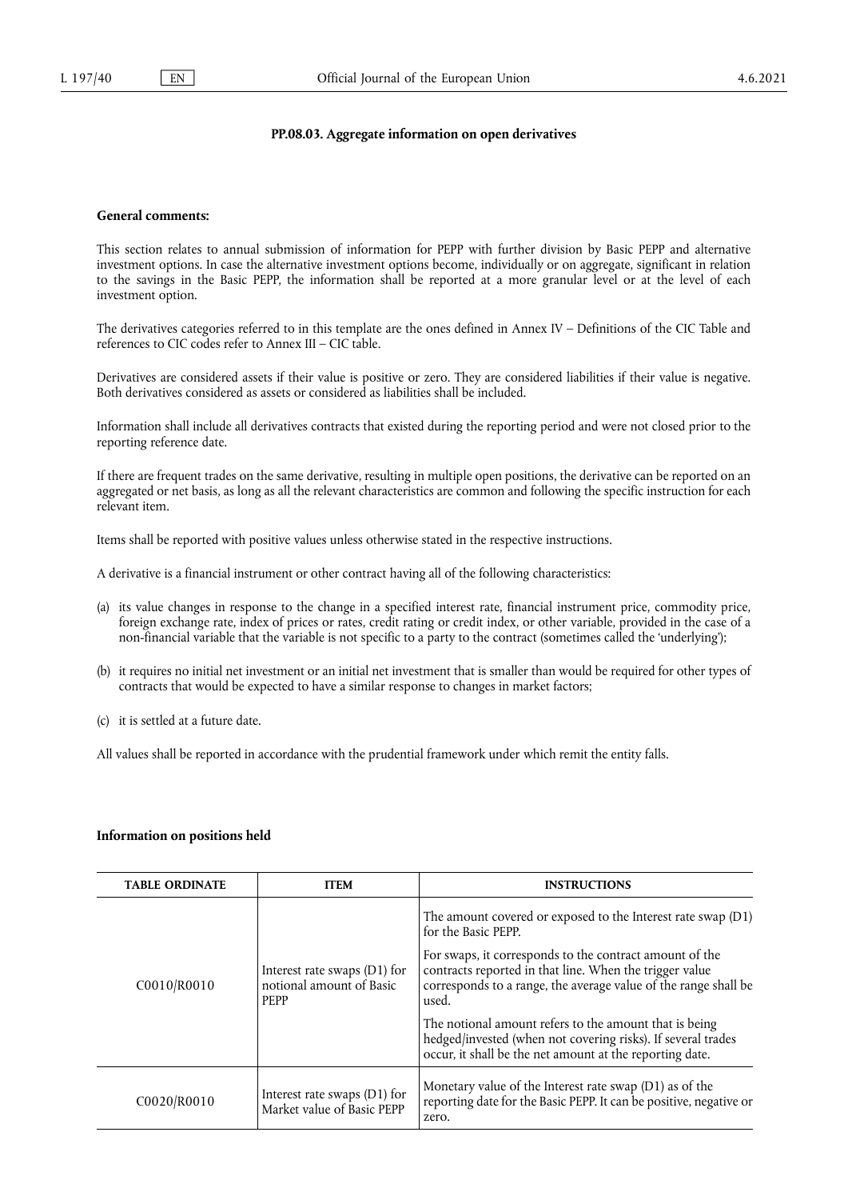## PP.08.03. Aggregate information on open derivatives

**General comments:**

This section relates to annual submission of information for PEPP with further division by Basic PEPP and alternative investment options. In case the alternative investment options become, individually or on aggregate, significant in relation to the savings in the Basic PEPP, the information shall be reported at a more granular level or at the level of each investment option.

The derivatives categories referred to in this template are the ones defined in Annex IV – Definitions of the CIC Table and references to CIC codes refer to Annex III – CIC table.

Derivatives are considered assets if their value is positive or zero. They are considered liabilities if their value is negative. Both derivatives considered as assets or considered as liabilities shall be included.

Information shall include all derivatives contracts that existed during the reporting period and were not closed prior to the reporting reference date.

If there are frequent trades on the same derivative, resulting in multiple open positions, the derivative can be reported on an aggregated or net basis, as long as all the relevant characteristics are common and following the specific instruction for each relevant item.

Items shall be reported with positive values unless otherwise stated in the respective instructions.

A derivative is a financial instrument or other contract having all of the following characteristics:

(a) its value changes in response to the change in a specified interest rate, financial instrument price, commodity price, foreign exchange rate, index of prices or rates, credit rating or credit index, or other variable, provided in the case of a non-financial variable that the variable is not specific to a party to the contract (sometimes called the 'underlying');

(b) it requires no initial net investment or an initial net investment that is smaller than would be required for other types of contracts that would be expected to have a similar response to changes in market factors;

(c) it is settled at a future date.

All values shall be reported in accordance with the prudential framework under which remit the entity falls.

**Information on positions held**

| TABLE ORDINATE | ITEM | INSTRUCTIONS |
|---|---|---|
| C0010/R0010 | Interest rate swaps (D1) for notional amount of Basic PEPP | The amount covered or exposed to the Interest rate swap (D1) for the Basic PEPP.<br><br>For swaps, it corresponds to the contract amount of the contracts reported in that line. When the trigger value corresponds to a range, the average value of the range shall be used.<br><br>The notional amount refers to the amount that is being hedged/invested (when not covering risks). If several trades occur, it shall be the net amount at the reporting date. |
| C0020/R0010 | Interest rate swaps (D1) for Market value of Basic PEPP | Monetary value of the Interest rate swap (D1) as of the reporting date for the Basic PEPP. It can be positive, negative or zero. |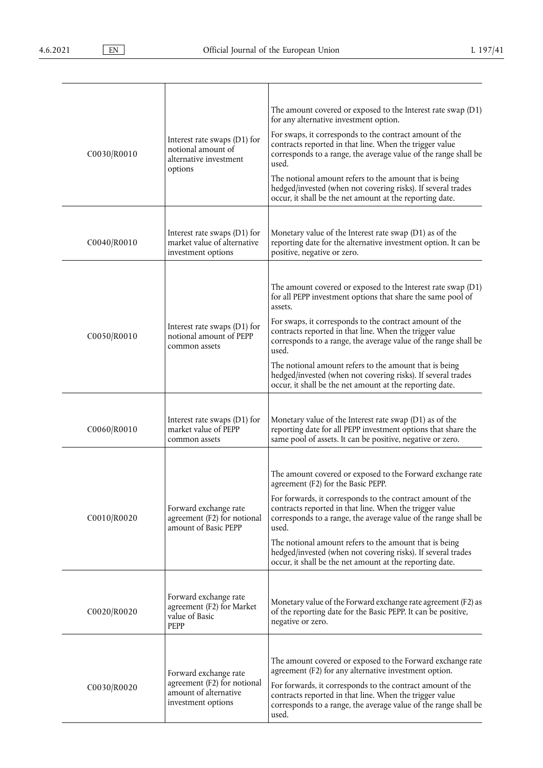| | | |
|---|---|---|
| C0030/R0010 | Interest rate swaps (D1) for notional amount of alternative investment options | The amount covered or exposed to the Interest rate swap (D1) for any alternative investment option.<br><br>For swaps, it corresponds to the contract amount of the contracts reported in that line. When the trigger value corresponds to a range, the average value of the range shall be used.<br><br>The notional amount refers to the amount that is being hedged/invested (when not covering risks). If several trades occur, it shall be the net amount at the reporting date. |
| C0040/R0010 | Interest rate swaps (D1) for market value of alternative investment options | Monetary value of the Interest rate swap (D1) as of the reporting date for the alternative investment option. It can be positive, negative or zero. |
| C0050/R0010 | Interest rate swaps (D1) for notional amount of PEPP common assets | The amount covered or exposed to the Interest rate swap (D1) for all PEPP investment options that share the same pool of assets.<br><br>For swaps, it corresponds to the contract amount of the contracts reported in that line. When the trigger value corresponds to a range, the average value of the range shall be used.<br><br>The notional amount refers to the amount that is being hedged/invested (when not covering risks). If several trades occur, it shall be the net amount at the reporting date. |
| C0060/R0010 | Interest rate swaps (D1) for market value of PEPP common assets | Monetary value of the Interest rate swap (D1) as of the reporting date for all PEPP investment options that share the same pool of assets. It can be positive, negative or zero. |
| C0010/R0020 | Forward exchange rate agreement (F2) for notional amount of Basic PEPP | The amount covered or exposed to the Forward exchange rate agreement (F2) for the Basic PEPP.<br><br>For forwards, it corresponds to the contract amount of the contracts reported in that line. When the trigger value corresponds to a range, the average value of the range shall be used.<br><br>The notional amount refers to the amount that is being hedged/invested (when not covering risks). If several trades occur, it shall be the net amount at the reporting date. |
| C0020/R0020 | Forward exchange rate agreement (F2) for Market value of Basic PEPP | Monetary value of the Forward exchange rate agreement (F2) as of the reporting date for the Basic PEPP. It can be positive, negative or zero. |
| C0030/R0020 | Forward exchange rate agreement (F2) for notional amount of alternative investment options | The amount covered or exposed to the Forward exchange rate agreement (F2) for any alternative investment option.<br><br>For forwards, it corresponds to the contract amount of the contracts reported in that line. When the trigger value corresponds to a range, the average value of the range shall be used. |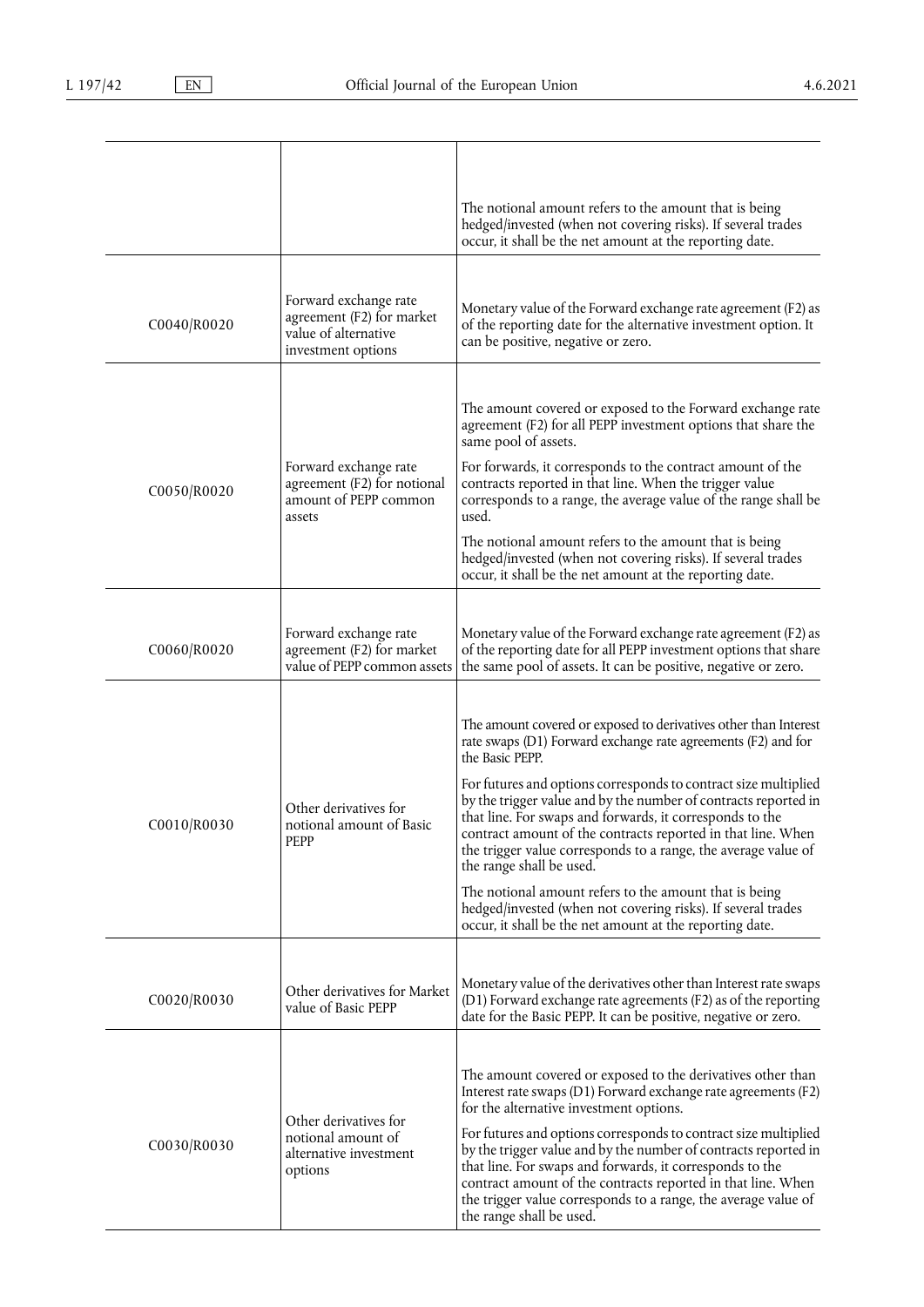| | | |
|---|---|---|
| | | The notional amount refers to the amount that is being hedged/invested (when not covering risks). If several trades occur, it shall be the net amount at the reporting date. |
| C0040/R0020 | Forward exchange rate agreement (F2) for market value of alternative investment options | Monetary value of the Forward exchange rate agreement (F2) as of the reporting date for the alternative investment option. It can be positive, negative or zero. |
| C0050/R0020 | Forward exchange rate agreement (F2) for notional amount of PEPP common assets | The amount covered or exposed to the Forward exchange rate agreement (F2) for all PEPP investment options that share the same pool of assets.<br><br>For forwards, it corresponds to the contract amount of the contracts reported in that line. When the trigger value corresponds to a range, the average value of the range shall be used.<br><br>The notional amount refers to the amount that is being hedged/invested (when not covering risks). If several trades occur, it shall be the net amount at the reporting date. |
| C0060/R0020 | Forward exchange rate agreement (F2) for market value of PEPP common assets | Monetary value of the Forward exchange rate agreement (F2) as of the reporting date for all PEPP investment options that share the same pool of assets. It can be positive, negative or zero. |
| C0010/R0030 | Other derivatives for notional amount of Basic PEPP | The amount covered or exposed to derivatives other than Interest rate swaps (D1) Forward exchange rate agreements (F2) and for the Basic PEPP.<br><br>For futures and options corresponds to contract size multiplied by the trigger value and by the number of contracts reported in that line. For swaps and forwards, it corresponds to the contract amount of the contracts reported in that line. When the trigger value corresponds to a range, the average value of the range shall be used.<br><br>The notional amount refers to the amount that is being hedged/invested (when not covering risks). If several trades occur, it shall be the net amount at the reporting date. |
| C0020/R0030 | Other derivatives for Market value of Basic PEPP | Monetary value of the derivatives other than Interest rate swaps (D1) Forward exchange rate agreements (F2) as of the reporting date for the Basic PEPP. It can be positive, negative or zero. |
| C0030/R0030 | Other derivatives for notional amount of alternative investment options | The amount covered or exposed to the derivatives other than Interest rate swaps (D1) Forward exchange rate agreements (F2) for the alternative investment options.<br><br>For futures and options corresponds to contract size multiplied by the trigger value and by the number of contracts reported in that line. For swaps and forwards, it corresponds to the contract amount of the contracts reported in that line. When the trigger value corresponds to a range, the average value of the range shall be used. |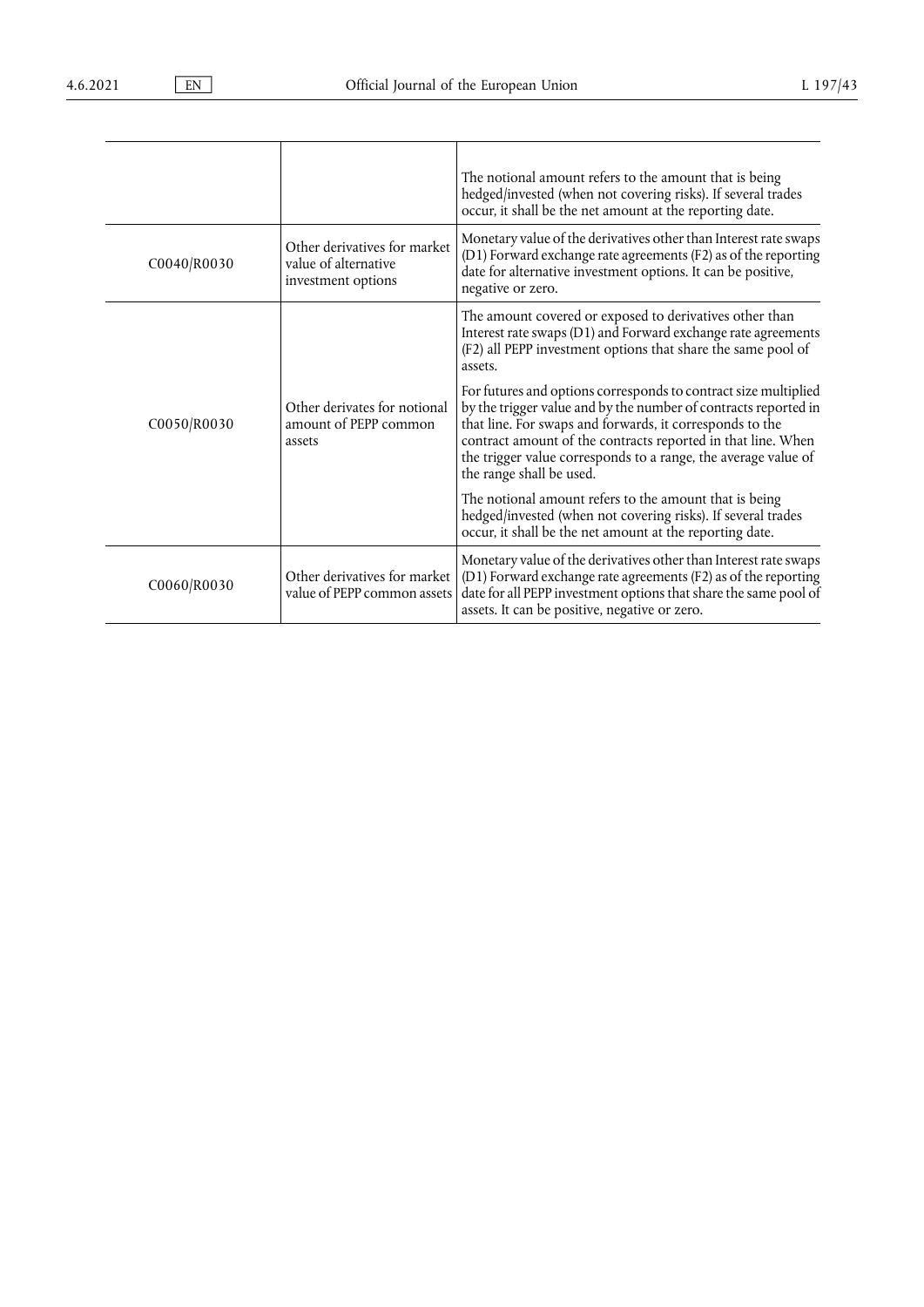|  |  |  |
|---|---|---|
|  |  | The notional amount refers to the amount that is being hedged/invested (when not covering risks). If several trades occur, it shall be the net amount at the reporting date. |
| C0040/R0030 | Other derivatives for market value of alternative investment options | Monetary value of the derivatives other than Interest rate swaps (D1) Forward exchange rate agreements (F2) as of the reporting date for alternative investment options. It can be positive, negative or zero. |
| C0050/R0030 | Other derivates for notional amount of PEPP common assets | The amount covered or exposed to derivatives other than Interest rate swaps (D1) and Forward exchange rate agreements (F2) all PEPP investment options that share the same pool of assets.<br><br>For futures and options corresponds to contract size multiplied by the trigger value and by the number of contracts reported in that line. For swaps and forwards, it corresponds to the contract amount of the contracts reported in that line. When the trigger value corresponds to a range, the average value of the range shall be used.<br><br>The notional amount refers to the amount that is being hedged/invested (when not covering risks). If several trades occur, it shall be the net amount at the reporting date. |
| C0060/R0030 | Other derivatives for market value of PEPP common assets | Monetary value of the derivatives other than Interest rate swaps (D1) Forward exchange rate agreements (F2) as of the reporting date for all PEPP investment options that share the same pool of assets. It can be positive, negative or zero. |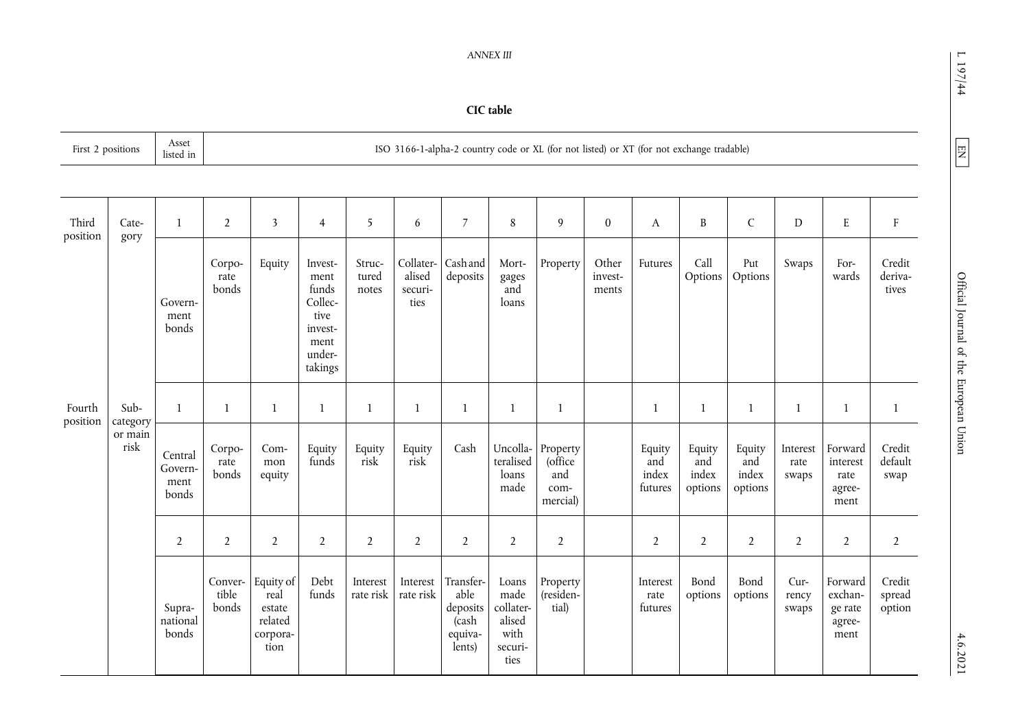*ANNEX III*

**CIC table**

| First 2 positions | | Asset listed in | ISO 3166-1-alpha-2 country code or XL (for not listed) or XT (for not exchange tradable) | | | | | | | | | | | | | | |
|---|---|---|---|---|---|---|---|---|---|---|---|---|---|---|---|---|---|
| Third position | Category | 1 | 2 | 3 | 4 | 5 | 6 | 7 | 8 | 9 | 0 | A | B | C | D | E | F |
| | | Government bonds | Corporate bonds | Equity | Investment funds Collective investment undertakings | Structured notes | Collateralised securities | Cash and deposits | Mortgages and loans | Property | Other investments | Futures | Call Options | Put Options | Swaps | Forwards | Credit derivatives |
| Fourth position | Sub-category or main risk | 1 | 1 | 1 | 1 | 1 | 1 | 1 | 1 | 1 | | 1 | 1 | 1 | 1 | 1 | 1 |
| | | Central Government bonds | Corporate bonds | Common equity | Equity funds | Equity risk | Equity risk | Cash | Uncollateralised loans made | Property (office and commercial) | | Equity and index futures | Equity and index options | Equity and index options | Interest rate swaps | Forward interest rate agreement | Credit default swap |
| | | 2 | 2 | 2 | 2 | 2 | 2 | 2 | 2 | 2 | | 2 | 2 | 2 | 2 | 2 | 2 |
| | | Supranational bonds | Convertible bonds | Equity of real estate related corporation | Debt funds | Interest rate risk | Interest rate risk | Transferable deposits (cash equivalents) | Loans made collateralised with securities | Property (residential) | | Interest rate futures | Bond options | Bond options | Currency swaps | Forward exchange rate agreement | Credit spread option |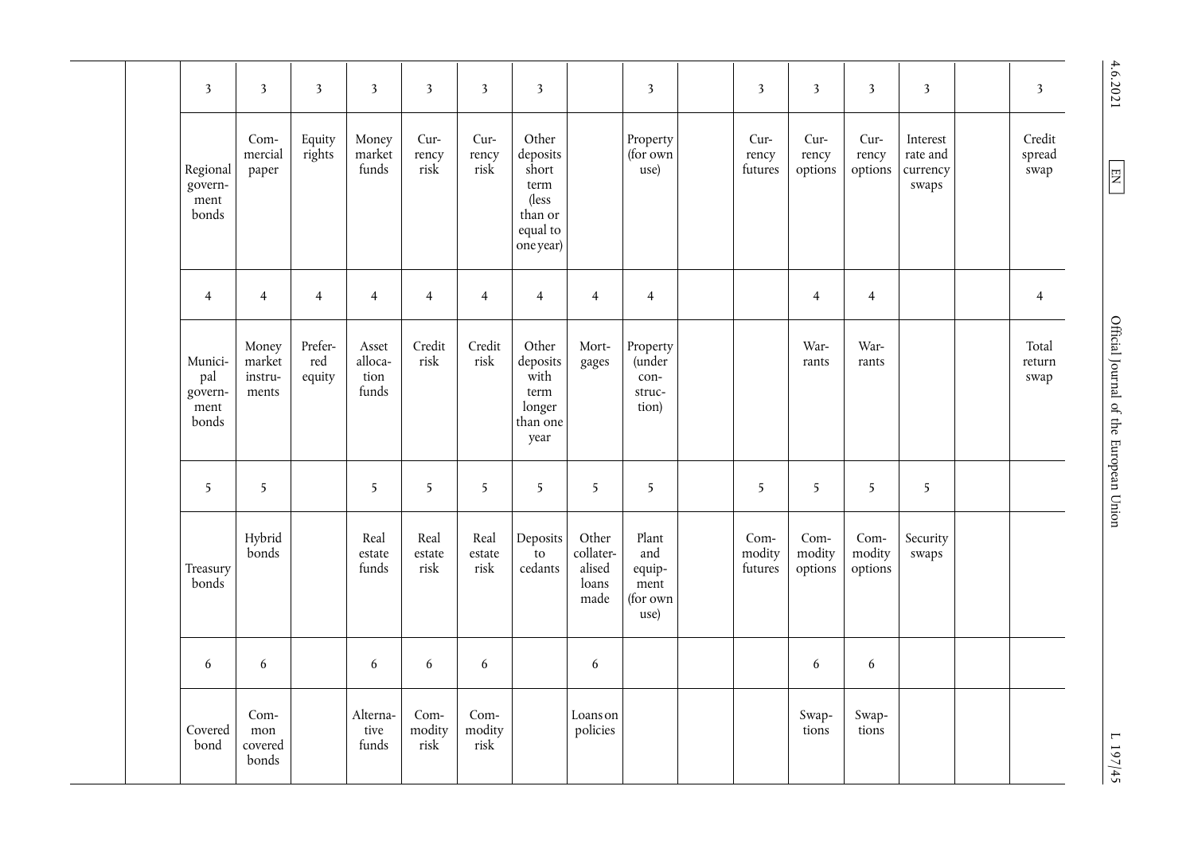| | | | | | | | | | | | | | | | | | |
|---|---|---|---|---|---|---|---|---|---|---|---|---|---|---|---|---|---|
| | | 3 | 3 | 3 | 3 | 3 | 3 | 3 | | 3 | | 3 | 3 | 3 | 3 | | 3 |
| | | Regional government bonds | Commercial paper | Equity rights | Money market funds | Currency risk | Currency risk | Other deposits short term (less than or equal to one year) | | Property (for own use) | | Currency futures | Currency options | Currency options | Interest rate and currency swaps | | Credit spread swap |
| | | 4 | 4 | 4 | 4 | 4 | 4 | 4 | 4 | 4 | | | 4 | 4 | | | 4 |
| | | Municipal government bonds | Money market instruments | Preferred equity | Asset allocation funds | Credit risk | Credit risk | Other deposits with term longer than one year | Mortgages | Property (under construction) | | | Warrants | Warrants | | | Total return swap |
| | | 5 | 5 | | 5 | 5 | 5 | 5 | 5 | 5 | | 5 | 5 | 5 | 5 | | |
| | | Treasury bonds | Hybrid bonds | | Real estate funds | Real estate risk | Real estate risk | Deposits to cedants | Other collateralised loans made | Plant and equipment (for own use) | | Commodity futures | Commodity options | Commodity options | Security swaps | | |
| | | 6 | 6 | | 6 | 6 | 6 | | 6 | | | | 6 | 6 | | | |
| | | Covered bond | Common covered bonds | | Alternative funds | Commodity risk | Commodity risk | | Loans on policies | | | | Swaptions | Swaptions | | | |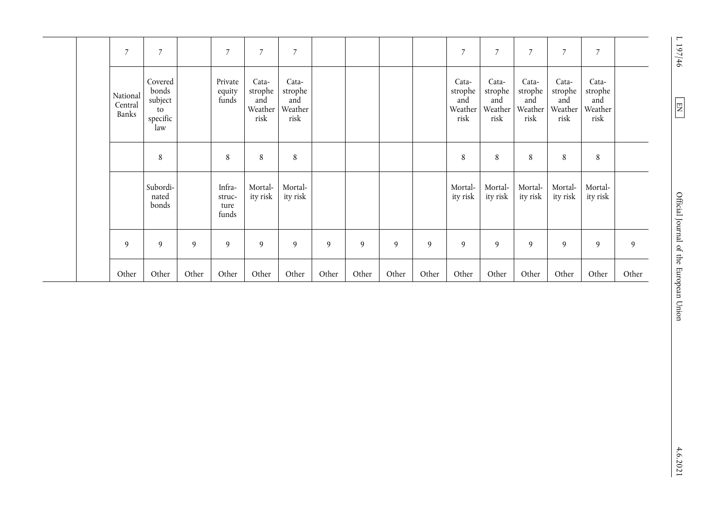|  |  | 7 | 7 |  | 7 | 7 | 7 |  |  |  |  | 7 | 7 | 7 | 7 | 7 |  |
|---|---|---|---|---|---|---|---|---|---|---|---|---|---|---|---|---|---|
|  |  | National Central Banks | Covered bonds subject to specific law |  | Private equity funds | Catastrophe and Weather risk | Catastrophe and Weather risk |  |  |  |  | Catastrophe and Weather risk | Catastrophe and Weather risk | Catastrophe and Weather risk | Catastrophe and Weather risk | Catastrophe and Weather risk |  |
|  |  |  | 8 |  | 8 | 8 | 8 |  |  |  |  | 8 | 8 | 8 | 8 | 8 |  |
|  |  |  | Subordinated bonds |  | Infrastructure funds | Mortality risk | Mortality risk |  |  |  |  | Mortality risk | Mortality risk | Mortality risk | Mortality risk | Mortality risk |  |
|  |  | 9 | 9 | 9 | 9 | 9 | 9 | 9 | 9 | 9 | 9 | 9 | 9 | 9 | 9 | 9 | 9 |
|  |  | Other | Other | Other | Other | Other | Other | Other | Other | Other | Other | Other | Other | Other | Other | Other | Other |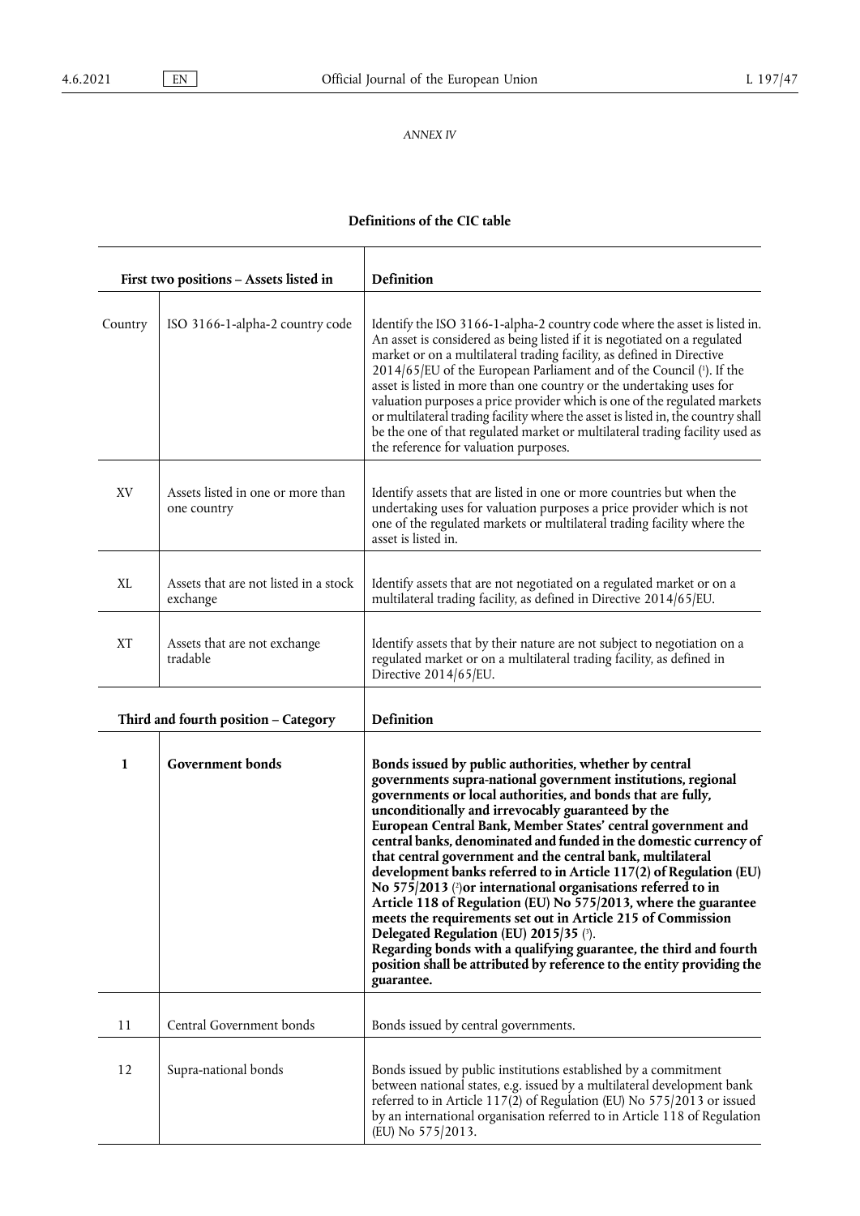*ANNEX IV*

## Definitions of the CIC table

| First two positions – Assets listed in | | Definition |
|---|---|---|
| Country | ISO 3166-1-alpha-2 country code | Identify the ISO 3166-1-alpha-2 country code where the asset is listed in. An asset is considered as being listed if it is negotiated on a regulated market or on a multilateral trading facility, as defined in Directive 2014/65/EU of the European Parliament and of the Council [1]. If the asset is listed in more than one country or the undertaking uses for valuation purposes a price provider which is one of the regulated markets or multilateral trading facility where the asset is listed in, the country shall be the one of that regulated market or multilateral trading facility used as the reference for valuation purposes. |
| XV | Assets listed in one or more than one country | Identify assets that are listed in one or more countries but when the undertaking uses for valuation purposes a price provider which is not one of the regulated markets or multilateral trading facility where the asset is listed in. |
| XL | Assets that are not listed in a stock exchange | Identify assets that are not negotiated on a regulated market or on a multilateral trading facility, as defined in Directive 2014/65/EU. |
| XT | Assets that are not exchange tradable | Identify assets that by their nature are not subject to negotiation on a regulated market or on a multilateral trading facility, as defined in Directive 2014/65/EU. |

| Third and fourth position – Category | | Definition |
|---|---|---|
| **1** | **Government bonds** | **Bonds issued by public authorities, whether by central governments supra-national government institutions, regional governments or local authorities, and bonds that are fully, unconditionally and irrevocably guaranteed by the European Central Bank, Member States' central government and central banks, denominated and funded in the domestic currency of that central government and the central bank, multilateral development banks referred to in Article 117(2) of Regulation (EU) No 575/2013 [2]or international organisations referred to in Article 118 of Regulation (EU) No 575/2013, where the guarantee meets the requirements set out in Article 215 of Commission Delegated Regulation (EU) 2015/35 [3].**<br>**Regarding bonds with a qualifying guarantee, the third and fourth position shall be attributed by reference to the entity providing the guarantee.** |
| 11 | Central Government bonds | Bonds issued by central governments. |
| 12 | Supra-national bonds | Bonds issued by public institutions established by a commitment between national states, e.g. issued by a multilateral development bank referred to in Article 117(2) of Regulation (EU) No 575/2013 or issued by an international organisation referred to in Article 118 of Regulation (EU) No 575/2013. |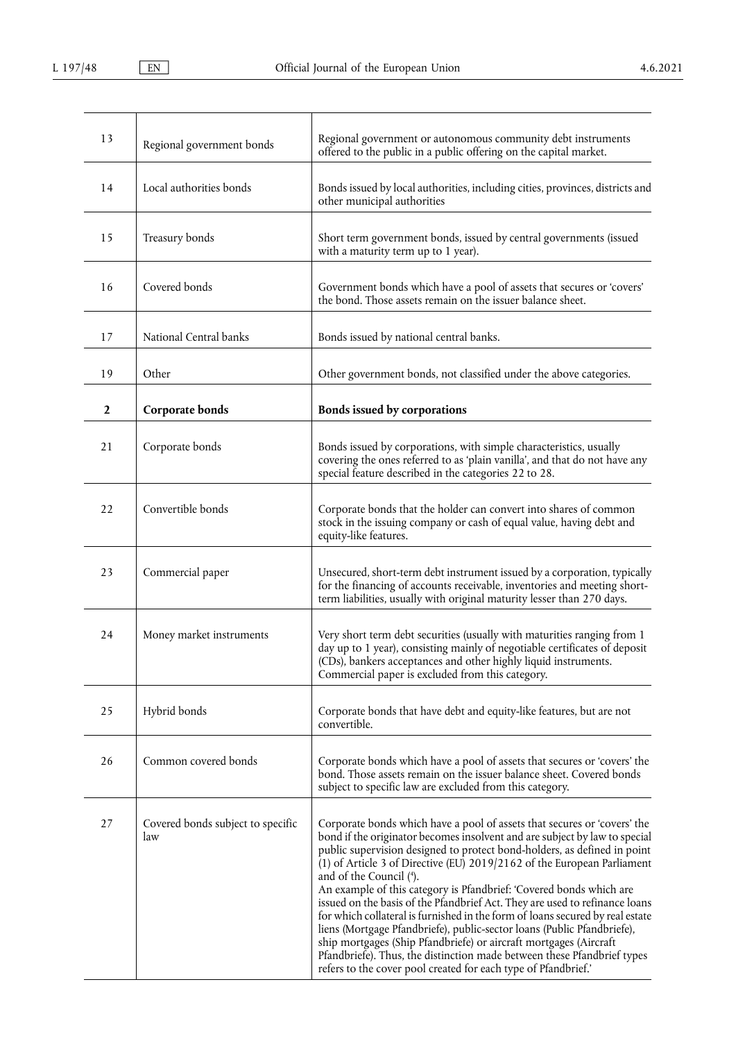| | | |
|---|---|---|
| 13 | Regional government bonds | Regional government or autonomous community debt instruments offered to the public in a public offering on the capital market. |
| 14 | Local authorities bonds | Bonds issued by local authorities, including cities, provinces, districts and other municipal authorities |
| 15 | Treasury bonds | Short term government bonds, issued by central governments (issued with a maturity term up to 1 year). |
| 16 | Covered bonds | Government bonds which have a pool of assets that secures or 'covers' the bond. Those assets remain on the issuer balance sheet. |
| 17 | National Central banks | Bonds issued by national central banks. |
| 19 | Other | Other government bonds, not classified under the above categories. |
| **2** | **Corporate bonds** | **Bonds issued by corporations** |
| 21 | Corporate bonds | Bonds issued by corporations, with simple characteristics, usually covering the ones referred to as 'plain vanilla', and that do not have any special feature described in the categories 22 to 28. |
| 22 | Convertible bonds | Corporate bonds that the holder can convert into shares of common stock in the issuing company or cash of equal value, having debt and equity-like features. |
| 23 | Commercial paper | Unsecured, short-term debt instrument issued by a corporation, typically for the financing of accounts receivable, inventories and meeting short-term liabilities, usually with original maturity lesser than 270 days. |
| 24 | Money market instruments | Very short term debt securities (usually with maturities ranging from 1 day up to 1 year), consisting mainly of negotiable certificates of deposit (CDs), bankers acceptances and other highly liquid instruments. Commercial paper is excluded from this category. |
| 25 | Hybrid bonds | Corporate bonds that have debt and equity-like features, but are not convertible. |
| 26 | Common covered bonds | Corporate bonds which have a pool of assets that secures or 'covers' the bond. Those assets remain on the issuer balance sheet. Covered bonds subject to specific law are excluded from this category. |
| 27 | Covered bonds subject to specific law | Corporate bonds which have a pool of assets that secures or 'covers' the bond if the originator becomes insolvent and are subject by law to special public supervision designed to protect bond-holders, as defined in point (1) of Article 3 of Directive (EU) 2019/2162 of the European Parliament and of the Council [4]. An example of this category is Pfandbrief: 'Covered bonds which are issued on the basis of the Pfandbrief Act. They are used to refinance loans for which collateral is furnished in the form of loans secured by real estate liens (Mortgage Pfandbriefe), public-sector loans (Public Pfandbriefe), ship mortgages (Ship Pfandbriefe) or aircraft mortgages (Aircraft Pfandbriefe). Thus, the distinction made between these Pfandbrief types refers to the cover pool created for each type of Pfandbrief.' |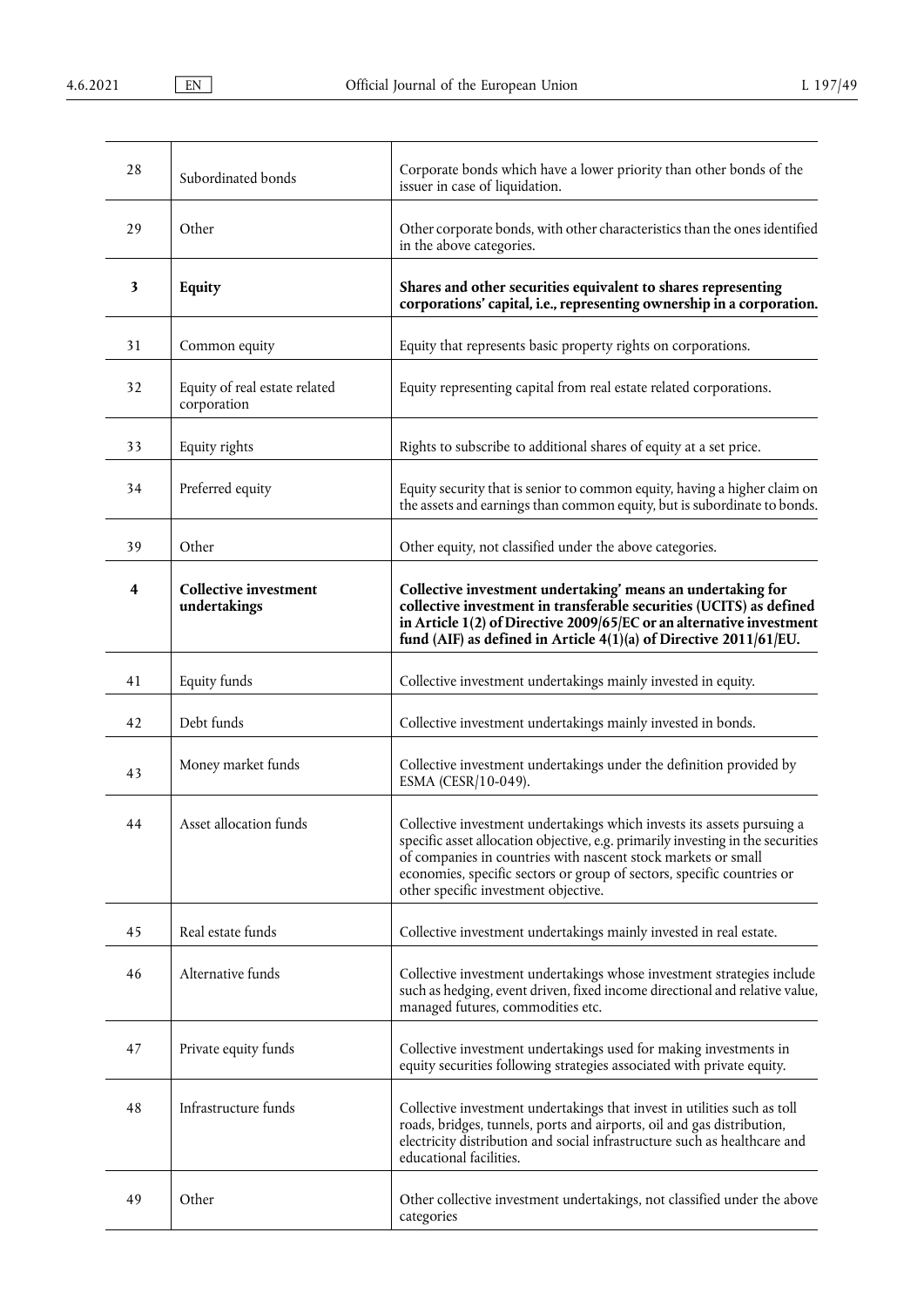| | | |
|---|---|---|
| 28 | Subordinated bonds | Corporate bonds which have a lower priority than other bonds of the issuer in case of liquidation. |
| 29 | Other | Other corporate bonds, with other characteristics than the ones identified in the above categories. |
| **3** | **Equity** | **Shares and other securities equivalent to shares representing corporations' capital, i.e., representing ownership in a corporation.** |
| 31 | Common equity | Equity that represents basic property rights on corporations. |
| 32 | Equity of real estate related corporation | Equity representing capital from real estate related corporations. |
| 33 | Equity rights | Rights to subscribe to additional shares of equity at a set price. |
| 34 | Preferred equity | Equity security that is senior to common equity, having a higher claim on the assets and earnings than common equity, but is subordinate to bonds. |
| 39 | Other | Other equity, not classified under the above categories. |
| **4** | **Collective investment undertakings** | **Collective investment undertaking' means an undertaking for collective investment in transferable securities (UCITS) as defined in Article 1(2) of Directive 2009/65/EC or an alternative investment fund (AIF) as defined in Article 4(1)(a) of Directive 2011/61/EU.** |
| 41 | Equity funds | Collective investment undertakings mainly invested in equity. |
| 42 | Debt funds | Collective investment undertakings mainly invested in bonds. |
| 43 | Money market funds | Collective investment undertakings under the definition provided by ESMA (CESR/10-049). |
| 44 | Asset allocation funds | Collective investment undertakings which invests its assets pursuing a specific asset allocation objective, e.g. primarily investing in the securities of companies in countries with nascent stock markets or small economies, specific sectors or group of sectors, specific countries or other specific investment objective. |
| 45 | Real estate funds | Collective investment undertakings mainly invested in real estate. |
| 46 | Alternative funds | Collective investment undertakings whose investment strategies include such as hedging, event driven, fixed income directional and relative value, managed futures, commodities etc. |
| 47 | Private equity funds | Collective investment undertakings used for making investments in equity securities following strategies associated with private equity. |
| 48 | Infrastructure funds | Collective investment undertakings that invest in utilities such as toll roads, bridges, tunnels, ports and airports, oil and gas distribution, electricity distribution and social infrastructure such as healthcare and educational facilities. |
| 49 | Other | Other collective investment undertakings, not classified under the above categories |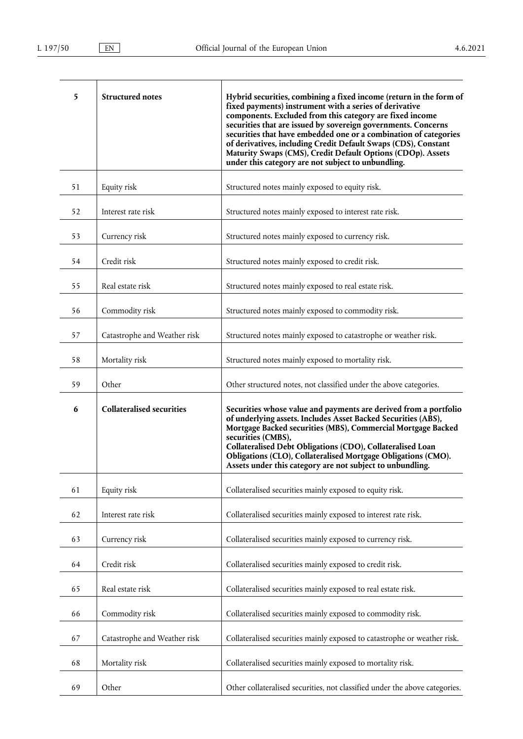| | | |
|---|---|---|
| **5** | **Structured notes** | **Hybrid securities, combining a fixed income (return in the form of fixed payments) instrument with a series of derivative components. Excluded from this category are fixed income securities that are issued by sovereign governments. Concerns securities that have embedded one or a combination of categories of derivatives, including Credit Default Swaps (CDS), Constant Maturity Swaps (CMS), Credit Default Options (CDOp). Assets under this category are not subject to unbundling.** |
| 51 | Equity risk | Structured notes mainly exposed to equity risk. |
| 52 | Interest rate risk | Structured notes mainly exposed to interest rate risk. |
| 53 | Currency risk | Structured notes mainly exposed to currency risk. |
| 54 | Credit risk | Structured notes mainly exposed to credit risk. |
| 55 | Real estate risk | Structured notes mainly exposed to real estate risk. |
| 56 | Commodity risk | Structured notes mainly exposed to commodity risk. |
| 57 | Catastrophe and Weather risk | Structured notes mainly exposed to catastrophe or weather risk. |
| 58 | Mortality risk | Structured notes mainly exposed to mortality risk. |
| 59 | Other | Other structured notes, not classified under the above categories. |
| **6** | **Collateralised securities** | **Securities whose value and payments are derived from a portfolio of underlying assets. Includes Asset Backed Securities (ABS), Mortgage Backed securities (MBS), Commercial Mortgage Backed securities (CMBS), Collateralised Debt Obligations (CDO), Collateralised Loan Obligations (CLO), Collateralised Mortgage Obligations (CMO). Assets under this category are not subject to unbundling.** |
| 61 | Equity risk | Collateralised securities mainly exposed to equity risk. |
| 62 | Interest rate risk | Collateralised securities mainly exposed to interest rate risk. |
| 63 | Currency risk | Collateralised securities mainly exposed to currency risk. |
| 64 | Credit risk | Collateralised securities mainly exposed to credit risk. |
| 65 | Real estate risk | Collateralised securities mainly exposed to real estate risk. |
| 66 | Commodity risk | Collateralised securities mainly exposed to commodity risk. |
| 67 | Catastrophe and Weather risk | Collateralised securities mainly exposed to catastrophe or weather risk. |
| 68 | Mortality risk | Collateralised securities mainly exposed to mortality risk. |
| 69 | Other | Other collateralised securities, not classified under the above categories. |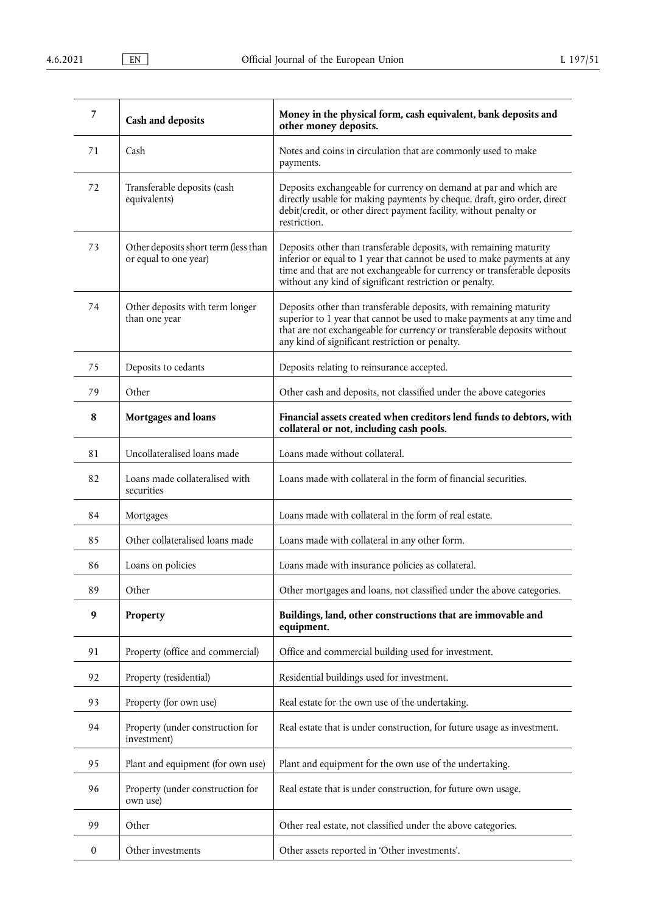| | | |
|---|---|---|
| **7** | **Cash and deposits** | **Money in the physical form, cash equivalent, bank deposits and other money deposits.** |
| 71 | Cash | Notes and coins in circulation that are commonly used to make payments. |
| 72 | Transferable deposits (cash equivalents) | Deposits exchangeable for currency on demand at par and which are directly usable for making payments by cheque, draft, giro order, direct debit/credit, or other direct payment facility, without penalty or restriction. |
| 73 | Other deposits short term (less than or equal to one year) | Deposits other than transferable deposits, with remaining maturity inferior or equal to 1 year that cannot be used to make payments at any time and that are not exchangeable for currency or transferable deposits without any kind of significant restriction or penalty. |
| 74 | Other deposits with term longer than one year | Deposits other than transferable deposits, with remaining maturity superior to 1 year that cannot be used to make payments at any time and that are not exchangeable for currency or transferable deposits without any kind of significant restriction or penalty. |
| 75 | Deposits to cedants | Deposits relating to reinsurance accepted. |
| 79 | Other | Other cash and deposits, not classified under the above categories |
| **8** | **Mortgages and loans** | **Financial assets created when creditors lend funds to debtors, with collateral or not, including cash pools.** |
| 81 | Uncollateralised loans made | Loans made without collateral. |
| 82 | Loans made collateralised with securities | Loans made with collateral in the form of financial securities. |
| 84 | Mortgages | Loans made with collateral in the form of real estate. |
| 85 | Other collateralised loans made | Loans made with collateral in any other form. |
| 86 | Loans on policies | Loans made with insurance policies as collateral. |
| 89 | Other | Other mortgages and loans, not classified under the above categories. |
| **9** | **Property** | **Buildings, land, other constructions that are immovable and equipment.** |
| 91 | Property (office and commercial) | Office and commercial building used for investment. |
| 92 | Property (residential) | Residential buildings used for investment. |
| 93 | Property (for own use) | Real estate for the own use of the undertaking. |
| 94 | Property (under construction for investment) | Real estate that is under construction, for future usage as investment. |
| 95 | Plant and equipment (for own use) | Plant and equipment for the own use of the undertaking. |
| 96 | Property (under construction for own use) | Real estate that is under construction, for future own usage. |
| 99 | Other | Other real estate, not classified under the above categories. |
| 0 | Other investments | Other assets reported in 'Other investments'. |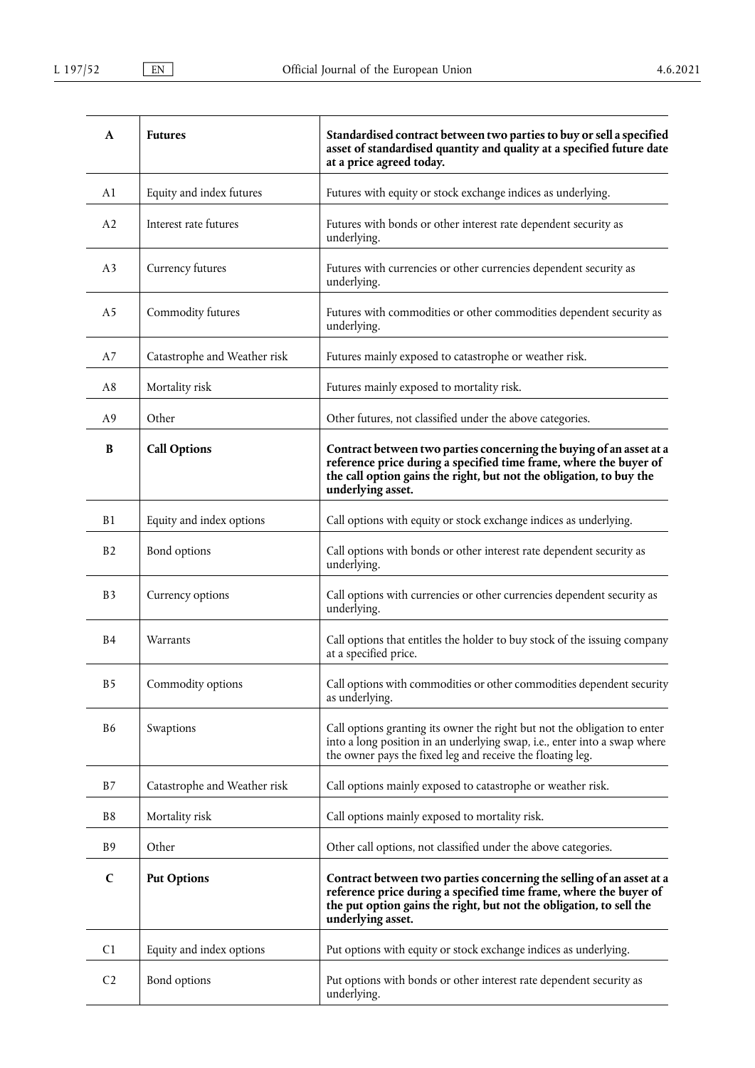| **A** | **Futures** | **Standardised contract between two parties to buy or sell a specified asset of standardised quantity and quality at a specified future date at a price agreed today.** |
|---|---|---|
| A1 | Equity and index futures | Futures with equity or stock exchange indices as underlying. |
| A2 | Interest rate futures | Futures with bonds or other interest rate dependent security as underlying. |
| A3 | Currency futures | Futures with currencies or other currencies dependent security as underlying. |
| A5 | Commodity futures | Futures with commodities or other commodities dependent security as underlying. |
| A7 | Catastrophe and Weather risk | Futures mainly exposed to catastrophe or weather risk. |
| A8 | Mortality risk | Futures mainly exposed to mortality risk. |
| A9 | Other | Other futures, not classified under the above categories. |
| **B** | **Call Options** | **Contract between two parties concerning the buying of an asset at a reference price during a specified time frame, where the buyer of the call option gains the right, but not the obligation, to buy the underlying asset.** |
| B1 | Equity and index options | Call options with equity or stock exchange indices as underlying. |
| B2 | Bond options | Call options with bonds or other interest rate dependent security as underlying. |
| B3 | Currency options | Call options with currencies or other currencies dependent security as underlying. |
| B4 | Warrants | Call options that entitles the holder to buy stock of the issuing company at a specified price. |
| B5 | Commodity options | Call options with commodities or other commodities dependent security as underlying. |
| B6 | Swaptions | Call options granting its owner the right but not the obligation to enter into a long position in an underlying swap, i.e., enter into a swap where the owner pays the fixed leg and receive the floating leg. |
| B7 | Catastrophe and Weather risk | Call options mainly exposed to catastrophe or weather risk. |
| B8 | Mortality risk | Call options mainly exposed to mortality risk. |
| B9 | Other | Other call options, not classified under the above categories. |
| **C** | **Put Options** | **Contract between two parties concerning the selling of an asset at a reference price during a specified time frame, where the buyer of the put option gains the right, but not the obligation, to sell the underlying asset.** |
| C1 | Equity and index options | Put options with equity or stock exchange indices as underlying. |
| C2 | Bond options | Put options with bonds or other interest rate dependent security as underlying. |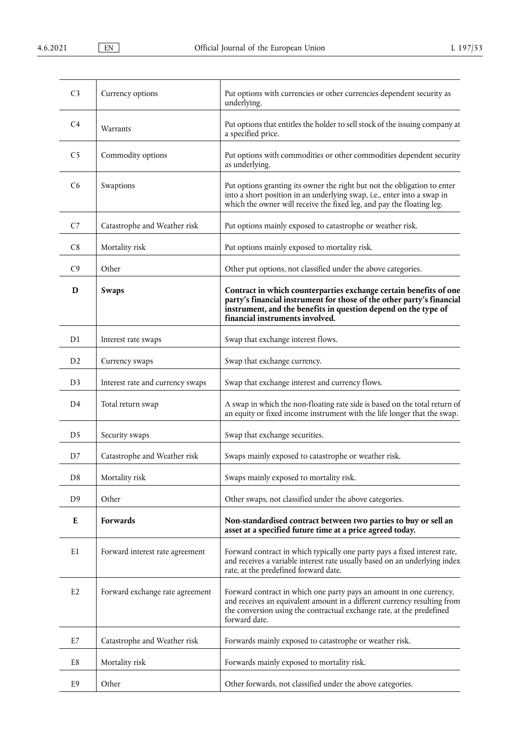| | | |
|---|---|---|
| C3 | Currency options | Put options with currencies or other currencies dependent security as underlying. |
| C4 | Warrants | Put options that entitles the holder to sell stock of the issuing company at a specified price. |
| C5 | Commodity options | Put options with commodities or other commodities dependent security as underlying. |
| C6 | Swaptions | Put options granting its owner the right but not the obligation to enter into a short position in an underlying swap, i.e., enter into a swap in which the owner will receive the fixed leg, and pay the floating leg. |
| C7 | Catastrophe and Weather risk | Put options mainly exposed to catastrophe or weather risk. |
| C8 | Mortality risk | Put options mainly exposed to mortality risk. |
| C9 | Other | Other put options, not classified under the above categories. |
| **D** | **Swaps** | **Contract in which counterparties exchange certain benefits of one party's financial instrument for those of the other party's financial instrument, and the benefits in question depend on the type of financial instruments involved.** |
| D1 | Interest rate swaps | Swap that exchange interest flows. |
| D2 | Currency swaps | Swap that exchange currency. |
| D3 | Interest rate and currency swaps | Swap that exchange interest and currency flows. |
| D4 | Total return swap | A swap in which the non-floating rate side is based on the total return of an equity or fixed income instrument with the life longer that the swap. |
| D5 | Security swaps | Swap that exchange securities. |
| D7 | Catastrophe and Weather risk | Swaps mainly exposed to catastrophe or weather risk. |
| D8 | Mortality risk | Swaps mainly exposed to mortality risk. |
| D9 | Other | Other swaps, not classified under the above categories. |
| **E** | **Forwards** | **Non-standardised contract between two parties to buy or sell an asset at a specified future time at a price agreed today.** |
| E1 | Forward interest rate agreement | Forward contract in which typically one party pays a fixed interest rate, and receives a variable interest rate usually based on an underlying index rate, at the predefined forward date. |
| E2 | Forward exchange rate agreement | Forward contract in which one party pays an amount in one currency, and receives an equivalent amount in a different currency resulting from the conversion using the contractual exchange rate, at the predefined forward date. |
| E7 | Catastrophe and Weather risk | Forwards mainly exposed to catastrophe or weather risk. |
| E8 | Mortality risk | Forwards mainly exposed to mortality risk. |
| E9 | Other | Other forwards, not classified under the above categories. |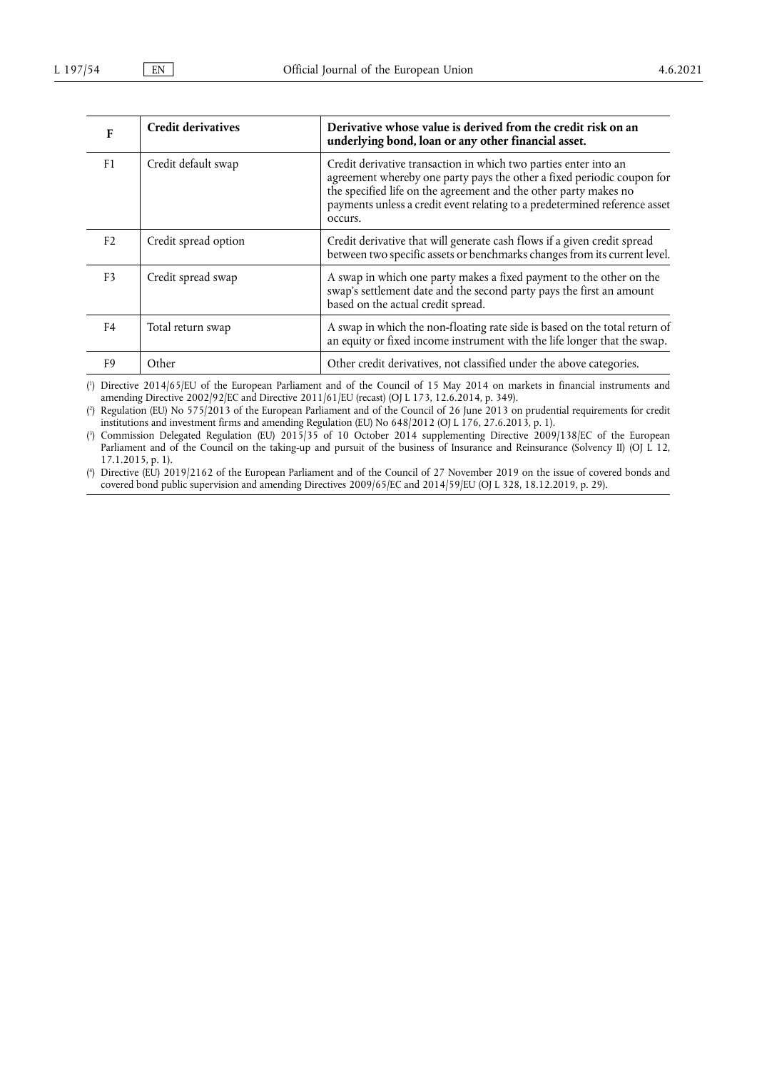| **F** | **Credit derivatives** | **Derivative whose value is derived from the credit risk on an underlying bond, loan or any other financial asset.** |
|---|---|---|
| F1 | Credit default swap | Credit derivative transaction in which two parties enter into an agreement whereby one party pays the other a fixed periodic coupon for the specified life on the agreement and the other party makes no payments unless a credit event relating to a predetermined reference asset occurs. |
| F2 | Credit spread option | Credit derivative that will generate cash flows if a given credit spread between two specific assets or benchmarks changes from its current level. |
| F3 | Credit spread swap | A swap in which one party makes a fixed payment to the other on the swap's settlement date and the second party pays the first an amount based on the actual credit spread. |
| F4 | Total return swap | A swap in which the non-floating rate side is based on the total return of an equity or fixed income instrument with the life longer that the swap. |
| F9 | Other | Other credit derivatives, not classified under the above categories. |

(1) Directive 2014/65/EU of the European Parliament and of the Council of 15 May 2014 on markets in financial instruments and amending Directive 2002/92/EC and Directive 2011/61/EU (recast) (OJ L 173, 12.6.2014, p. 349).

(2) Regulation (EU) No 575/2013 of the European Parliament and of the Council of 26 June 2013 on prudential requirements for credit institutions and investment firms and amending Regulation (EU) No 648/2012 (OJ L 176, 27.6.2013, p. 1).

(3) Commission Delegated Regulation (EU) 2015/35 of 10 October 2014 supplementing Directive 2009/138/EC of the European Parliament and of the Council on the taking-up and pursuit of the business of Insurance and Reinsurance (Solvency II) (OJ L 12, 17.1.2015, p. 1).

(4) Directive (EU) 2019/2162 of the European Parliament and of the Council of 27 November 2019 on the issue of covered bonds and covered bond public supervision and amending Directives 2009/65/EC and 2014/59/EU (OJ L 328, 18.12.2019, p. 29).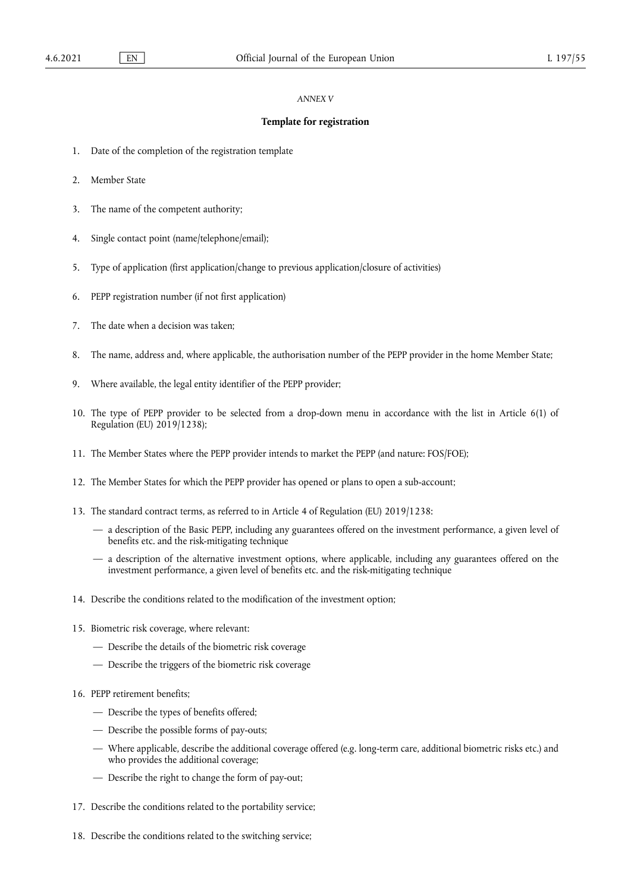*ANNEX V*

## Template for registration

1. Date of the completion of the registration template
2. Member State
3. The name of the competent authority;
4. Single contact point (name/telephone/email);
5. Type of application (first application/change to previous application/closure of activities)
6. PEPP registration number (if not first application)
7. The date when a decision was taken;
8. The name, address and, where applicable, the authorisation number of the PEPP provider in the home Member State;
9. Where available, the legal entity identifier of the PEPP provider;
10. The type of PEPP provider to be selected from a drop-down menu in accordance with the list in Article 6(1) of Regulation (EU) 2019/1238);
11. The Member States where the PEPP provider intends to market the PEPP (and nature: FOS/FOE);
12. The Member States for which the PEPP provider has opened or plans to open a sub-account;
13. The standard contract terms, as referred to in Article 4 of Regulation (EU) 2019/1238:
    - a description of the Basic PEPP, including any guarantees offered on the investment performance, a given level of benefits etc. and the risk-mitigating technique
    - a description of the alternative investment options, where applicable, including any guarantees offered on the investment performance, a given level of benefits etc. and the risk-mitigating technique
14. Describe the conditions related to the modification of the investment option;
15. Biometric risk coverage, where relevant:
    - Describe the details of the biometric risk coverage
    - Describe the triggers of the biometric risk coverage
16. PEPP retirement benefits;
    - Describe the types of benefits offered;
    - Describe the possible forms of pay-outs;
    - Where applicable, describe the additional coverage offered (e.g. long-term care, additional biometric risks etc.) and who provides the additional coverage;
    - Describe the right to change the form of pay-out;
17. Describe the conditions related to the portability service;
18. Describe the conditions related to the switching service;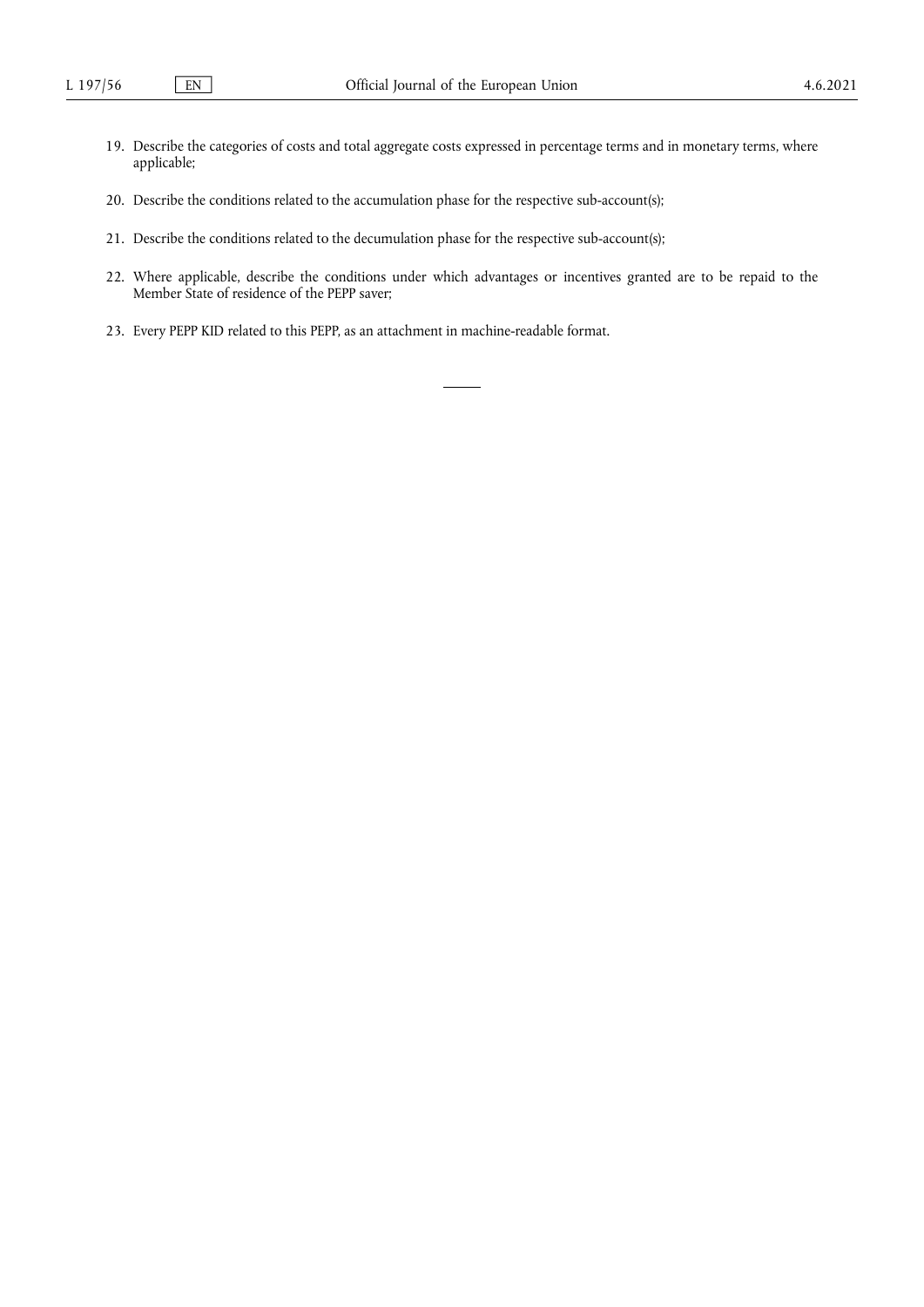19. Describe the categories of costs and total aggregate costs expressed in percentage terms and in monetary terms, where applicable;

20. Describe the conditions related to the accumulation phase for the respective sub-account(s);

21. Describe the conditions related to the decumulation phase for the respective sub-account(s);

22. Where applicable, describe the conditions under which advantages or incentives granted are to be repaid to the Member State of residence of the PEPP saver;

23. Every PEPP KID related to this PEPP, as an attachment in machine-readable format.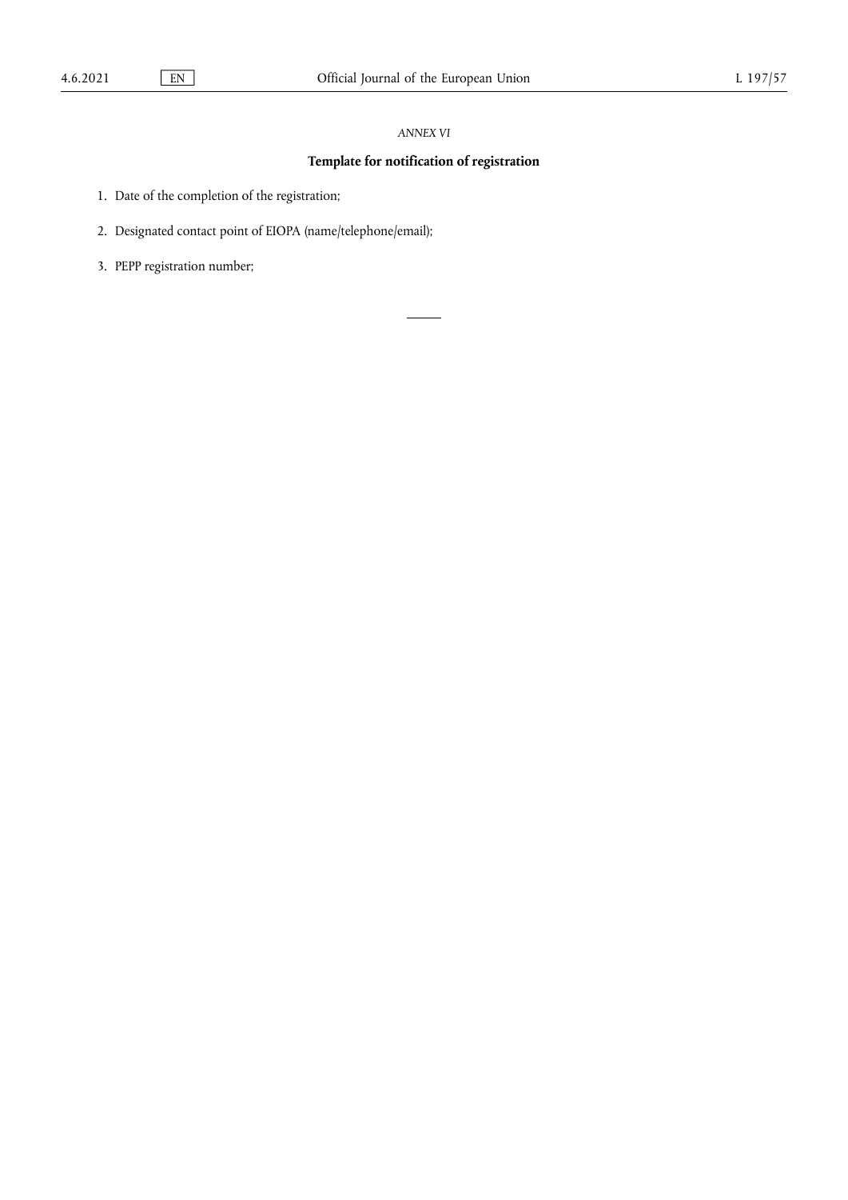*ANNEX VI*

## Template for notification of registration

1. Date of the completion of the registration;
2. Designated contact point of EIOPA (name/telephone/email);
3. PEPP registration number;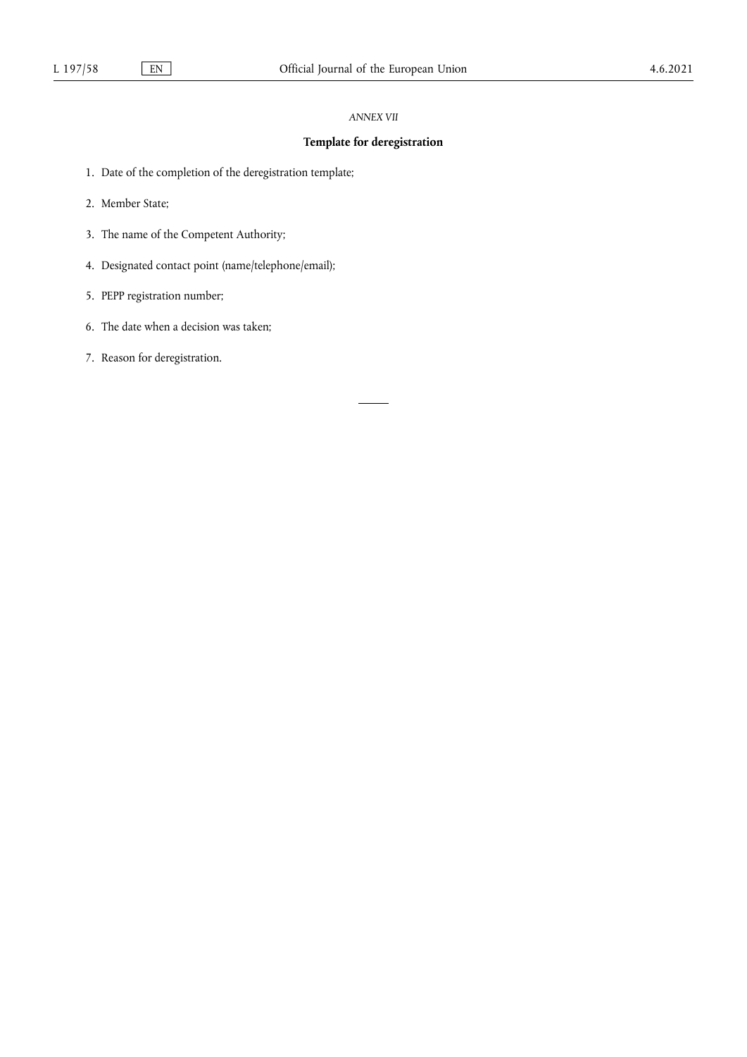*ANNEX VII*

## Template for deregistration

1. Date of the completion of the deregistration template;

2. Member State;

3. The name of the Competent Authority;

4. Designated contact point (name/telephone/email);

5. PEPP registration number;

6. The date when a decision was taken;

7. Reason for deregistration.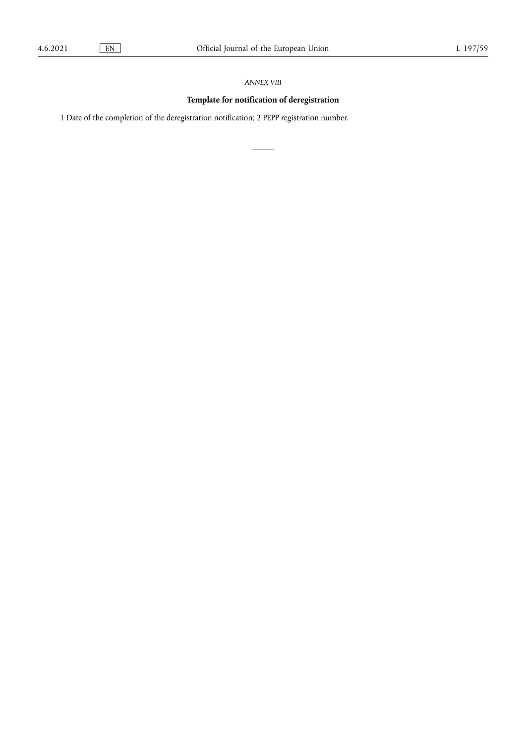*ANNEX VIII*

## Template for notification of deregistration

1 Date of the completion of the deregistration notification; 2 PEPP registration number.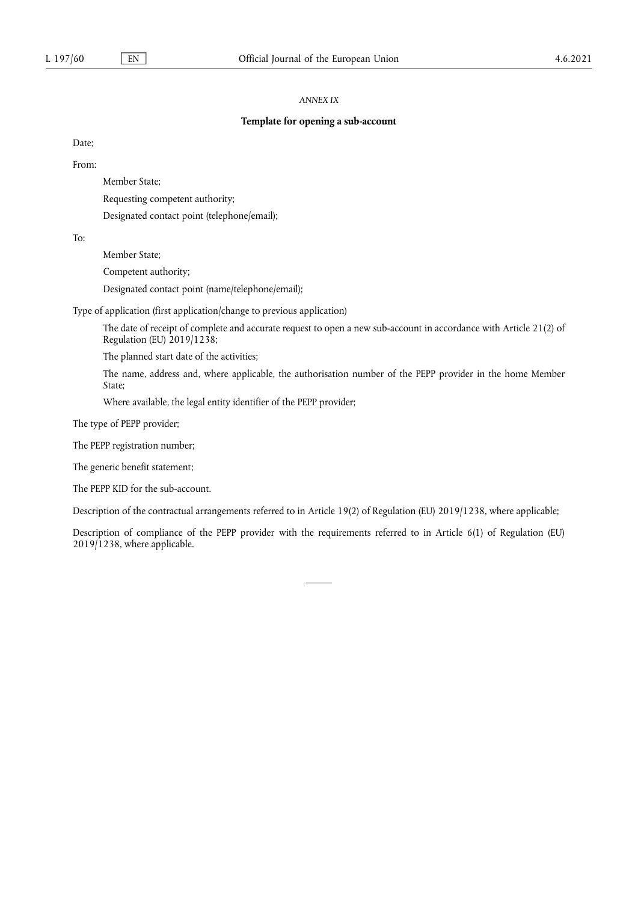*ANNEX IX*

**Template for opening a sub-account**

Date;

From:

Member State;

Requesting competent authority;

Designated contact point (telephone/email);

To:

Member State;

Competent authority;

Designated contact point (name/telephone/email);

Type of application (first application/change to previous application)

The date of receipt of complete and accurate request to open a new sub-account in accordance with Article 21(2) of Regulation (EU) 2019/1238;

The planned start date of the activities;

The name, address and, where applicable, the authorisation number of the PEPP provider in the home Member State;

Where available, the legal entity identifier of the PEPP provider;

The type of PEPP provider;

The PEPP registration number;

The generic benefit statement;

The PEPP KID for the sub-account.

Description of the contractual arrangements referred to in Article 19(2) of Regulation (EU) 2019/1238, where applicable;

Description of compliance of the PEPP provider with the requirements referred to in Article 6(1) of Regulation (EU) 2019/1238, where applicable.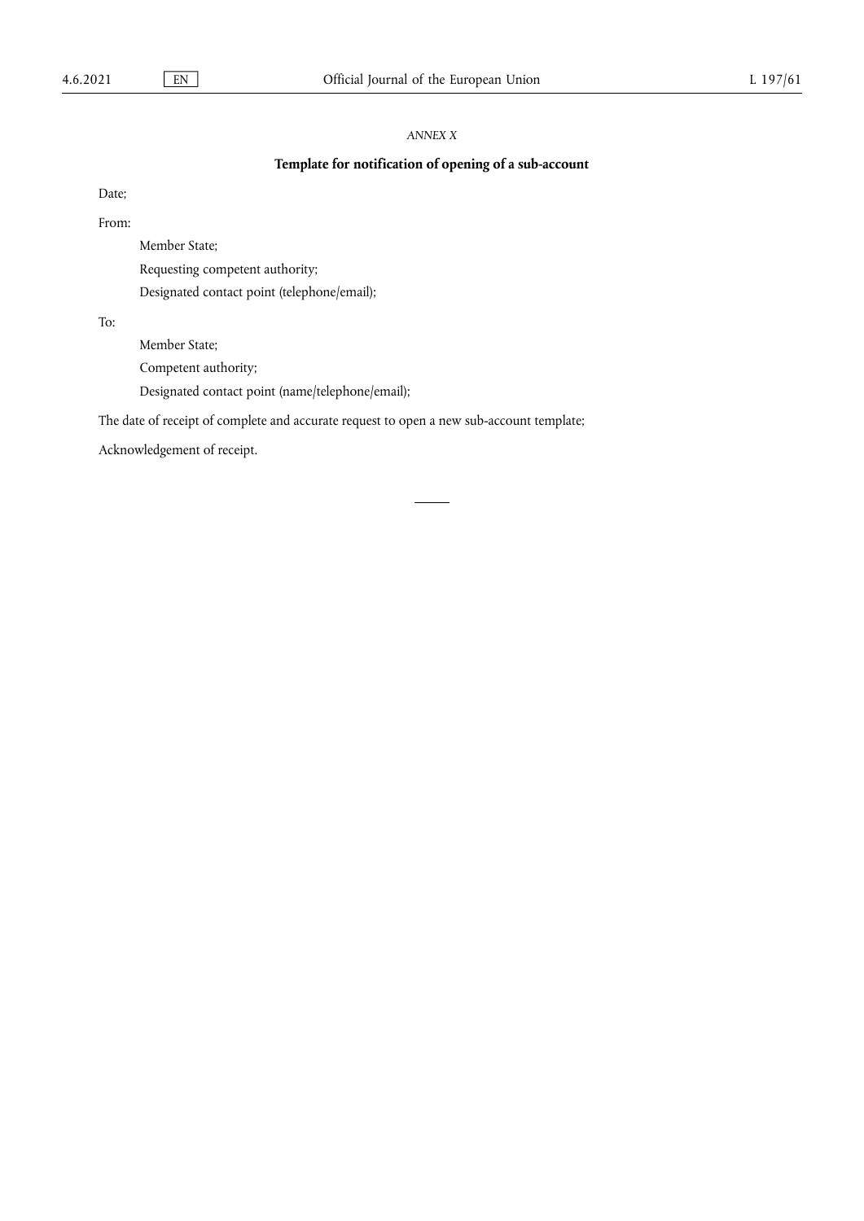*ANNEX X*

## Template for notification of opening of a sub-account

Date;

From:

Member State;

Requesting competent authority;

Designated contact point (telephone/email);

To:

Member State;

Competent authority;

Designated contact point (name/telephone/email);

The date of receipt of complete and accurate request to open a new sub-account template;

Acknowledgement of receipt.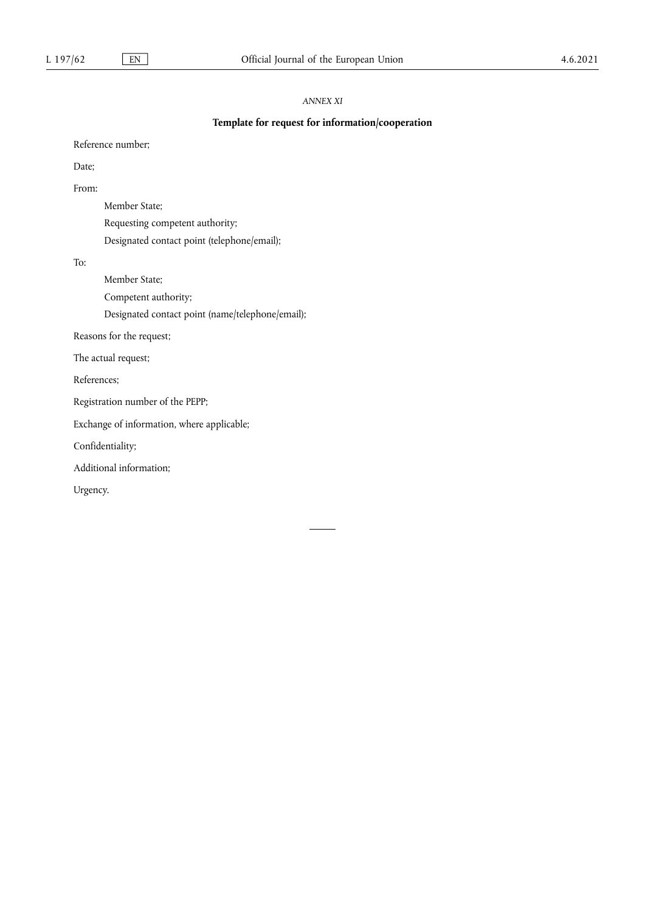*ANNEX XI*

## Template for request for information/cooperation

Reference number;

Date;

From:

- Member State;
- Requesting competent authority;
- Designated contact point (telephone/email);

To:

- Member State;
- Competent authority;
- Designated contact point (name/telephone/email);

Reasons for the request;

The actual request;

References;

Registration number of the PEPP;

Exchange of information, where applicable;

Confidentiality;

Additional information;

Urgency.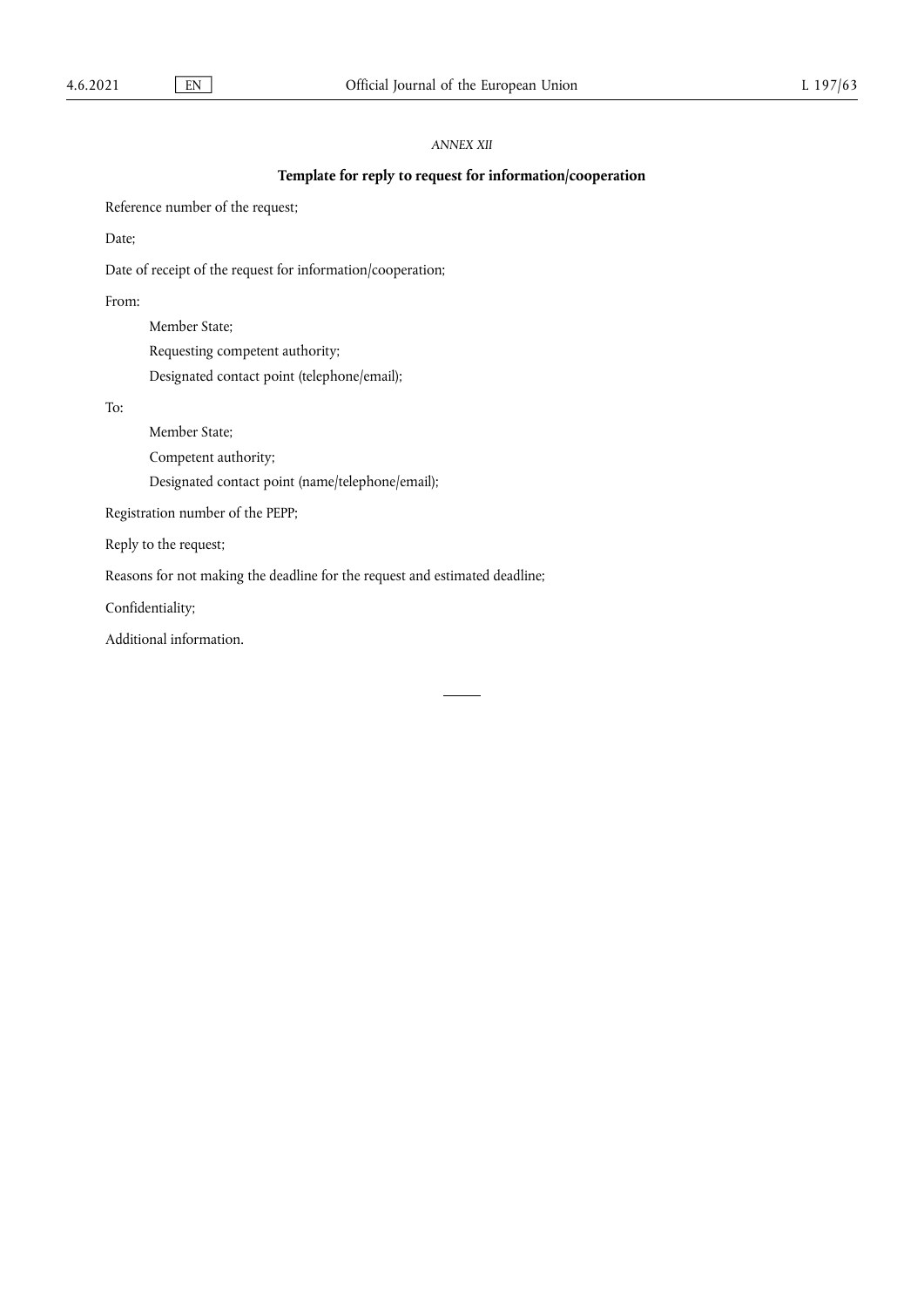*ANNEX XII*

## Template for reply to request for information/cooperation

Reference number of the request;

Date;

Date of receipt of the request for information/cooperation;

From:

Member State;

Requesting competent authority;

Designated contact point (telephone/email);

To:

Member State;

Competent authority;

Designated contact point (name/telephone/email);

Registration number of the PEPP;

Reply to the request;

Reasons for not making the deadline for the request and estimated deadline;

Confidentiality;

Additional information.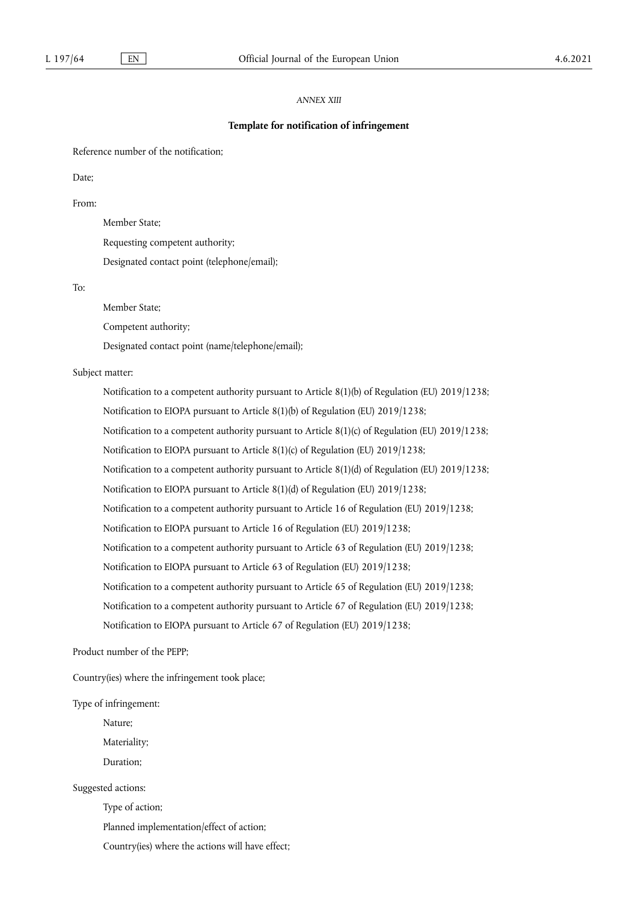*ANNEX XIII*

## Template for notification of infringement

Reference number of the notification;

Date;

From:

- Member State;
- Requesting competent authority;
- Designated contact point (telephone/email);

To:

- Member State;
- Competent authority;
- Designated contact point (name/telephone/email);

Subject matter:

- Notification to a competent authority pursuant to Article 8(1)(b) of Regulation (EU) 2019/1238;
- Notification to EIOPA pursuant to Article 8(1)(b) of Regulation (EU) 2019/1238;
- Notification to a competent authority pursuant to Article 8(1)(c) of Regulation (EU) 2019/1238;
- Notification to EIOPA pursuant to Article 8(1)(c) of Regulation (EU) 2019/1238;
- Notification to a competent authority pursuant to Article 8(1)(d) of Regulation (EU) 2019/1238;
- Notification to EIOPA pursuant to Article 8(1)(d) of Regulation (EU) 2019/1238;
- Notification to a competent authority pursuant to Article 16 of Regulation (EU) 2019/1238;
- Notification to EIOPA pursuant to Article 16 of Regulation (EU) 2019/1238;
- Notification to a competent authority pursuant to Article 63 of Regulation (EU) 2019/1238;
- Notification to EIOPA pursuant to Article 63 of Regulation (EU) 2019/1238;
- Notification to a competent authority pursuant to Article 65 of Regulation (EU) 2019/1238;
- Notification to a competent authority pursuant to Article 67 of Regulation (EU) 2019/1238;
- Notification to EIOPA pursuant to Article 67 of Regulation (EU) 2019/1238;

Product number of the PEPP;

Country(ies) where the infringement took place;

Type of infringement:

- Nature;
- Materiality;
- Duration;

Suggested actions:

- Type of action;
- Planned implementation/effect of action;
- Country(ies) where the actions will have effect;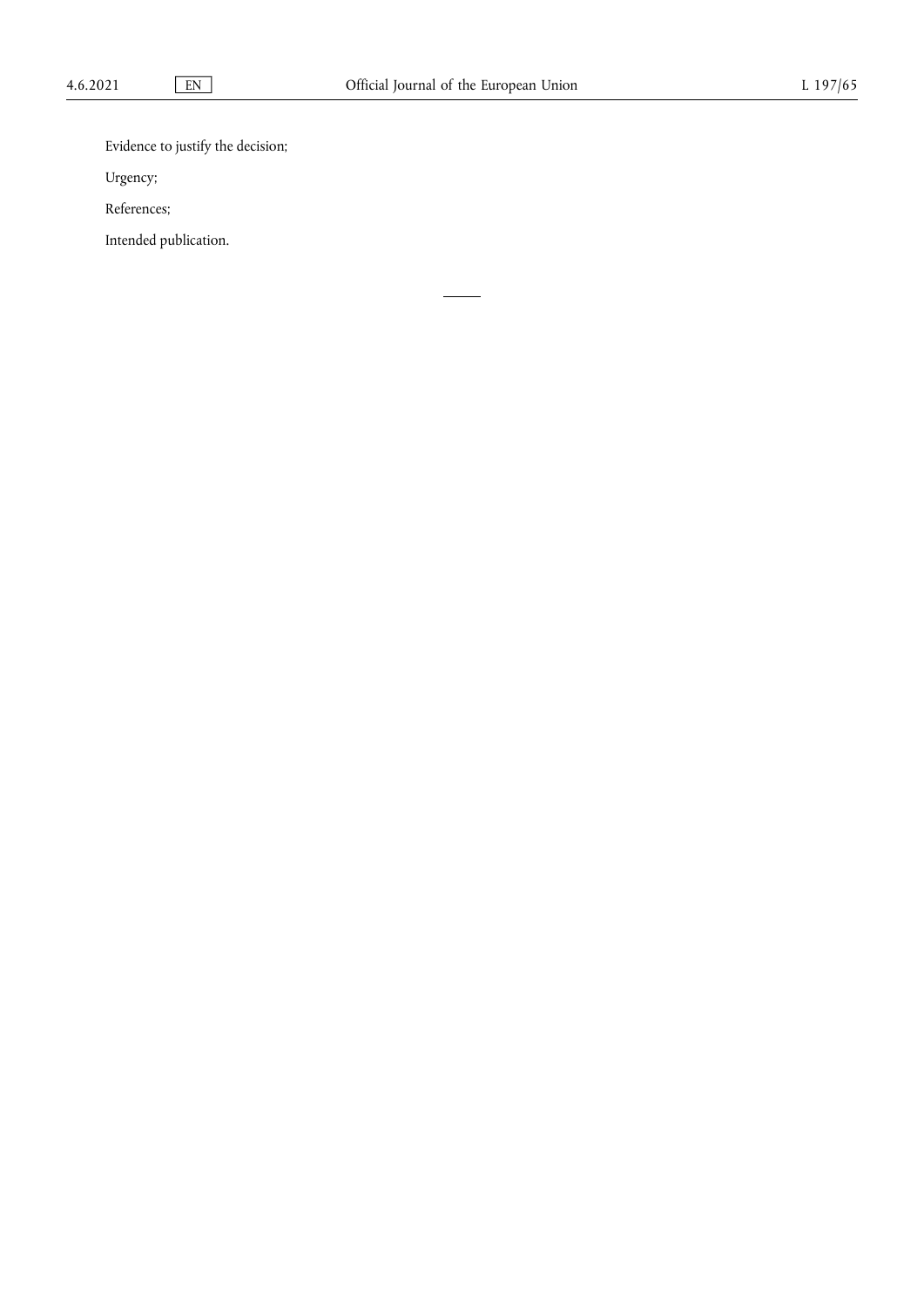Evidence to justify the decision;

Urgency;

References;

Intended publication.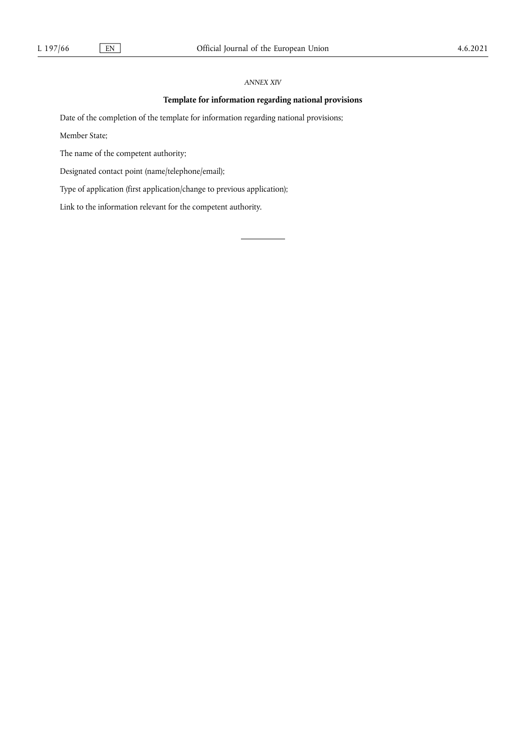*ANNEX XIV*

## Template for information regarding national provisions

Date of the completion of the template for information regarding national provisions;

Member State;

The name of the competent authority;

Designated contact point (name/telephone/email);

Type of application (first application/change to previous application);

Link to the information relevant for the competent authority.